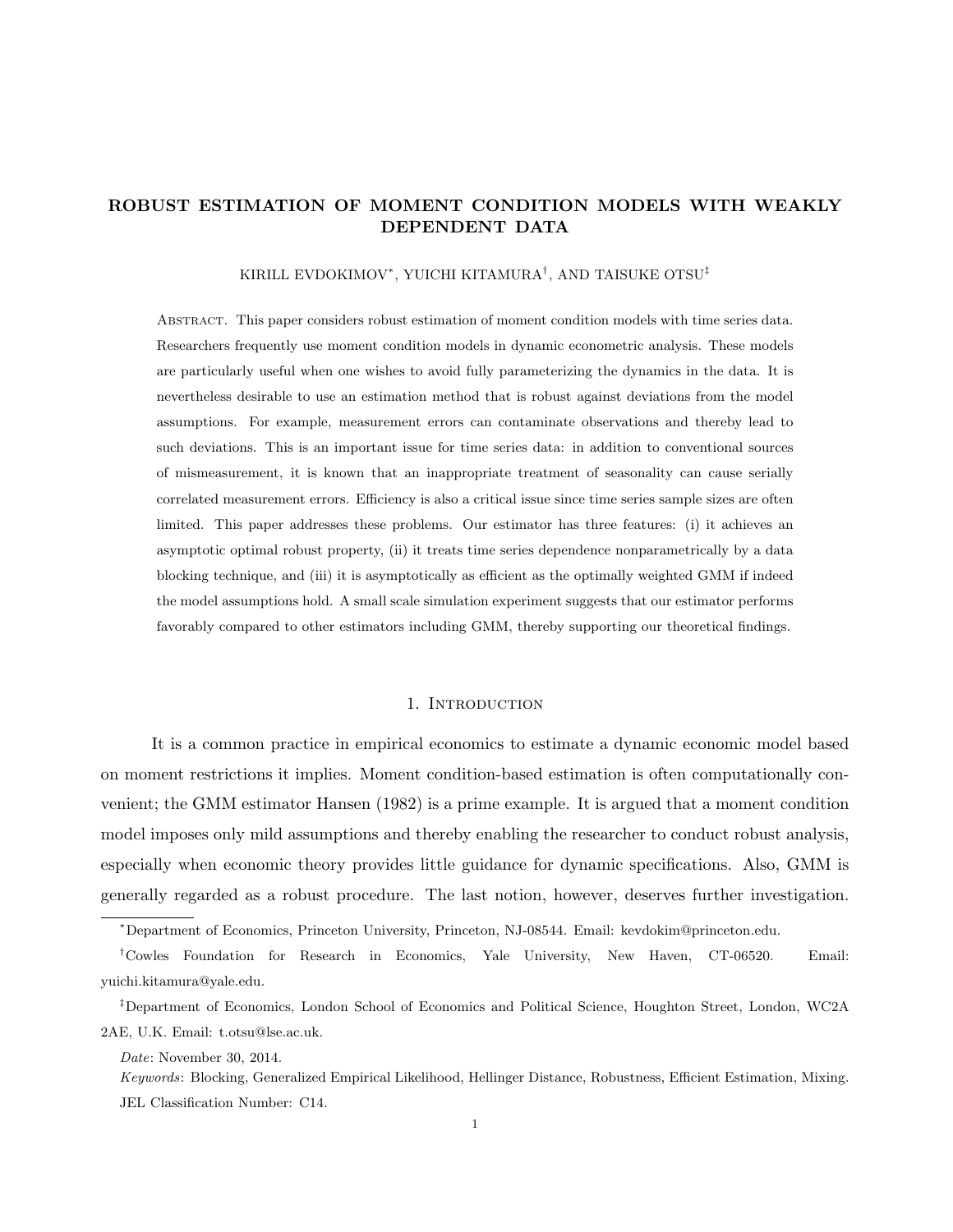# ROBUST ESTIMATION OF MOMENT CONDITION MODELS WITH WEAKLY DEPENDENT DATA

KIRILL EVDOKIMOV*, YUICHI KITAMURA†, AND TAISUKE OTSU‡

Abstract. This paper considers robust estimation of moment condition models with time series data. Researchers frequently use moment condition models in dynamic econometric analysis. These models are particularly useful when one wishes to avoid fully parameterizing the dynamics in the data. It is nevertheless desirable to use an estimation method that is robust against deviations from the model assumptions. For example, measurement errors can contaminate observations and thereby lead to such deviations. This is an important issue for time series data: in addition to conventional sources of mismeasurement, it is known that an inappropriate treatment of seasonality can cause serially correlated measurement errors. Efficiency is also a critical issue since time series sample sizes are often limited. This paper addresses these problems. Our estimator has three features: (i) it achieves an asymptotic optimal robust property, (ii) it treats time series dependence nonparametrically by a data blocking technique, and (iii) it is asymptotically as efficient as the optimally weighted GMM if indeed the model assumptions hold. A small scale simulation experiment suggests that our estimator performs favorably compared to other estimators including GMM, thereby supporting our theoretical findings.

## 1. Introduction

It is a common practice in empirical economics to estimate a dynamic economic model based on moment restrictions it implies. Moment condition-based estimation is often computationally convenient; the GMM estimator Hansen (1982) is a prime example. It is argued that a moment condition model imposes only mild assumptions and thereby enabling the researcher to conduct robust analysis, especially when economic theory provides little guidance for dynamic specifications. Also, GMM is generally regarded as a robust procedure. The last notion, however, deserves further investigation.

---

*Department of Economics, Princeton University, Princeton, NJ-08544. Email: kevdokim@princeton.edu.

†Cowles Foundation for Research in Economics, Yale University, New Haven, CT-06520. Email: yuichi.kitamura@yale.edu.

‡Department of Economics, London School of Economics and Political Science, Houghton Street, London, WC2A 2AE, U.K. Email: t.otsu@lse.ac.uk.

*Date*: November 30, 2014.

*Keywords*: Blocking, Generalized Empirical Likelihood, Hellinger Distance, Robustness, Efficient Estimation, Mixing.

JEL Classification Number: C14.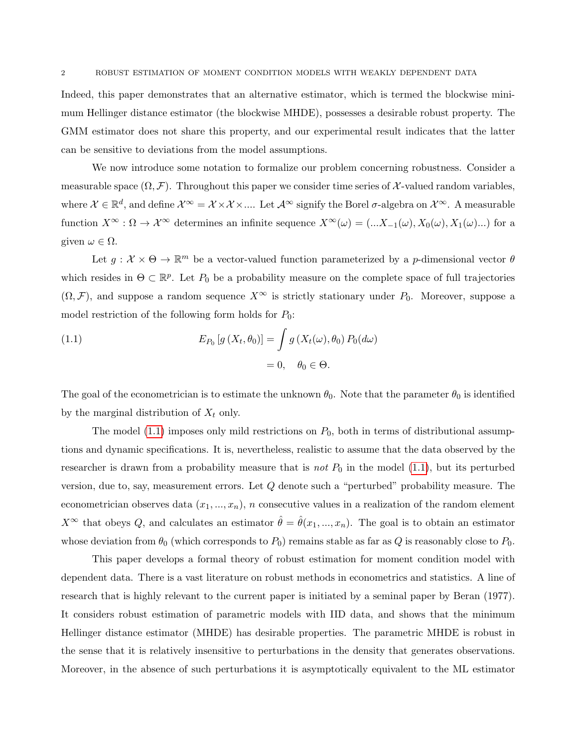Indeed, this paper demonstrates that an alternative estimator, which is termed the blockwise minimum Hellinger distance estimator (the blockwise MHDE), possesses a desirable robust property. The GMM estimator does not share this property, and our experimental result indicates that the latter can be sensitive to deviations from the model assumptions.

We now introduce some notation to formalize our problem concerning robustness. Consider a measurable space $(\Omega, \mathcal{F})$. Throughout this paper we consider time series of $\mathcal{X}$-valued random variables, where $\mathcal{X} \in \mathbb{R}^d$, and define $\mathcal{X}^\infty = \mathcal{X} \times \mathcal{X} \times ....$ Let $\mathcal{A}^\infty$ signify the Borel $\sigma$-algebra on $\mathcal{X}^\infty$. A measurable function $X^\infty : \Omega \to \mathcal{X}^\infty$ determines an infinite sequence $X^\infty(\omega) = (...X_{-1}(\omega), X_0(\omega), X_1(\omega)...)$ for a given $\omega \in \Omega$.

Let $g : \mathcal{X} \times \Theta \to \mathbb{R}^m$ be a vector-valued function parameterized by a $p$-dimensional vector $\theta$ which resides in $\Theta \subset \mathbb{R}^p$. Let $P_0$ be a probability measure on the complete space of full trajectories $(\Omega, \mathcal{F})$, and suppose a random sequence $X^\infty$ is strictly stationary under $P_0$. Moreover, suppose a model restriction of the following form holds for $P_0$:

$$
\begin{aligned}
E_{P_0}\left[g\left(X_t, \theta_0\right)\right] &= \int g\left(X_t(\omega), \theta_0\right) P_0(d\omega) \\
&= 0, \quad \theta_0 \in \Theta.
\end{aligned}
\tag{1.1}
$$

The goal of the econometrician is to estimate the unknown $\theta_0$. Note that the parameter $\theta_0$ is identified by the marginal distribution of $X_t$ only.

The model (1.1) imposes only mild restrictions on $P_0$, both in terms of distributional assumptions and dynamic specifications. It is, nevertheless, realistic to assume that the data observed by the researcher is drawn from a probability measure that is *not* $P_0$ in the model (1.1), but its perturbed version, due to, say, measurement errors. Let $Q$ denote such a "perturbed" probability measure. The econometrician observes data $(x_1, ..., x_n)$, $n$ consecutive values in a realization of the random element $X^\infty$ that obeys $Q$, and calculates an estimator $\hat{\theta} = \hat{\theta}(x_1, ..., x_n)$. The goal is to obtain an estimator whose deviation from $\theta_0$ (which corresponds to $P_0$) remains stable as far as $Q$ is reasonably close to $P_0$.

This paper develops a formal theory of robust estimation for moment condition model with dependent data. There is a vast literature on robust methods in econometrics and statistics. A line of research that is highly relevant to the current paper is initiated by a seminal paper by Beran (1977). It considers robust estimation of parametric models with IID data, and shows that the minimum Hellinger distance estimator (MHDE) has desirable properties. The parametric MHDE is robust in the sense that it is relatively insensitive to perturbations in the density that generates observations. Moreover, in the absence of such perturbations it is asymptotically equivalent to the ML estimator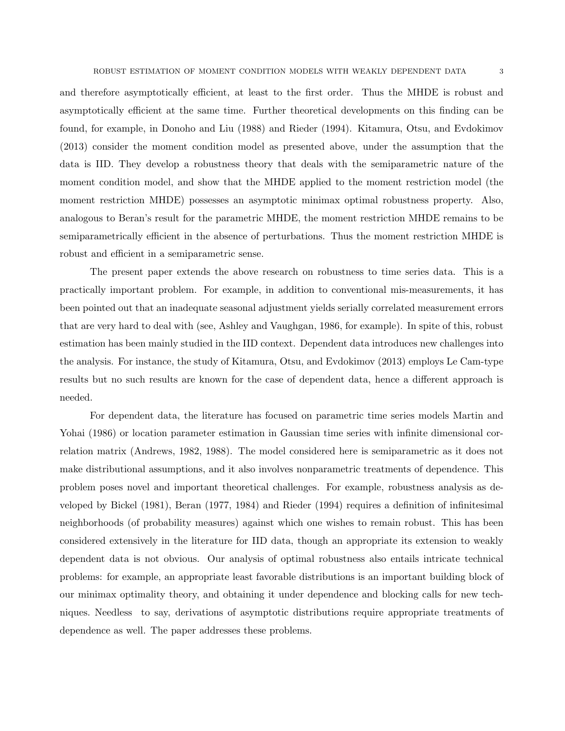and therefore asymptotically efficient, at least to the first order. Thus the MHDE is robust and asymptotically efficient at the same time. Further theoretical developments on this finding can be found, for example, in Donoho and Liu (1988) and Rieder (1994). Kitamura, Otsu, and Evdokimov (2013) consider the moment condition model as presented above, under the assumption that the data is IID. They develop a robustness theory that deals with the semiparametric nature of the moment condition model, and show that the MHDE applied to the moment restriction model (the moment restriction MHDE) possesses an asymptotic minimax optimal robustness property. Also, analogous to Beran's result for the parametric MHDE, the moment restriction MHDE remains to be semiparametrically efficient in the absence of perturbations. Thus the moment restriction MHDE is robust and efficient in a semiparametric sense.

The present paper extends the above research on robustness to time series data. This is a practically important problem. For example, in addition to conventional mis-measurements, it has been pointed out that an inadequate seasonal adjustment yields serially correlated measurement errors that are very hard to deal with (see, Ashley and Vaughgan, 1986, for example). In spite of this, robust estimation has been mainly studied in the IID context. Dependent data introduces new challenges into the analysis. For instance, the study of Kitamura, Otsu, and Evdokimov (2013) employs Le Cam-type results but no such results are known for the case of dependent data, hence a different approach is needed.

For dependent data, the literature has focused on parametric time series models Martin and Yohai (1986) or location parameter estimation in Gaussian time series with infinite dimensional correlation matrix (Andrews, 1982, 1988). The model considered here is semiparametric as it does not make distributional assumptions, and it also involves nonparametric treatments of dependence. This problem poses novel and important theoretical challenges. For example, robustness analysis as developed by Bickel (1981), Beran (1977, 1984) and Rieder (1994) requires a definition of infinitesimal neighborhoods (of probability measures) against which one wishes to remain robust. This has been considered extensively in the literature for IID data, though an appropriate its extension to weakly dependent data is not obvious. Our analysis of optimal robustness also entails intricate technical problems: for example, an appropriate least favorable distributions is an important building block of our minimax optimality theory, and obtaining it under dependence and blocking calls for new techniques. Needless to say, derivations of asymptotic distributions require appropriate treatments of dependence as well. The paper addresses these problems.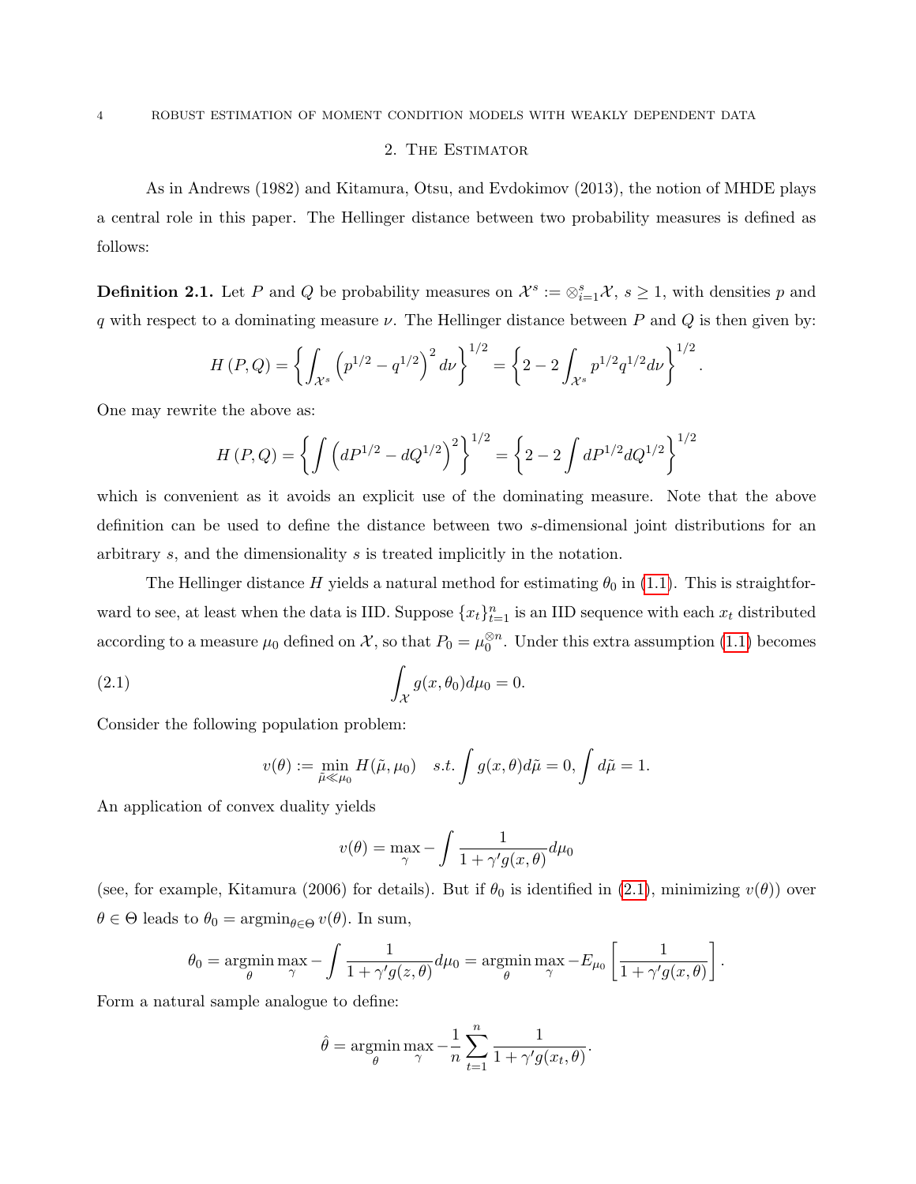## 2. The Estimator

As in Andrews (1982) and Kitamura, Otsu, and Evdokimov (2013), the notion of MHDE plays a central role in this paper. The Hellinger distance between two probability measures is defined as follows:

**Definition 2.1.** Let $P$ and $Q$ be probability measures on $\mathcal{X}^s := \otimes_{i=1}^s \mathcal{X}$, $s \geq 1$, with densities $p$ and $q$ with respect to a dominating measure $\nu$. The Hellinger distance between $P$ and $Q$ is then given by:

$$H(P,Q) = \left\{ \int_{\mathcal{X}^s} \left( p^{1/2} - q^{1/2} \right)^2 d\nu \right\}^{1/2} = \left\{ 2 - 2 \int_{\mathcal{X}^s} p^{1/2} q^{1/2} d\nu \right\}^{1/2}.$$

One may rewrite the above as:

$$H(P,Q) = \left\{ \int \left( dP^{1/2} - dQ^{1/2} \right)^2 \right\}^{1/2} = \left\{ 2 - 2 \int dP^{1/2} dQ^{1/2} \right\}^{1/2}$$

which is convenient as it avoids an explicit use of the dominating measure. Note that the above definition can be used to define the distance between two $s$-dimensional joint distributions for an arbitrary $s$, and the dimensionality $s$ is treated implicitly in the notation.

The Hellinger distance $H$ yields a natural method for estimating $\theta_0$ in (1.1). This is straightforward to see, at least when the data is IID. Suppose $\{x_t\}_{t=1}^n$ is an IID sequence with each $x_t$ distributed according to a measure $\mu_0$ defined on $\mathcal{X}$, so that $P_0 = \mu_0^{\otimes n}$. Under this extra assumption (1.1) becomes

$$\int_{\mathcal{X}} g(x, \theta_0) d\mu_0 = 0. \tag{2.1}$$

Consider the following population problem:

$$v(\theta) := \min_{\tilde{\mu} \ll \mu_0} H(\tilde{\mu}, \mu_0) \quad s.t. \int g(x,\theta) d\tilde{\mu} = 0, \int d\tilde{\mu} = 1.$$

An application of convex duality yields

$$v(\theta) = \max_{\gamma} - \int \frac{1}{1 + \gamma' g(x,\theta)} d\mu_0$$

(see, for example, Kitamura (2006) for details). But if $\theta_0$ is identified in (2.1), minimizing $v(\theta)$) over $\theta \in \Theta$ leads to $\theta_0 = \operatorname{argmin}_{\theta \in \Theta} v(\theta)$. In sum,

$$\theta_0 = \operatorname*{argmin}_{\theta} \max_{\gamma} - \int \frac{1}{1 + \gamma' g(z,\theta)} d\mu_0 = \operatorname*{argmin}_{\theta} \max_{\gamma} - E_{\mu_0} \left[ \frac{1}{1 + \gamma' g(x,\theta)} \right].$$

Form a natural sample analogue to define:

$$\hat{\theta} = \operatorname*{argmin}_{\theta} \max_{\gamma} - \frac{1}{n} \sum_{t=1}^n \frac{1}{1 + \gamma' g(x_t, \theta)}.$$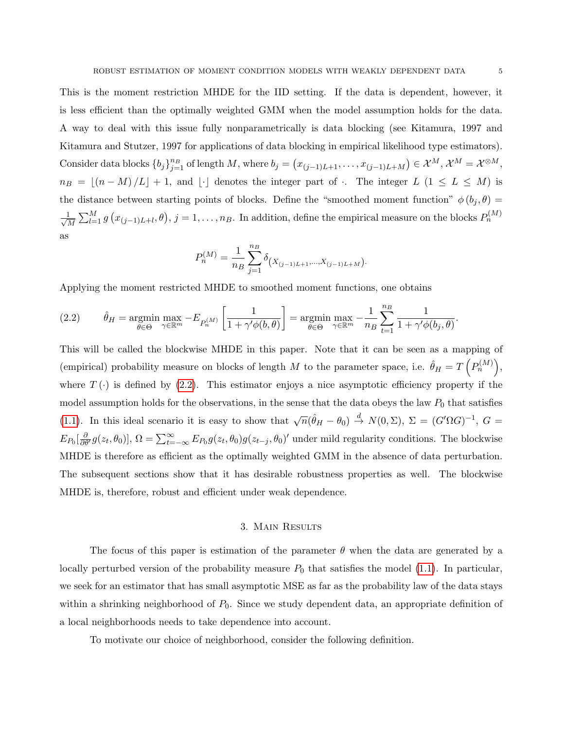This is the moment restriction MHDE for the IID setting. If the data is dependent, however, it is less efficient than the optimally weighted GMM when the model assumption holds for the data. A way to deal with this issue fully nonparametrically is data blocking (see Kitamura, 1997 and Kitamura and Stutzer, 1997 for applications of data blocking in empirical likelihood type estimators). Consider data blocks $\{b_j\}_{j=1}^{n_B}$ of length $M$, where $b_j = \left(x_{(j-1)L+1}, \ldots, x_{(j-1)L+M}\right) \in \mathcal{X}^M$, $\mathcal{X}^M = \mathcal{X}^{\otimes M}$, $n_B = \lfloor (n-M)/L \rfloor + 1$, and $\lfloor \cdot \rfloor$ denotes the integer part of $\cdot$. The integer $L$ ($1 \leq L \leq M$) is the distance between starting points of blocks. Define the "smoothed moment function" $\phi(b_j, \theta) = \frac{1}{\sqrt{M}} \sum_{l=1}^{M} g\left(x_{(j-1)L+l}, \theta\right)$, $j = 1, \ldots, n_B$. In addition, define the empirical measure on the blocks $P_n^{(M)}$ as

$$P_n^{(M)} = \frac{1}{n_B} \sum_{j=1}^{n_B} \delta_{\left(X_{(j-1)L+1}, \ldots, X_{(j-1)L+M}\right)}.$$

Applying the moment restricted MHDE to smoothed moment functions, one obtains

$$\hat{\theta}_H = \operatorname*{argmin}_{\theta \in \Theta} \max_{\gamma \in \mathbb{R}^m} -E_{P_n^{(M)}} \left[ \frac{1}{1 + \gamma' \phi(b, \theta)} \right] = \operatorname*{argmin}_{\theta \in \Theta} \max_{\gamma \in \mathbb{R}^m} -\frac{1}{n_B} \sum_{t=1}^{n_B} \frac{1}{1 + \gamma' \phi(b_j, \theta)}. \tag{2.2}$$

This will be called the blockwise MHDE in this paper. Note that it can be seen as a mapping of (empirical) probability measure on blocks of length $M$ to the parameter space, i.e. $\hat{\theta}_H = T\left(P_n^{(M)}\right)$, where $T(\cdot)$ is defined by (2.2). This estimator enjoys a nice asymptotic efficiency property if the model assumption holds for the observations, in the sense that the data obeys the law $P_0$ that satisfies (1.1). In this ideal scenario it is easy to show that $\sqrt{n}(\hat{\theta}_H - \theta_0) \xrightarrow{d} N(0, \Sigma)$, $\Sigma = (G'\Omega G)^{-1}$, $G = E_{P_0}[\frac{\partial}{\partial \theta'} g(z_t, \theta_0)]$, $\Omega = \sum_{t=-\infty}^{\infty} E_{P_0} g(z_t, \theta_0) g(z_{t-j}, \theta_0)'$ under mild regularity conditions. The blockwise MHDE is therefore as efficient as the optimally weighted GMM in the absence of data perturbation. The subsequent sections show that it has desirable robustness properties as well. The blockwise MHDE is, therefore, robust and efficient under weak dependence.

## 3. Main Results

The focus of this paper is estimation of the parameter $\theta$ when the data are generated by a locally perturbed version of the probability measure $P_0$ that satisfies the model (1.1). In particular, we seek for an estimator that has small asymptotic MSE as far as the probability law of the data stays within a shrinking neighborhood of $P_0$. Since we study dependent data, an appropriate definition of a local neighborhoods needs to take dependence into account.

To motivate our choice of neighborhood, consider the following definition.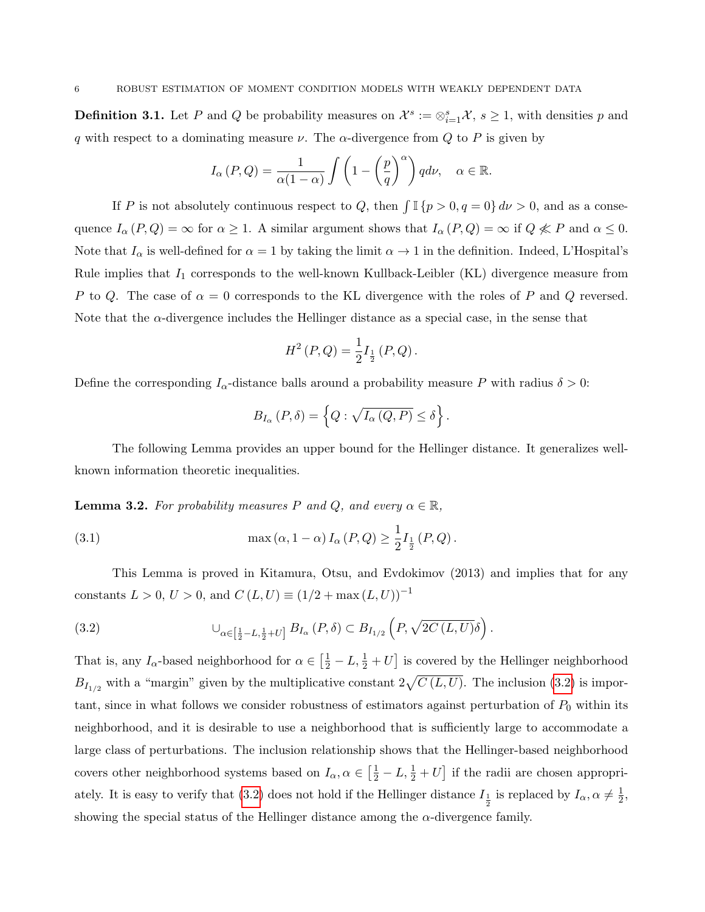**Definition 3.1.** Let $P$ and $Q$ be probability measures on $\mathcal{X}^s := \otimes_{i=1}^s \mathcal{X}$, $s \geq 1$, with densities $p$ and $q$ with respect to a dominating measure $\nu$. The $\alpha$-divergence from $Q$ to $P$ is given by

$$I_\alpha(P, Q) = \frac{1}{\alpha(1-\alpha)} \int \left(1 - \left(\frac{p}{q}\right)^\alpha\right) q d\nu, \quad \alpha \in \mathbb{R}.$$

If $P$ is not absolutely continuous respect to $Q$, then $\int \mathbb{I}\{p > 0, q = 0\} d\nu > 0$, and as a consequence $I_\alpha(P, Q) = \infty$ for $\alpha \geq 1$. A similar argument shows that $I_\alpha(P, Q) = \infty$ if $Q \not\ll P$ and $\alpha \leq 0$. Note that $I_\alpha$ is well-defined for $\alpha = 1$ by taking the limit $\alpha \to 1$ in the definition. Indeed, L'Hospital's Rule implies that $I_1$ corresponds to the well-known Kullback-Leibler (KL) divergence measure from $P$ to $Q$. The case of $\alpha = 0$ corresponds to the KL divergence with the roles of $P$ and $Q$ reversed. Note that the $\alpha$-divergence includes the Hellinger distance as a special case, in the sense that

$$H^2(P, Q) = \frac{1}{2} I_{\frac{1}{2}}(P, Q).$$

Define the corresponding $I_\alpha$-distance balls around a probability measure $P$ with radius $\delta > 0$:

$$B_{I_\alpha}(P, \delta) = \left\{Q : \sqrt{I_\alpha(Q, P)} \leq \delta\right\}.$$

The following Lemma provides an upper bound for the Hellinger distance. It generalizes well-known information theoretic inequalities.

**Lemma 3.2.** *For probability measures $P$ and $Q$, and every $\alpha \in \mathbb{R}$,*

$$\max(\alpha, 1-\alpha) I_\alpha(P, Q) \geq \frac{1}{2} I_{\frac{1}{2}}(P, Q). \tag{3.1}$$

This Lemma is proved in Kitamura, Otsu, and Evdokimov (2013) and implies that for any constants $L > 0$, $U > 0$, and $C(L, U) \equiv (1/2 + \max(L, U))^{-1}$

$$\cup_{\alpha \in \left[\frac{1}{2} - L, \frac{1}{2} + U\right]} B_{I_\alpha}(P, \delta) \subset B_{I_{1/2}}\left(P, \sqrt{2C(L, U)}\delta\right). \tag{3.2}$$

That is, any $I_\alpha$-based neighborhood for $\alpha \in \left[\frac{1}{2} - L, \frac{1}{2} + U\right]$ is covered by the Hellinger neighborhood $B_{I_{1/2}}$ with a "margin" given by the multiplicative constant $2\sqrt{C(L, U)}$. The inclusion (3.2) is important, since in what follows we consider robustness of estimators against perturbation of $P_0$ within its neighborhood, and it is desirable to use a neighborhood that is sufficiently large to accommodate a large class of perturbations. The inclusion relationship shows that the Hellinger-based neighborhood covers other neighborhood systems based on $I_\alpha, \alpha \in \left[\frac{1}{2} - L, \frac{1}{2} + U\right]$ if the radii are chosen appropriately. It is easy to verify that (3.2) does not hold if the Hellinger distance $I_{\frac{1}{2}}$ is replaced by $I_\alpha, \alpha \neq \frac{1}{2}$, showing the special status of the Hellinger distance among the $\alpha$-divergence family.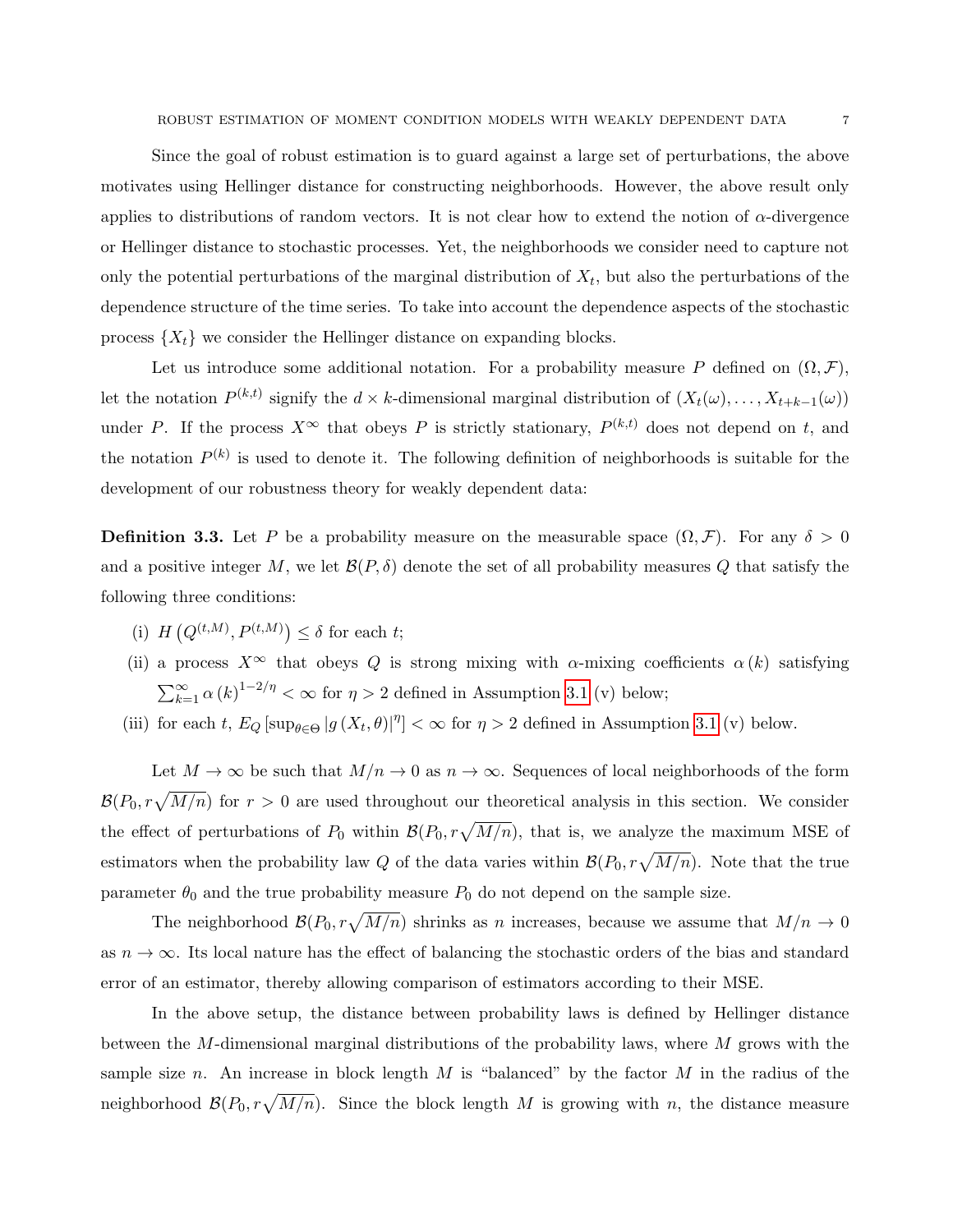Since the goal of robust estimation is to guard against a large set of perturbations, the above motivates using Hellinger distance for constructing neighborhoods. However, the above result only applies to distributions of random vectors. It is not clear how to extend the notion of $\alpha$-divergence or Hellinger distance to stochastic processes. Yet, the neighborhoods we consider need to capture not only the potential perturbations of the marginal distribution of $X_t$, but also the perturbations of the dependence structure of the time series. To take into account the dependence aspects of the stochastic process $\{X_t\}$ we consider the Hellinger distance on expanding blocks.

Let us introduce some additional notation. For a probability measure $P$ defined on $(\Omega, \mathcal{F})$, let the notation $P^{(k,t)}$ signify the $d \times k$-dimensional marginal distribution of $(X_t(\omega), \ldots, X_{t+k-1}(\omega))$ under $P$. If the process $X^\infty$ that obeys $P$ is strictly stationary, $P^{(k,t)}$ does not depend on $t$, and the notation $P^{(k)}$ is used to denote it. The following definition of neighborhoods is suitable for the development of our robustness theory for weakly dependent data:

**Definition 3.3.** Let $P$ be a probability measure on the measurable space $(\Omega, \mathcal{F})$. For any $\delta > 0$ and a positive integer $M$, we let $\mathcal{B}(P, \delta)$ denote the set of all probability measures $Q$ that satisfy the following three conditions:

(i) $H\left(Q^{(t,M)}, P^{(t,M)}\right) \leq \delta$ for each $t$;

(ii) a process $X^\infty$ that obeys $Q$ is strong mixing with $\alpha$-mixing coefficients $\alpha(k)$ satisfying $\sum_{k=1}^{\infty} \alpha(k)^{1-2/\eta} < \infty$ for $\eta > 2$ defined in Assumption 3.1 (v) below;

(iii) for each $t$, $E_Q\left[\sup_{\theta \in \Theta} |g(X_t, \theta)|^\eta\right] < \infty$ for $\eta > 2$ defined in Assumption 3.1 (v) below.

Let $M \to \infty$ be such that $M/n \to 0$ as $n \to \infty$. Sequences of local neighborhoods of the form $\mathcal{B}(P_0, r\sqrt{M/n})$ for $r > 0$ are used throughout our theoretical analysis in this section. We consider the effect of perturbations of $P_0$ within $\mathcal{B}(P_0, r\sqrt{M/n})$, that is, we analyze the maximum MSE of estimators when the probability law $Q$ of the data varies within $\mathcal{B}(P_0, r\sqrt{M/n})$. Note that the true parameter $\theta_0$ and the true probability measure $P_0$ do not depend on the sample size.

The neighborhood $\mathcal{B}(P_0, r\sqrt{M/n})$ shrinks as $n$ increases, because we assume that $M/n \to 0$ as $n \to \infty$. Its local nature has the effect of balancing the stochastic orders of the bias and standard error of an estimator, thereby allowing comparison of estimators according to their MSE.

In the above setup, the distance between probability laws is defined by Hellinger distance between the $M$-dimensional marginal distributions of the probability laws, where $M$ grows with the sample size $n$. An increase in block length $M$ is "balanced" by the factor $M$ in the radius of the neighborhood $\mathcal{B}(P_0, r\sqrt{M/n})$. Since the block length $M$ is growing with $n$, the distance measure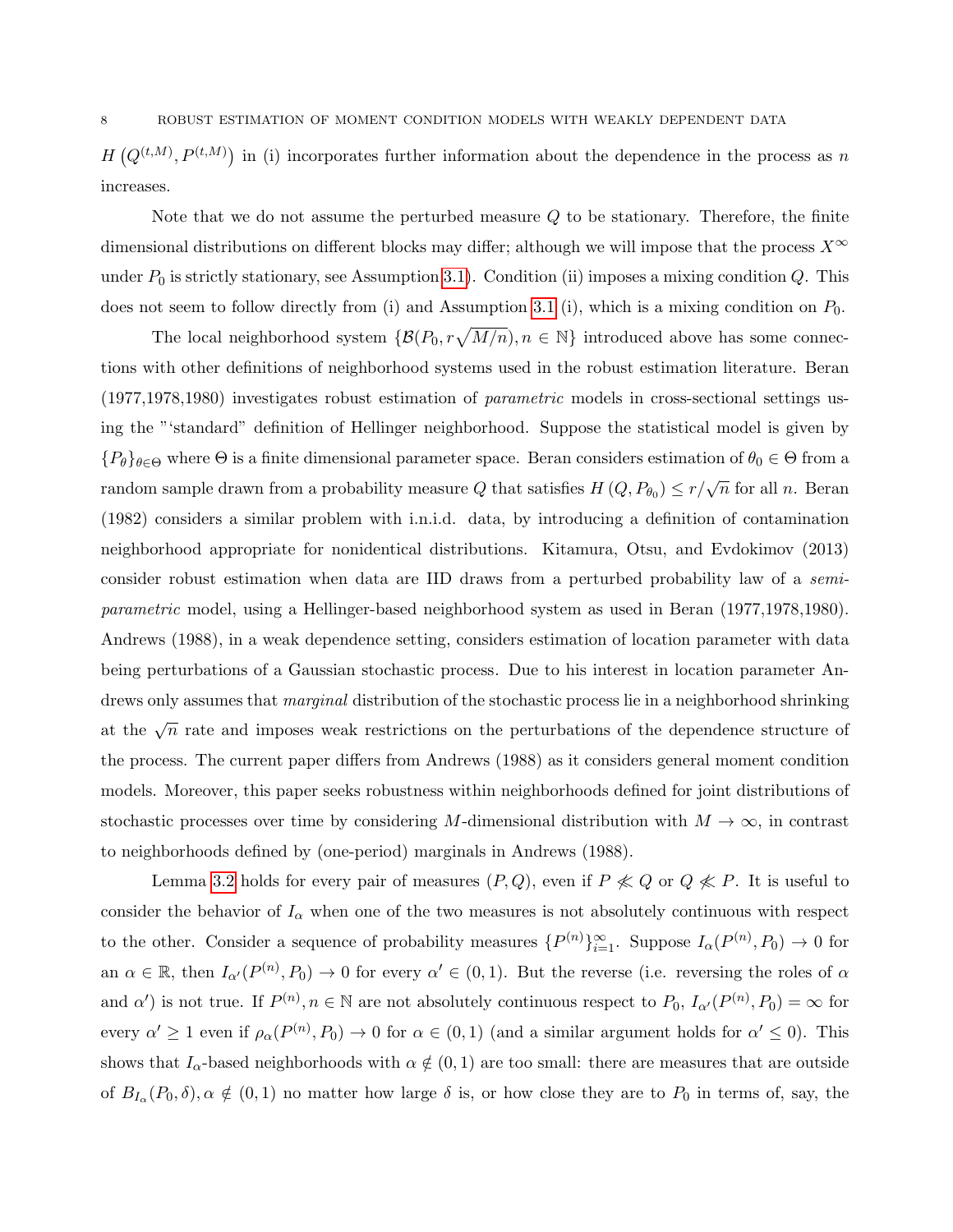$H\left(Q^{(t,M)}, P^{(t,M)}\right)$ in (i) incorporates further information about the dependence in the process as $n$ increases.

Note that we do not assume the perturbed measure $Q$ to be stationary. Therefore, the finite dimensional distributions on different blocks may differ; although we will impose that the process $X^{\infty}$ under $P_0$ is strictly stationary, see Assumption 3.1). Condition (ii) imposes a mixing condition $Q$. This does not seem to follow directly from (i) and Assumption 3.1 (i), which is a mixing condition on $P_0$.

The local neighborhood system $\{\mathcal{B}(P_0, r\sqrt{M/n}), n \in \mathbb{N}\}$ introduced above has some connections with other definitions of neighborhood systems used in the robust estimation literature. Beran (1977,1978,1980) investigates robust estimation of *parametric* models in cross-sectional settings using the "'standard" definition of Hellinger neighborhood. Suppose the statistical model is given by $\{P_\theta\}_{\theta \in \Theta}$ where $\Theta$ is a finite dimensional parameter space. Beran considers estimation of $\theta_0 \in \Theta$ from a random sample drawn from a probability measure $Q$ that satisfies $H\left(Q, P_{\theta_0}\right) \leq r/\sqrt{n}$ for all $n$. Beran (1982) considers a similar problem with i.n.i.d. data, by introducing a definition of contamination neighborhood appropriate for nonidentical distributions. Kitamura, Otsu, and Evdokimov (2013) consider robust estimation when data are IID draws from a perturbed probability law of a *semi-parametric* model, using a Hellinger-based neighborhood system as used in Beran (1977,1978,1980). Andrews (1988), in a weak dependence setting, considers estimation of location parameter with data being perturbations of a Gaussian stochastic process. Due to his interest in location parameter Andrews only assumes that *marginal* distribution of the stochastic process lie in a neighborhood shrinking at the $\sqrt{n}$ rate and imposes weak restrictions on the perturbations of the dependence structure of the process. The current paper differs from Andrews (1988) as it considers general moment condition models. Moreover, this paper seeks robustness within neighborhoods defined for joint distributions of stochastic processes over time by considering $M$-dimensional distribution with $M \to \infty$, in contrast to neighborhoods defined by (one-period) marginals in Andrews (1988).

Lemma 3.2 holds for every pair of measures $(P, Q)$, even if $P \not\ll Q$ or $Q \not\ll P$. It is useful to consider the behavior of $I_\alpha$ when one of the two measures is not absolutely continuous with respect to the other. Consider a sequence of probability measures $\{P^{(n)}\}_{i=1}^{\infty}$. Suppose $I_\alpha(P^{(n)}, P_0) \to 0$ for an $\alpha \in \mathbb{R}$, then $I_{\alpha'}(P^{(n)}, P_0) \to 0$ for every $\alpha' \in (0,1)$. But the reverse (i.e. reversing the roles of $\alpha$ and $\alpha'$) is not true. If $P^{(n)}, n \in \mathbb{N}$ are not absolutely continuous respect to $P_0$, $I_{\alpha'}(P^{(n)}, P_0) = \infty$ for every $\alpha' \geq 1$ even if $\rho_\alpha(P^{(n)}, P_0) \to 0$ for $\alpha \in (0,1)$ (and a similar argument holds for $\alpha' \leq 0$). This shows that $I_\alpha$-based neighborhoods with $\alpha \notin (0,1)$ are too small: there are measures that are outside of $B_{I_\alpha}(P_0, \delta), \alpha \notin (0,1)$ no matter how large $\delta$ is, or how close they are to $P_0$ in terms of, say, the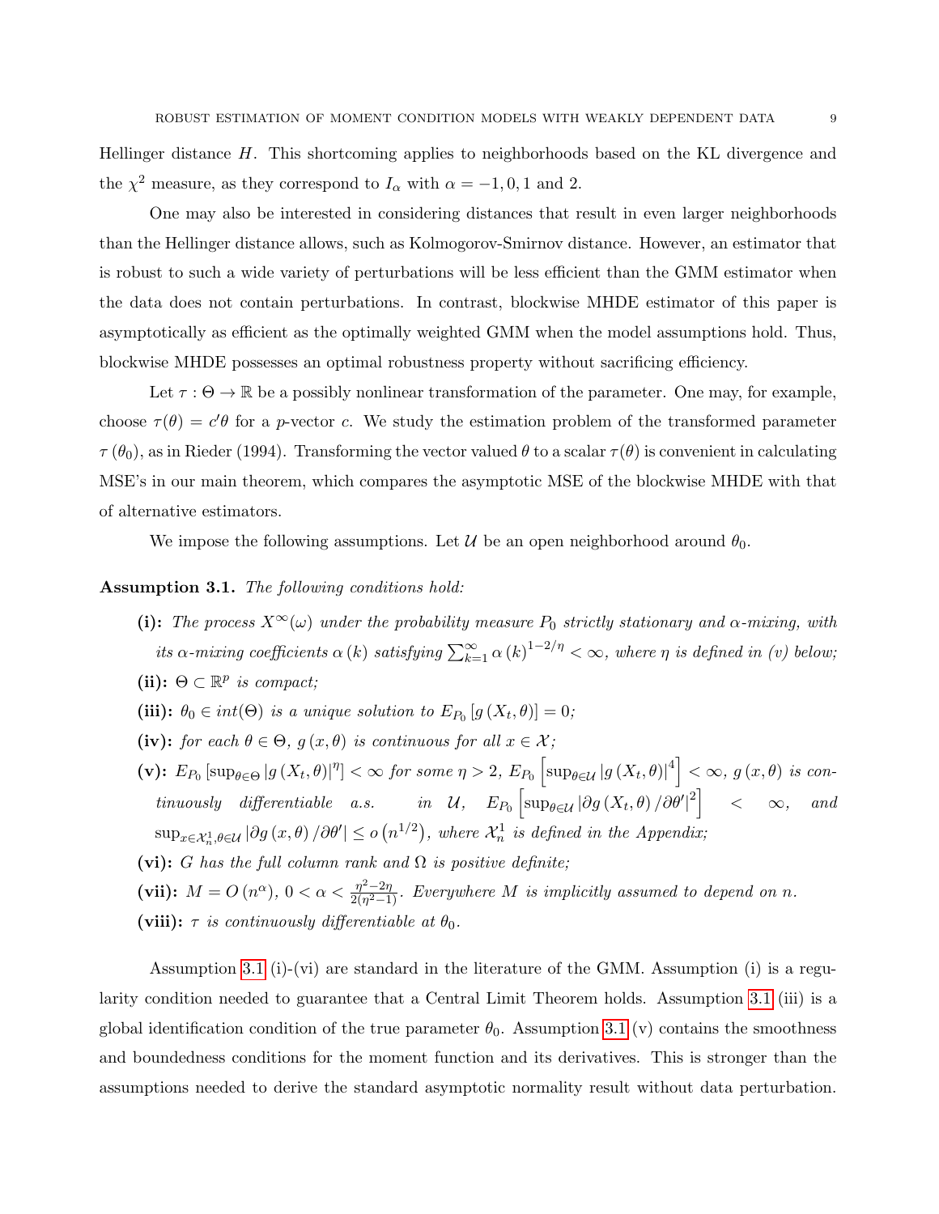Hellinger distance $H$. This shortcoming applies to neighborhoods based on the KL divergence and the $\chi^2$ measure, as they correspond to $I_\alpha$ with $\alpha = -1, 0, 1$ and 2.

One may also be interested in considering distances that result in even larger neighborhoods than the Hellinger distance allows, such as Kolmogorov-Smirnov distance. However, an estimator that is robust to such a wide variety of perturbations will be less efficient than the GMM estimator when the data does not contain perturbations. In contrast, blockwise MHDE estimator of this paper is asymptotically as efficient as the optimally weighted GMM when the model assumptions hold. Thus, blockwise MHDE possesses an optimal robustness property without sacrificing efficiency.

Let $\tau : \Theta \to \mathbb{R}$ be a possibly nonlinear transformation of the parameter. One may, for example, choose $\tau(\theta) = c'\theta$ for a $p$-vector $c$. We study the estimation problem of the transformed parameter $\tau(\theta_0)$, as in Rieder (1994). Transforming the vector valued $\theta$ to a scalar $\tau(\theta)$ is convenient in calculating MSE's in our main theorem, which compares the asymptotic MSE of the blockwise MHDE with that of alternative estimators.

We impose the following assumptions. Let $\mathcal{U}$ be an open neighborhood around $\theta_0$.

**Assumption 3.1.** *The following conditions hold:*

- **(i):** *The process $X^\infty(\omega)$ under the probability measure $P_0$ strictly stationary and $\alpha$-mixing, with its $\alpha$-mixing coefficients $\alpha(k)$ satisfying $\sum_{k=1}^{\infty} \alpha(k)^{1-2/\eta} < \infty$, where $\eta$ is defined in (v) below;*
- **(ii):** *$\Theta \subset \mathbb{R}^p$ is compact;*
- **(iii):** *$\theta_0 \in int(\Theta)$ is a unique solution to $E_{P_0}[g(X_t, \theta)] = 0$;*
- **(iv):** *for each $\theta \in \Theta$, $g(x, \theta)$ is continuous for all $x \in \mathcal{X}$;*
- **(v):** *$E_{P_0}[\sup_{\theta\in\Theta} |g(X_t, \theta)|^\eta] < \infty$ for some $\eta > 2$, $E_{P_0}\left[\sup_{\theta\in\mathcal{U}} |g(X_t, \theta)|^4\right] < \infty$, $g(x, \theta)$ is continuously differentiable a.s. in $\mathcal{U}$, $E_{P_0}\left[\sup_{\theta\in\mathcal{U}} |\partial g(X_t, \theta)/\partial\theta'|^2\right] < \infty$, and $\sup_{x\in\mathcal{X}_n^1, \theta\in\mathcal{U}} |\partial g(x, \theta)/\partial\theta'| \le o(n^{1/2})$, where $\mathcal{X}_n^1$ is defined in the Appendix;*
- **(vi):** *$G$ has the full column rank and $\Omega$ is positive definite;*
- **(vii):** *$M = O(n^\alpha)$, $0 < \alpha < \frac{\eta^2 - 2\eta}{2(\eta^2 - 1)}$. Everywhere $M$ is implicitly assumed to depend on $n$.*
- **(viii):** *$\tau$ is continuously differentiable at $\theta_0$.*

Assumption 3.1 (i)-(vi) are standard in the literature of the GMM. Assumption (i) is a regularity condition needed to guarantee that a Central Limit Theorem holds. Assumption 3.1 (iii) is a global identification condition of the true parameter $\theta_0$. Assumption 3.1 (v) contains the smoothness and boundedness conditions for the moment function and its derivatives. This is stronger than the assumptions needed to derive the standard asymptotic normality result without data perturbation.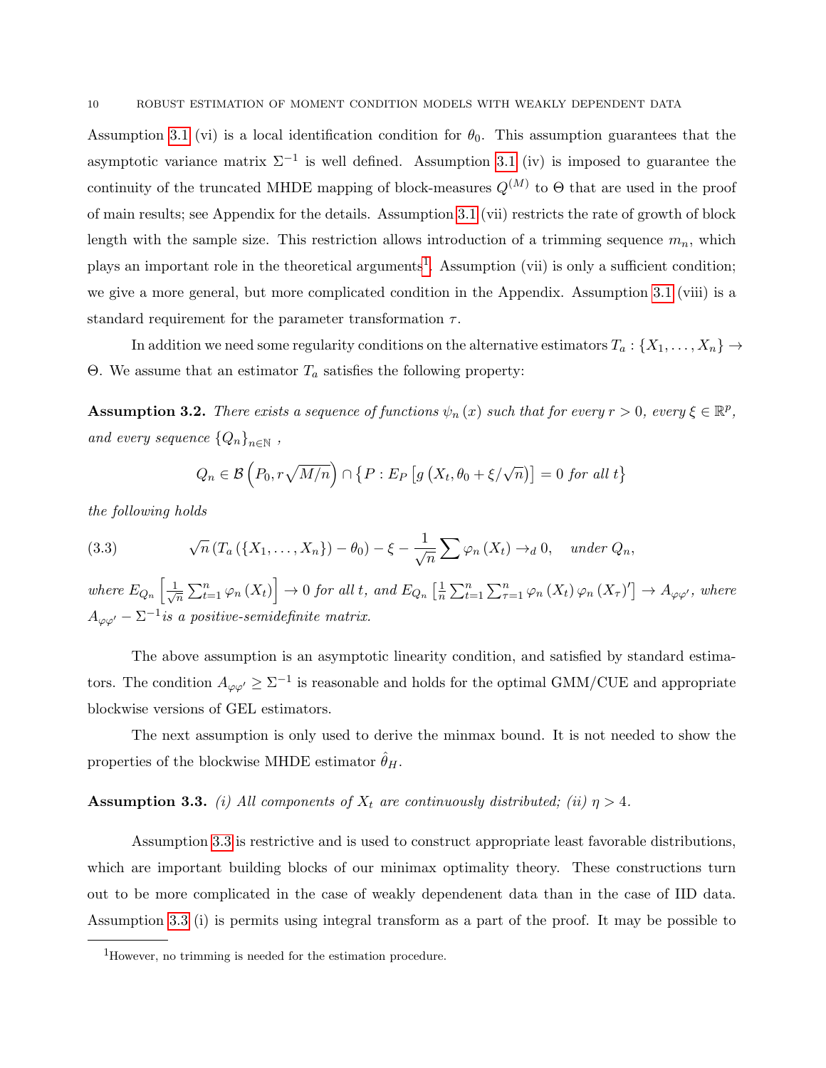Assumption 3.1 (vi) is a local identification condition for $\theta_0$. This assumption guarantees that the asymptotic variance matrix $\Sigma^{-1}$ is well defined. Assumption 3.1 (iv) is imposed to guarantee the continuity of the truncated MHDE mapping of block-measures $Q^{(M)}$ to $\Theta$ that are used in the proof of main results; see Appendix for the details. Assumption 3.1 (vii) restricts the rate of growth of block length with the sample size. This restriction allows introduction of a trimming sequence $m_n$, which plays an important role in the theoretical arguments[1]. Assumption (vii) is only a sufficient condition; we give a more general, but more complicated condition in the Appendix. Assumption 3.1 (viii) is a standard requirement for the parameter transformation $\tau$.

In addition we need some regularity conditions on the alternative estimators $T_a : \{X_1, \ldots, X_n\} \to \Theta$. We assume that an estimator $T_a$ satisfies the following property:

**Assumption 3.2.** *There exists a sequence of functions $\psi_n(x)$ such that for every $r > 0$, every $\xi \in \mathbb{R}^p$, and every sequence $\{Q_n\}_{n\in\mathbb{N}}$ ,*

$$Q_n \in \mathcal{B}\left(P_0, r\sqrt{M/n}\right) \cap \left\{P : E_P\left[g\left(X_t, \theta_0 + \xi/\sqrt{n}\right)\right] = 0 \text{ for all } t\right\}$$

*the following holds*

$$\sqrt{n}\left(T_a\left(\{X_1, \ldots, X_n\}\right) - \theta_0\right) - \xi - \frac{1}{\sqrt{n}}\sum \varphi_n\left(X_t\right) \to_d 0, \quad \text{under } Q_n, \tag{3.3}$$

*where $E_{Q_n}\left[\frac{1}{\sqrt{n}}\sum_{t=1}^n \varphi_n(X_t)\right] \to 0$ for all $t$, and $E_{Q_n}\left[\frac{1}{n}\sum_{t=1}^n\sum_{\tau=1}^n \varphi_n(X_t)\varphi_n(X_\tau)'\right] \to A_{\varphi\varphi'}$, where $A_{\varphi\varphi'} - \Sigma^{-1}$is a positive-semidefinite matrix.*

The above assumption is an asymptotic linearity condition, and satisfied by standard estimators. The condition $A_{\varphi\varphi'} \geq \Sigma^{-1}$ is reasonable and holds for the optimal GMM/CUE and appropriate blockwise versions of GEL estimators.

The next assumption is only used to derive the minmax bound. It is not needed to show the properties of the blockwise MHDE estimator $\hat{\theta}_H$.

**Assumption 3.3.** *(i) All components of $X_t$ are continuously distributed; (ii) $\eta > 4$.*

Assumption 3.3 is restrictive and is used to construct appropriate least favorable distributions, which are important building blocks of our minimax optimality theory. These constructions turn out to be more complicated in the case of weakly dependenent data than in the case of IID data. Assumption 3.3 (i) is permits using integral transform as a part of the proof. It may be possible to

[1]However, no trimming is needed for the estimation procedure.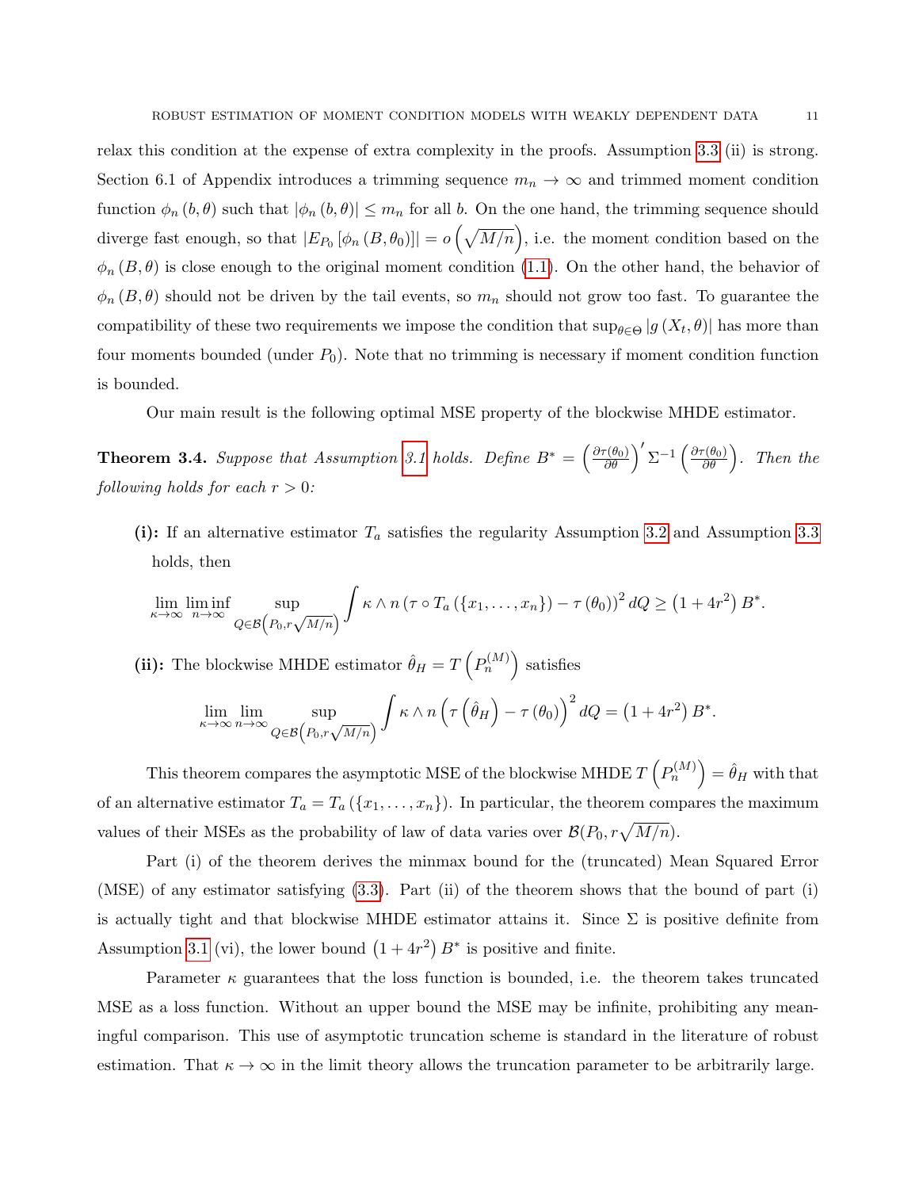relax this condition at the expense of extra complexity in the proofs. Assumption 3.3 (ii) is strong. Section 6.1 of Appendix introduces a trimming sequence $m_n \to \infty$ and trimmed moment condition function $\phi_n(b,\theta)$ such that $|\phi_n(b,\theta)| \le m_n$ for all $b$. On the one hand, the trimming sequence should diverge fast enough, so that $|E_{P_0}[\phi_n(B,\theta_0)]| = o\left(\sqrt{M/n}\right)$, i.e. the moment condition based on the $\phi_n(B,\theta)$ is close enough to the original moment condition (1.1). On the other hand, the behavior of $\phi_n(B,\theta)$ should not be driven by the tail events, so $m_n$ should not grow too fast. To guarantee the compatibility of these two requirements we impose the condition that $\sup_{\theta\in\Theta}|g(X_t,\theta)|$ has more than four moments bounded (under $P_0$). Note that no trimming is necessary if moment condition function is bounded.

Our main result is the following optimal MSE property of the blockwise MHDE estimator.

**Theorem 3.4.** *Suppose that Assumption 3.1 holds. Define* $B^* = \left(\frac{\partial\tau(\theta_0)}{\partial\theta}\right)'\Sigma^{-1}\left(\frac{\partial\tau(\theta_0)}{\partial\theta}\right)$. *Then the following holds for each* $r > 0$*:*

**(i):** If an alternative estimator $T_a$ satisfies the regularity Assumption 3.2 and Assumption 3.3 holds, then

$$\lim_{\kappa\to\infty}\liminf_{n\to\infty}\sup_{Q\in\mathcal{B}\left(P_0,r\sqrt{M/n}\right)}\int \kappa\wedge n\left(\tau\circ T_a(\{x_1,\ldots,x_n\})-\tau(\theta_0)\right)^2 dQ \ge \left(1+4r^2\right)B^*.$$

**(ii):** The blockwise MHDE estimator $\hat\theta_H = T\left(P_n^{(M)}\right)$ satisfies

$$\lim_{\kappa\to\infty}\lim_{n\to\infty}\sup_{Q\in\mathcal{B}\left(P_0,r\sqrt{M/n}\right)}\int \kappa\wedge n\left(\tau\left(\hat\theta_H\right)-\tau(\theta_0)\right)^2 dQ = \left(1+4r^2\right)B^*.$$

This theorem compares the asymptotic MSE of the blockwise MHDE $T\left(P_n^{(M)}\right) = \hat\theta_H$ with that of an alternative estimator $T_a = T_a(\{x_1,\ldots,x_n\})$. In particular, the theorem compares the maximum values of their MSEs as the probability of law of data varies over $\mathcal{B}(P_0, r\sqrt{M/n})$.

Part (i) of the theorem derives the minmax bound for the (truncated) Mean Squared Error (MSE) of any estimator satisfying (3.3). Part (ii) of the theorem shows that the bound of part (i) is actually tight and that blockwise MHDE estimator attains it. Since $\Sigma$ is positive definite from Assumption 3.1 (vi), the lower bound $\left(1+4r^2\right)B^*$ is positive and finite.

Parameter $\kappa$ guarantees that the loss function is bounded, i.e. the theorem takes truncated MSE as a loss function. Without an upper bound the MSE may be infinite, prohibiting any meaningful comparison. This use of asymptotic truncation scheme is standard in the literature of robust estimation. That $\kappa\to\infty$ in the limit theory allows the truncation parameter to be arbitrarily large.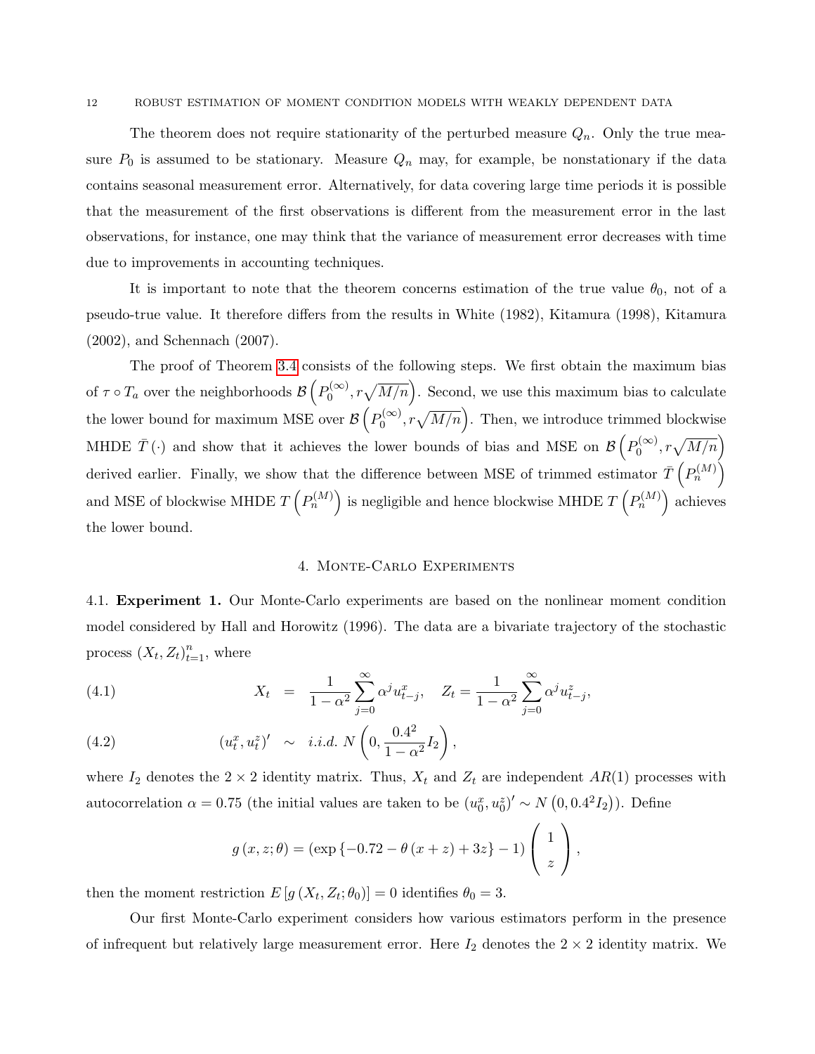The theorem does not require stationarity of the perturbed measure $Q_n$. Only the true measure $P_0$ is assumed to be stationary. Measure $Q_n$ may, for example, be nonstationary if the data contains seasonal measurement error. Alternatively, for data covering large time periods it is possible that the measurement of the first observations is different from the measurement error in the last observations, for instance, one may think that the variance of measurement error decreases with time due to improvements in accounting techniques.

It is important to note that the theorem concerns estimation of the true value $\theta_0$, not of a pseudo-true value. It therefore differs from the results in White (1982), Kitamura (1998), Kitamura (2002), and Schennach (2007).

The proof of Theorem 3.4 consists of the following steps. We first obtain the maximum bias of $\tau \circ T_a$ over the neighborhoods $\mathcal{B}\left(P_0^{(\infty)}, r\sqrt{M/n}\right)$. Second, we use this maximum bias to calculate the lower bound for maximum MSE over $\mathcal{B}\left(P_0^{(\infty)}, r\sqrt{M/n}\right)$. Then, we introduce trimmed blockwise MHDE $\bar{T}(\cdot)$ and show that it achieves the lower bounds of bias and MSE on $\mathcal{B}\left(P_0^{(\infty)}, r\sqrt{M/n}\right)$ derived earlier. Finally, we show that the difference between MSE of trimmed estimator $\bar{T}\left(P_n^{(M)}\right)$ and MSE of blockwise MHDE $T\left(P_n^{(M)}\right)$ is negligible and hence blockwise MHDE $T\left(P_n^{(M)}\right)$ achieves the lower bound.

## 4. Monte-Carlo Experiments

4.1. **Experiment 1.** Our Monte-Carlo experiments are based on the nonlinear moment condition model considered by Hall and Horowitz (1996). The data are a bivariate trajectory of the stochastic process $(X_t, Z_t)_{t=1}^n$, where

$$X_t = \frac{1}{1-\alpha^2}\sum_{j=0}^{\infty}\alpha^j u_{t-j}^x, \quad Z_t = \frac{1}{1-\alpha^2}\sum_{j=0}^{\infty}\alpha^j u_{t-j}^z, \tag{4.1}$$

$$(u_t^x, u_t^z)' \sim i.i.d.\ N\left(0, \frac{0.4^2}{1-\alpha^2}I_2\right), \tag{4.2}$$

where $I_2$ denotes the $2\times 2$ identity matrix. Thus, $X_t$ and $Z_t$ are independent $AR(1)$ processes with autocorrelation $\alpha = 0.75$ (the initial values are taken to be $(u_0^x, u_0^z)' \sim N\left(0, 0.4^2 I_2\right)$). Define

$$g(x, z; \theta) = \left(\exp\left\{-0.72 - \theta(x+z) + 3z\right\} - 1\right)\begin{pmatrix} 1 \\ z \end{pmatrix},$$

then the moment restriction $E\left[g(X_t, Z_t; \theta_0)\right] = 0$ identifies $\theta_0 = 3$.

Our first Monte-Carlo experiment considers how various estimators perform in the presence of infrequent but relatively large measurement error. Here $I_2$ denotes the $2\times 2$ identity matrix. We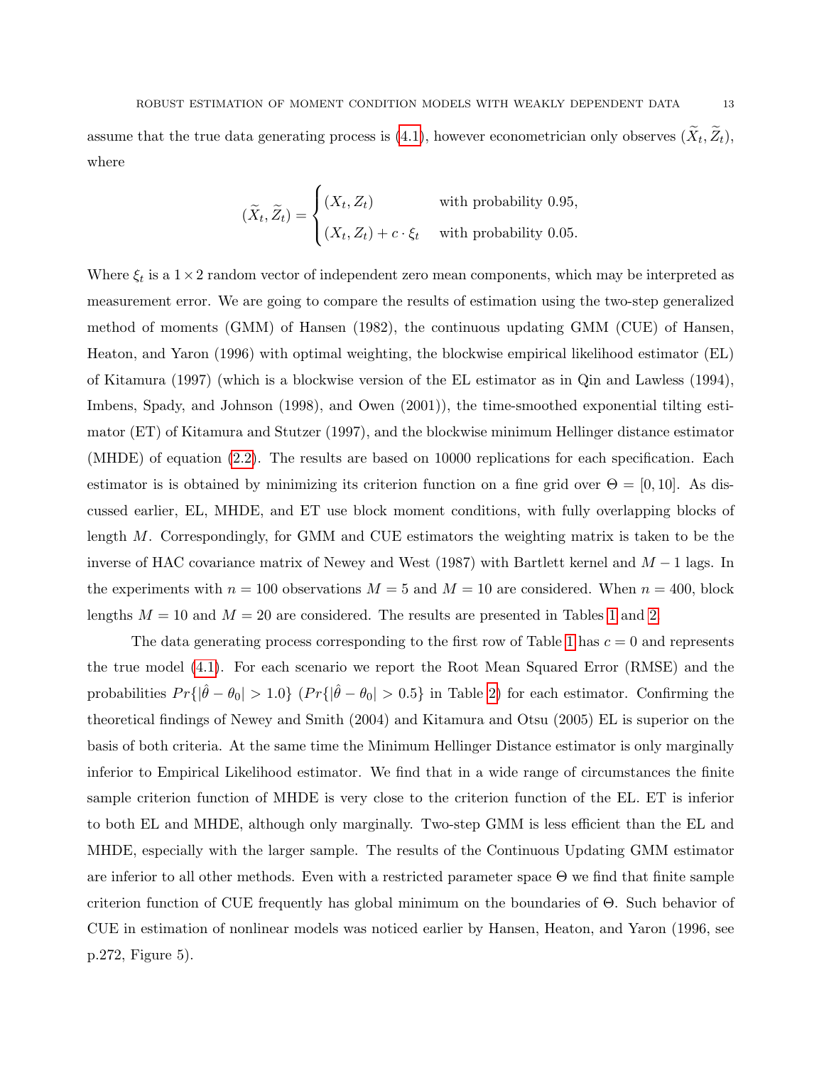assume that the true data generating process is (4.1), however econometrician only observes $(\widetilde{X}_t, \widetilde{Z}_t)$, where

$$
(\widetilde{X}_t, \widetilde{Z}_t) = \begin{cases} (X_t, Z_t) & \text{with probability } 0.95, \\ (X_t, Z_t) + c \cdot \xi_t & \text{with probability } 0.05. \end{cases}
$$

Where $\xi_t$ is a $1 \times 2$ random vector of independent zero mean components, which may be interpreted as measurement error. We are going to compare the results of estimation using the two-step generalized method of moments (GMM) of Hansen (1982), the continuous updating GMM (CUE) of Hansen, Heaton, and Yaron (1996) with optimal weighting, the blockwise empirical likelihood estimator (EL) of Kitamura (1997) (which is a blockwise version of the EL estimator as in Qin and Lawless (1994), Imbens, Spady, and Johnson (1998), and Owen (2001)), the time-smoothed exponential tilting estimator (ET) of Kitamura and Stutzer (1997), and the blockwise minimum Hellinger distance estimator (MHDE) of equation (2.2). The results are based on 10000 replications for each specification. Each estimator is is obtained by minimizing its criterion function on a fine grid over $\Theta = [0, 10]$. As discussed earlier, EL, MHDE, and ET use block moment conditions, with fully overlapping blocks of length $M$. Correspondingly, for GMM and CUE estimators the weighting matrix is taken to be the inverse of HAC covariance matrix of Newey and West (1987) with Bartlett kernel and $M - 1$ lags. In the experiments with $n = 100$ observations $M = 5$ and $M = 10$ are considered. When $n = 400$, block lengths $M = 10$ and $M = 20$ are considered. The results are presented in Tables 1 and 2.

The data generating process corresponding to the first row of Table 1 has $c = 0$ and represents the true model (4.1). For each scenario we report the Root Mean Squared Error (RMSE) and the probabilities $Pr\{|\hat{\theta} - \theta_0| > 1.0\}$ ($Pr\{|\hat{\theta} - \theta_0| > 0.5\}$ in Table 2) for each estimator. Confirming the theoretical findings of Newey and Smith (2004) and Kitamura and Otsu (2005) EL is superior on the basis of both criteria. At the same time the Minimum Hellinger Distance estimator is only marginally inferior to Empirical Likelihood estimator. We find that in a wide range of circumstances the finite sample criterion function of MHDE is very close to the criterion function of the EL. ET is inferior to both EL and MHDE, although only marginally. Two-step GMM is less efficient than the EL and MHDE, especially with the larger sample. The results of the Continuous Updating GMM estimator are inferior to all other methods. Even with a restricted parameter space $\Theta$ we find that finite sample criterion function of CUE frequently has global minimum on the boundaries of $\Theta$. Such behavior of CUE in estimation of nonlinear models was noticed earlier by Hansen, Heaton, and Yaron (1996, see p.272, Figure 5).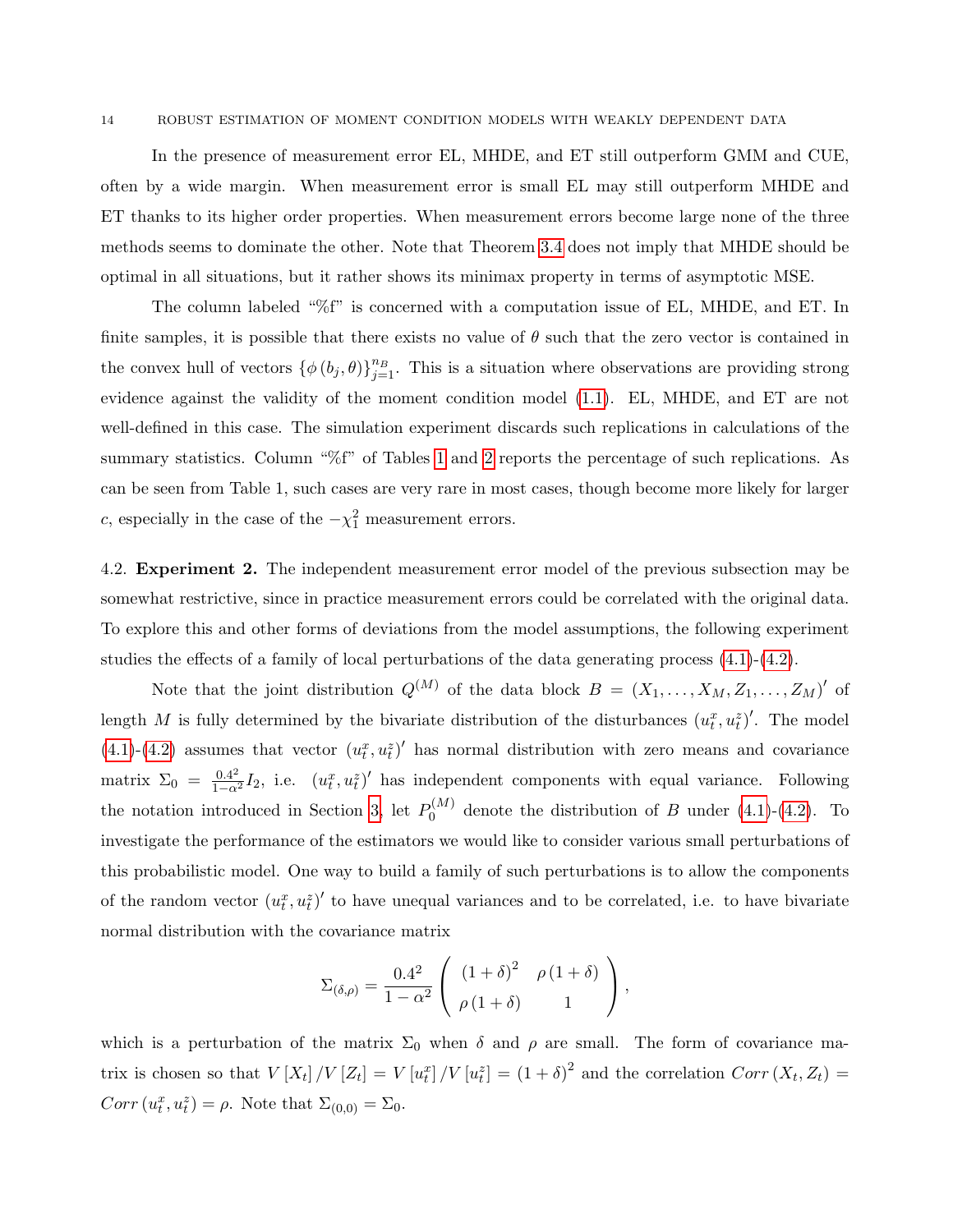In the presence of measurement error EL, MHDE, and ET still outperform GMM and CUE, often by a wide margin. When measurement error is small EL may still outperform MHDE and ET thanks to its higher order properties. When measurement errors become large none of the three methods seems to dominate the other. Note that Theorem 3.4 does not imply that MHDE should be optimal in all situations, but it rather shows its minimax property in terms of asymptotic MSE.

The column labeled "%f" is concerned with a computation issue of EL, MHDE, and ET. In finite samples, it is possible that there exists no value of $\theta$ such that the zero vector is contained in the convex hull of vectors $\{\phi(b_j, \theta)\}_{j=1}^{n_B}$. This is a situation where observations are providing strong evidence against the validity of the moment condition model (1.1). EL, MHDE, and ET are not well-defined in this case. The simulation experiment discards such replications in calculations of the summary statistics. Column "%f" of Tables 1 and 2 reports the percentage of such replications. As can be seen from Table 1, such cases are very rare in most cases, though become more likely for larger $c$, especially in the case of the $-\chi_1^2$ measurement errors.

4.2. **Experiment 2.** The independent measurement error model of the previous subsection may be somewhat restrictive, since in practice measurement errors could be correlated with the original data. To explore this and other forms of deviations from the model assumptions, the following experiment studies the effects of a family of local perturbations of the data generating process (4.1)-(4.2).

Note that the joint distribution $Q^{(M)}$ of the data block $B = (X_1, \ldots, X_M, Z_1, \ldots, Z_M)'$ of length $M$ is fully determined by the bivariate distribution of the disturbances $(u_t^x, u_t^z)'$. The model (4.1)-(4.2) assumes that vector $(u_t^x, u_t^z)'$ has normal distribution with zero means and covariance matrix $\Sigma_0 = \frac{0.4^2}{1-\alpha^2} I_2$, i.e. $(u_t^x, u_t^z)'$ has independent components with equal variance. Following the notation introduced in Section 3, let $P_0^{(M)}$ denote the distribution of $B$ under (4.1)-(4.2). To investigate the performance of the estimators we would like to consider various small perturbations of this probabilistic model. One way to build a family of such perturbations is to allow the components of the random vector $(u_t^x, u_t^z)'$ to have unequal variances and to be correlated, i.e. to have bivariate normal distribution with the covariance matrix

$$\Sigma_{(\delta,\rho)} = \frac{0.4^2}{1-\alpha^2} \begin{pmatrix} (1+\delta)^2 & \rho(1+\delta) \\ \rho(1+\delta) & 1 \end{pmatrix},$$

which is a perturbation of the matrix $\Sigma_0$ when $\delta$ and $\rho$ are small. The form of covariance matrix is chosen so that $V[X_t]/V[Z_t] = V[u_t^x]/V[u_t^z] = (1+\delta)^2$ and the correlation $Corr(X_t, Z_t) = Corr(u_t^x, u_t^z) = \rho$. Note that $\Sigma_{(0,0)} = \Sigma_0$.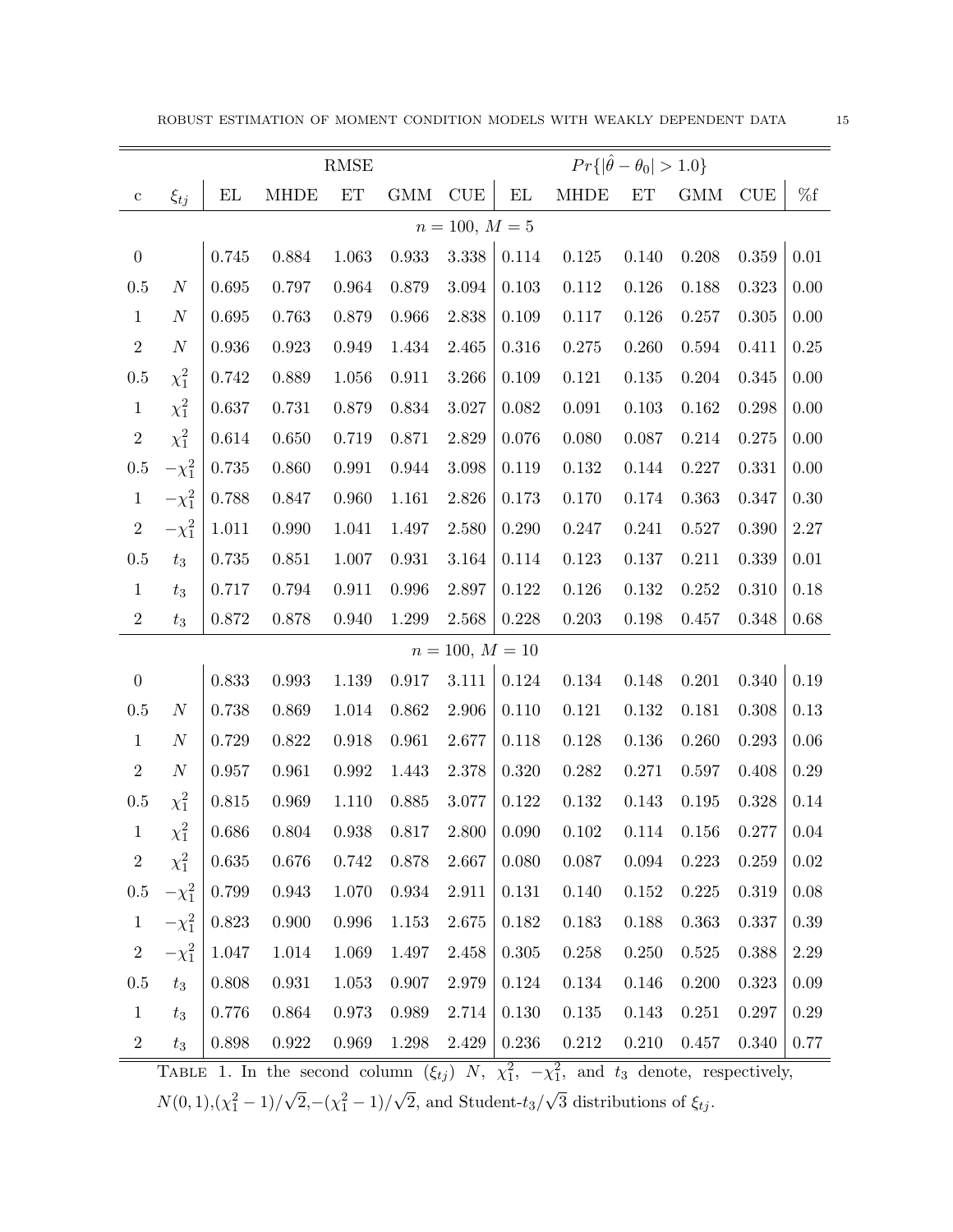| | | RMSE | | | | | $Pr\{\lvert\hat{\theta}-\theta_0\rvert > 1.0\}$ | | | | | |
|---|---|---|---|---|---|---|---|---|---|---|---|---|
| c | $\xi_{tj}$ | EL | MHDE | ET | GMM | CUE | EL | MHDE | ET | GMM | CUE | %f |
| | | | | | | $n = 100,\ M = 5$ | | | | | | |
| 0 | | 0.745 | 0.884 | 1.063 | 0.933 | 3.338 | 0.114 | 0.125 | 0.140 | 0.208 | 0.359 | 0.01 |
| 0.5 | $N$ | 0.695 | 0.797 | 0.964 | 0.879 | 3.094 | 0.103 | 0.112 | 0.126 | 0.188 | 0.323 | 0.00 |
| 1 | $N$ | 0.695 | 0.763 | 0.879 | 0.966 | 2.838 | 0.109 | 0.117 | 0.126 | 0.257 | 0.305 | 0.00 |
| 2 | $N$ | 0.936 | 0.923 | 0.949 | 1.434 | 2.465 | 0.316 | 0.275 | 0.260 | 0.594 | 0.411 | 0.25 |
| 0.5 | $\chi^2_1$ | 0.742 | 0.889 | 1.056 | 0.911 | 3.266 | 0.109 | 0.121 | 0.135 | 0.204 | 0.345 | 0.00 |
| 1 | $\chi^2_1$ | 0.637 | 0.731 | 0.879 | 0.834 | 3.027 | 0.082 | 0.091 | 0.103 | 0.162 | 0.298 | 0.00 |
| 2 | $\chi^2_1$ | 0.614 | 0.650 | 0.719 | 0.871 | 2.829 | 0.076 | 0.080 | 0.087 | 0.214 | 0.275 | 0.00 |
| 0.5 | $-\chi^2_1$ | 0.735 | 0.860 | 0.991 | 0.944 | 3.098 | 0.119 | 0.132 | 0.144 | 0.227 | 0.331 | 0.00 |
| 1 | $-\chi^2_1$ | 0.788 | 0.847 | 0.960 | 1.161 | 2.826 | 0.173 | 0.170 | 0.174 | 0.363 | 0.347 | 0.30 |
| 2 | $-\chi^2_1$ | 1.011 | 0.990 | 1.041 | 1.497 | 2.580 | 0.290 | 0.247 | 0.241 | 0.527 | 0.390 | 2.27 |
| 0.5 | $t_3$ | 0.735 | 0.851 | 1.007 | 0.931 | 3.164 | 0.114 | 0.123 | 0.137 | 0.211 | 0.339 | 0.01 |
| 1 | $t_3$ | 0.717 | 0.794 | 0.911 | 0.996 | 2.897 | 0.122 | 0.126 | 0.132 | 0.252 | 0.310 | 0.18 |
| 2 | $t_3$ | 0.872 | 0.878 | 0.940 | 1.299 | 2.568 | 0.228 | 0.203 | 0.198 | 0.457 | 0.348 | 0.68 |
| | | | | | | $n = 100,\ M = 10$ | | | | | | |
| 0 | | 0.833 | 0.993 | 1.139 | 0.917 | 3.111 | 0.124 | 0.134 | 0.148 | 0.201 | 0.340 | 0.19 |
| 0.5 | $N$ | 0.738 | 0.869 | 1.014 | 0.862 | 2.906 | 0.110 | 0.121 | 0.132 | 0.181 | 0.308 | 0.13 |
| 1 | $N$ | 0.729 | 0.822 | 0.918 | 0.961 | 2.677 | 0.118 | 0.128 | 0.136 | 0.260 | 0.293 | 0.06 |
| 2 | $N$ | 0.957 | 0.961 | 0.992 | 1.443 | 2.378 | 0.320 | 0.282 | 0.271 | 0.597 | 0.408 | 0.29 |
| 0.5 | $\chi^2_1$ | 0.815 | 0.969 | 1.110 | 0.885 | 3.077 | 0.122 | 0.132 | 0.143 | 0.195 | 0.328 | 0.14 |
| 1 | $\chi^2_1$ | 0.686 | 0.804 | 0.938 | 0.817 | 2.800 | 0.090 | 0.102 | 0.114 | 0.156 | 0.277 | 0.04 |
| 2 | $\chi^2_1$ | 0.635 | 0.676 | 0.742 | 0.878 | 2.667 | 0.080 | 0.087 | 0.094 | 0.223 | 0.259 | 0.02 |
| 0.5 | $-\chi^2_1$ | 0.799 | 0.943 | 1.070 | 0.934 | 2.911 | 0.131 | 0.140 | 0.152 | 0.225 | 0.319 | 0.08 |
| 1 | $-\chi^2_1$ | 0.823 | 0.900 | 0.996 | 1.153 | 2.675 | 0.182 | 0.183 | 0.188 | 0.363 | 0.337 | 0.39 |
| 2 | $-\chi^2_1$ | 1.047 | 1.014 | 1.069 | 1.497 | 2.458 | 0.305 | 0.258 | 0.250 | 0.525 | 0.388 | 2.29 |
| 0.5 | $t_3$ | 0.808 | 0.931 | 1.053 | 0.907 | 2.979 | 0.124 | 0.134 | 0.146 | 0.200 | 0.323 | 0.09 |
| 1 | $t_3$ | 0.776 | 0.864 | 0.973 | 0.989 | 2.714 | 0.130 | 0.135 | 0.143 | 0.251 | 0.297 | 0.29 |
| 2 | $t_3$ | 0.898 | 0.922 | 0.969 | 1.298 | 2.429 | 0.236 | 0.212 | 0.210 | 0.457 | 0.340 | 0.77 |

TABLE 1. In the second column ($\xi_{tj}$) $N$, $\chi^2_1$, $-\chi^2_1$, and $t_3$ denote, respectively, $N(0,1)$,$(\chi^2_1-1)/\sqrt{2}$,$-(\chi^2_1-1)/\sqrt{2}$, and Student-$t_3/\sqrt{3}$ distributions of $\xi_{tj}$.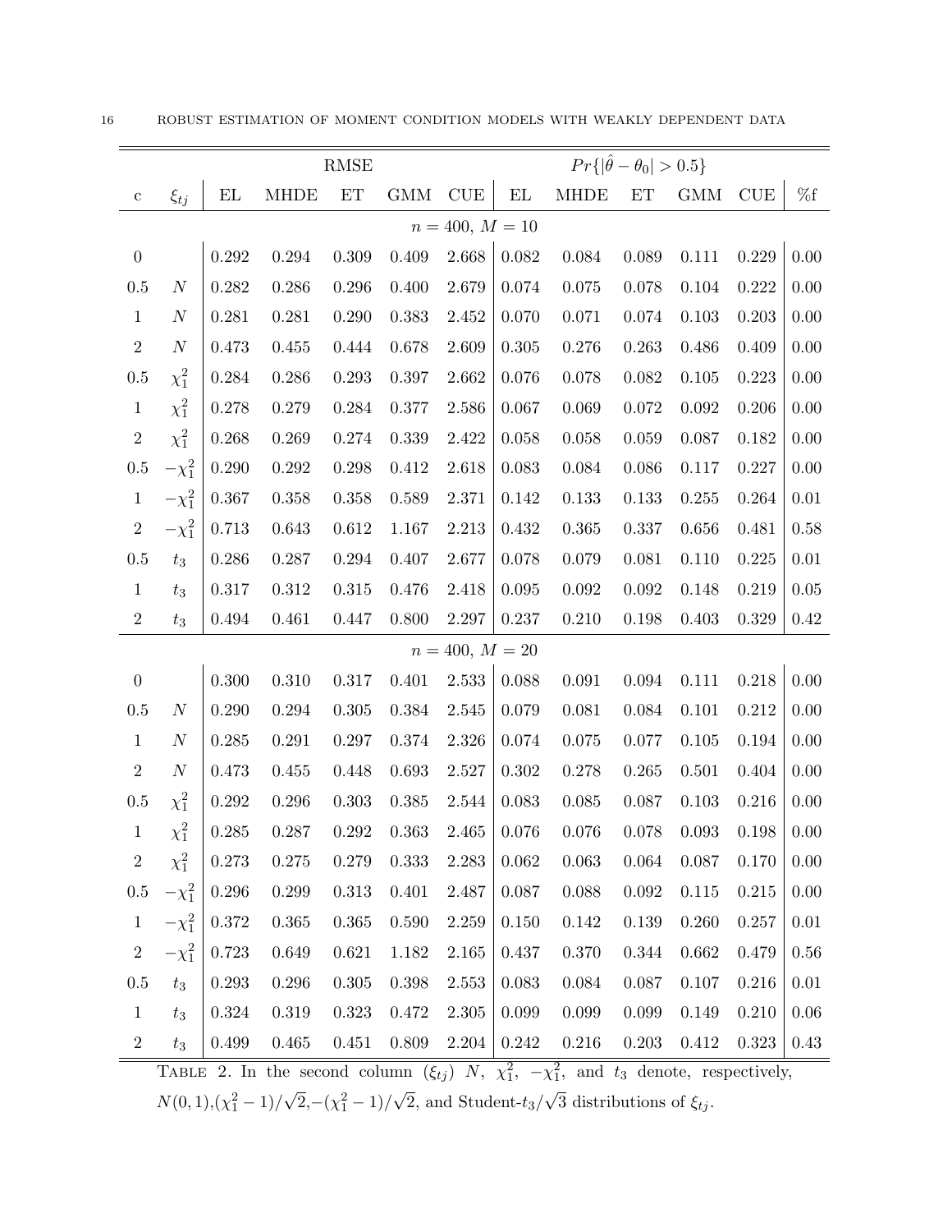| c | $\xi_{tj}$ | RMSE | | | | | $Pr\{\lvert\hat{\theta}-\theta_0\rvert > 0.5\}$ | | | | | |
|---|---|---|---|---|---|---|---|---|---|---|---|---|
| | | EL | MHDE | ET | GMM | CUE | EL | MHDE | ET | GMM | CUE | %f |
| | | | | | | $n = 400,\ M = 10$ | | | | | | |
| 0 | | 0.292 | 0.294 | 0.309 | 0.409 | 2.668 | 0.082 | 0.084 | 0.089 | 0.111 | 0.229 | 0.00 |
| 0.5 | $N$ | 0.282 | 0.286 | 0.296 | 0.400 | 2.679 | 0.074 | 0.075 | 0.078 | 0.104 | 0.222 | 0.00 |
| 1 | $N$ | 0.281 | 0.281 | 0.290 | 0.383 | 2.452 | 0.070 | 0.071 | 0.074 | 0.103 | 0.203 | 0.00 |
| 2 | $N$ | 0.473 | 0.455 | 0.444 | 0.678 | 2.609 | 0.305 | 0.276 | 0.263 | 0.486 | 0.409 | 0.00 |
| 0.5 | $\chi_1^2$ | 0.284 | 0.286 | 0.293 | 0.397 | 2.662 | 0.076 | 0.078 | 0.082 | 0.105 | 0.223 | 0.00 |
| 1 | $\chi_1^2$ | 0.278 | 0.279 | 0.284 | 0.377 | 2.586 | 0.067 | 0.069 | 0.072 | 0.092 | 0.206 | 0.00 |
| 2 | $\chi_1^2$ | 0.268 | 0.269 | 0.274 | 0.339 | 2.422 | 0.058 | 0.058 | 0.059 | 0.087 | 0.182 | 0.00 |
| 0.5 | $-\chi_1^2$ | 0.290 | 0.292 | 0.298 | 0.412 | 2.618 | 0.083 | 0.084 | 0.086 | 0.117 | 0.227 | 0.00 |
| 1 | $-\chi_1^2$ | 0.367 | 0.358 | 0.358 | 0.589 | 2.371 | 0.142 | 0.133 | 0.133 | 0.255 | 0.264 | 0.01 |
| 2 | $-\chi_1^2$ | 0.713 | 0.643 | 0.612 | 1.167 | 2.213 | 0.432 | 0.365 | 0.337 | 0.656 | 0.481 | 0.58 |
| 0.5 | $t_3$ | 0.286 | 0.287 | 0.294 | 0.407 | 2.677 | 0.078 | 0.079 | 0.081 | 0.110 | 0.225 | 0.01 |
| 1 | $t_3$ | 0.317 | 0.312 | 0.315 | 0.476 | 2.418 | 0.095 | 0.092 | 0.092 | 0.148 | 0.219 | 0.05 |
| 2 | $t_3$ | 0.494 | 0.461 | 0.447 | 0.800 | 2.297 | 0.237 | 0.210 | 0.198 | 0.403 | 0.329 | 0.42 |
| | | | | | | $n = 400,\ M = 20$ | | | | | | |
| 0 | | 0.300 | 0.310 | 0.317 | 0.401 | 2.533 | 0.088 | 0.091 | 0.094 | 0.111 | 0.218 | 0.00 |
| 0.5 | $N$ | 0.290 | 0.294 | 0.305 | 0.384 | 2.545 | 0.079 | 0.081 | 0.084 | 0.101 | 0.212 | 0.00 |
| 1 | $N$ | 0.285 | 0.291 | 0.297 | 0.374 | 2.326 | 0.074 | 0.075 | 0.077 | 0.105 | 0.194 | 0.00 |
| 2 | $N$ | 0.473 | 0.455 | 0.448 | 0.693 | 2.527 | 0.302 | 0.278 | 0.265 | 0.501 | 0.404 | 0.00 |
| 0.5 | $\chi_1^2$ | 0.292 | 0.296 | 0.303 | 0.385 | 2.544 | 0.083 | 0.085 | 0.087 | 0.103 | 0.216 | 0.00 |
| 1 | $\chi_1^2$ | 0.285 | 0.287 | 0.292 | 0.363 | 2.465 | 0.076 | 0.076 | 0.078 | 0.093 | 0.198 | 0.00 |
| 2 | $\chi_1^2$ | 0.273 | 0.275 | 0.279 | 0.333 | 2.283 | 0.062 | 0.063 | 0.064 | 0.087 | 0.170 | 0.00 |
| 0.5 | $-\chi_1^2$ | 0.296 | 0.299 | 0.313 | 0.401 | 2.487 | 0.087 | 0.088 | 0.092 | 0.115 | 0.215 | 0.00 |
| 1 | $-\chi_1^2$ | 0.372 | 0.365 | 0.365 | 0.590 | 2.259 | 0.150 | 0.142 | 0.139 | 0.260 | 0.257 | 0.01 |
| 2 | $-\chi_1^2$ | 0.723 | 0.649 | 0.621 | 1.182 | 2.165 | 0.437 | 0.370 | 0.344 | 0.662 | 0.479 | 0.56 |
| 0.5 | $t_3$ | 0.293 | 0.296 | 0.305 | 0.398 | 2.553 | 0.083 | 0.084 | 0.087 | 0.107 | 0.216 | 0.01 |
| 1 | $t_3$ | 0.324 | 0.319 | 0.323 | 0.472 | 2.305 | 0.099 | 0.099 | 0.099 | 0.149 | 0.210 | 0.06 |
| 2 | $t_3$ | 0.499 | 0.465 | 0.451 | 0.809 | 2.204 | 0.242 | 0.216 | 0.203 | 0.412 | 0.323 | 0.43 |

TABLE 2. In the second column ($\xi_{tj}$) $N$, $\chi_1^2$, $-\chi_1^2$, and $t_3$ denote, respectively, $N(0,1)$,$(\chi_1^2-1)/\sqrt{2}$,$-(\chi_1^2-1)/\sqrt{2}$, and Student-$t_3/\sqrt{3}$ distributions of $\xi_{tj}$.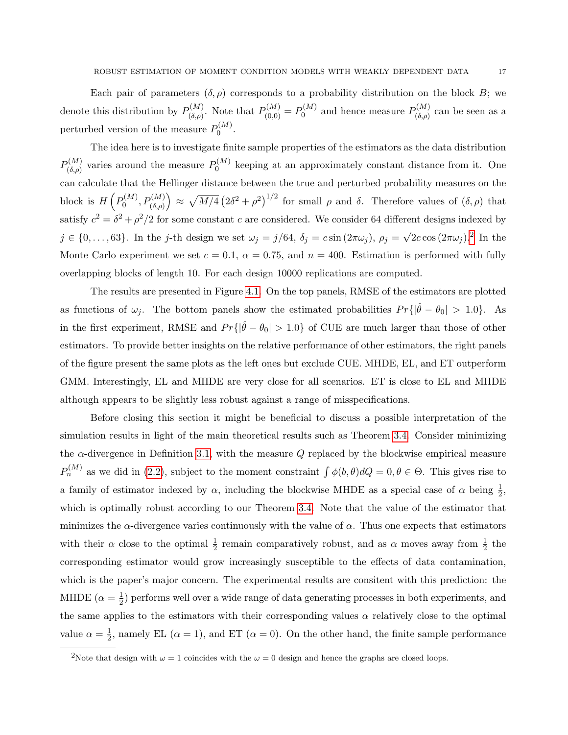Each pair of parameters $(\delta, \rho)$ corresponds to a probability distribution on the block $B$; we denote this distribution by $P^{(M)}_{(\delta,\rho)}$. Note that $P^{(M)}_{(0,0)} = P^{(M)}_0$ and hence measure $P^{(M)}_{(\delta,\rho)}$ can be seen as a perturbed version of the measure $P^{(M)}_0$.

The idea here is to investigate finite sample properties of the estimators as the data distribution $P^{(M)}_{(\delta,\rho)}$ varies around the measure $P^{(M)}_0$ keeping at an approximately constant distance from it. One can calculate that the Hellinger distance between the true and perturbed probability measures on the block is $H\left(P^{(M)}_0, P^{(M)}_{(\delta,\rho)}\right) \approx \sqrt{M/4}\left(2\delta^2 + \rho^2\right)^{1/2}$ for small $\rho$ and $\delta$. Therefore values of $(\delta, \rho)$ that satisfy $c^2 = \delta^2 + \rho^2/2$ for some constant $c$ are considered. We consider 64 different designs indexed by $j \in \{0, \ldots, 63\}$. In the $j$-th design we set $\omega_j = j/64$, $\delta_j = c\sin(2\pi\omega_j)$, $\rho_j = \sqrt{2}c\cos(2\pi\omega_j)$.[2] In the Monte Carlo experiment we set $c = 0.1$, $\alpha = 0.75$, and $n = 400$. Estimation is performed with fully overlapping blocks of length 10. For each design 10000 replications are computed.

The results are presented in Figure 4.1. On the top panels, RMSE of the estimators are plotted as functions of $\omega_j$. The bottom panels show the estimated probabilities $Pr\{|\hat{\theta} - \theta_0| > 1.0\}$. As in the first experiment, RMSE and $Pr\{|\hat{\theta} - \theta_0| > 1.0\}$ of CUE are much larger than those of other estimators. To provide better insights on the relative performance of other estimators, the right panels of the figure present the same plots as the left ones but exclude CUE. MHDE, EL, and ET outperform GMM. Interestingly, EL and MHDE are very close for all scenarios. ET is close to EL and MHDE although appears to be slightly less robust against a range of misspecifications.

Before closing this section it might be beneficial to discuss a possible interpretation of the simulation results in light of the main theoretical results such as Theorem 3.4. Consider minimizing the $\alpha$-divergence in Definition 3.1, with the measure $Q$ replaced by the blockwise empirical measure $P^{(M)}_n$ as we did in (2.2), subject to the moment constraint $\int \phi(b,\theta)dQ = 0, \theta \in \Theta$. This gives rise to a family of estimator indexed by $\alpha$, including the blockwise MHDE as a special case of $\alpha$ being $\frac{1}{2}$, which is optimally robust according to our Theorem 3.4. Note that the value of the estimator that minimizes the $\alpha$-divergence varies continuously with the value of $\alpha$. Thus one expects that estimators with their $\alpha$ close to the optimal $\frac{1}{2}$ remain comparatively robust, and as $\alpha$ moves away from $\frac{1}{2}$ the corresponding estimator would grow increasingly susceptible to the effects of data contamination, which is the paper's major concern. The experimental results are consitent with this prediction: the MHDE ($\alpha = \frac{1}{2}$) performs well over a wide range of data generating processes in both experiments, and the same applies to the estimators with their corresponding values $\alpha$ relatively close to the optimal value $\alpha = \frac{1}{2}$, namely EL ($\alpha = 1$), and ET ($\alpha = 0$). On the other hand, the finite sample performance

[2] Note that design with $\omega = 1$ coincides with the $\omega = 0$ design and hence the graphs are closed loops.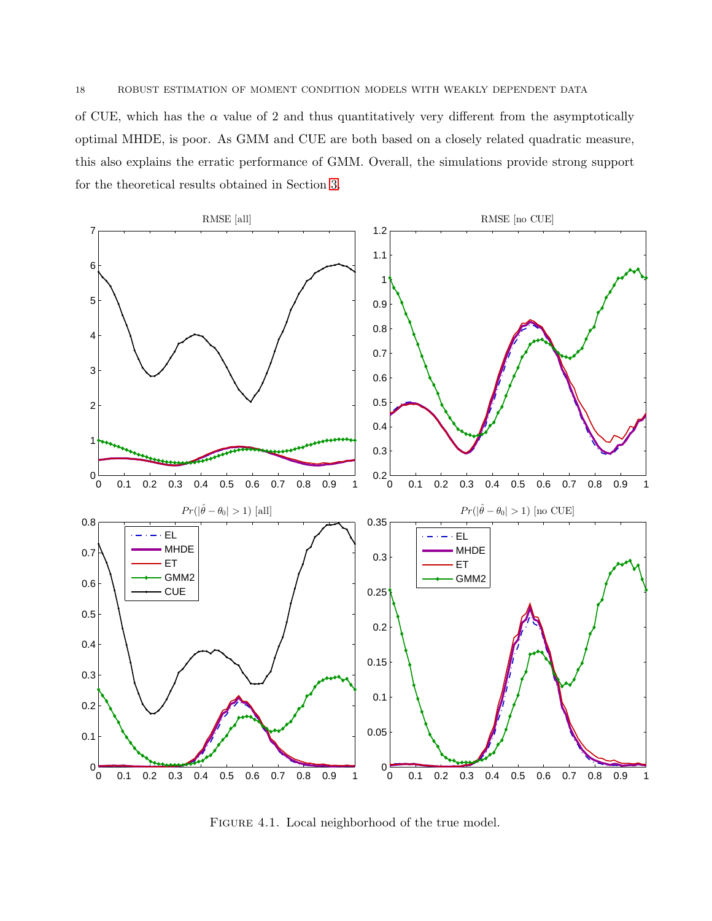of CUE, which has the $\alpha$ value of 2 and thus quantitatively very different from the asymptotically optimal MHDE, is poor. As GMM and CUE are both based on a closely related quadratic measure, this also explains the erratic performance of GMM. Overall, the simulations provide strong support for the theoretical results obtained in Section 3.

FIGURE 4.1. Local neighborhood of the true model.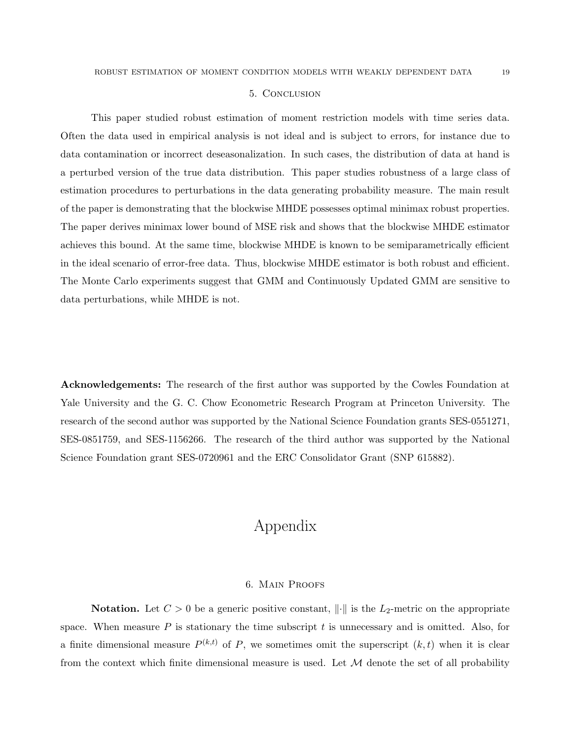## 5. Conclusion

This paper studied robust estimation of moment restriction models with time series data. Often the data used in empirical analysis is not ideal and is subject to errors, for instance due to data contamination or incorrect deseasonalization. In such cases, the distribution of data at hand is a perturbed version of the true data distribution. This paper studies robustness of a large class of estimation procedures to perturbations in the data generating probability measure. The main result of the paper is demonstrating that the blockwise MHDE possesses optimal minimax robust properties. The paper derives minimax lower bound of MSE risk and shows that the blockwise MHDE estimator achieves this bound. At the same time, blockwise MHDE is known to be semiparametrically efficient in the ideal scenario of error-free data. Thus, blockwise MHDE estimator is both robust and efficient. The Monte Carlo experiments suggest that GMM and Continuously Updated GMM are sensitive to data perturbations, while MHDE is not.

**Acknowledgements:** The research of the first author was supported by the Cowles Foundation at Yale University and the G. C. Chow Econometric Research Program at Princeton University. The research of the second author was supported by the National Science Foundation grants SES-0551271, SES-0851759, and SES-1156266. The research of the third author was supported by the National Science Foundation grant SES-0720961 and the ERC Consolidator Grant (SNP 615882).

# Appendix

## 6. Main Proofs

**Notation.** Let $C > 0$ be a generic positive constant, $\|\cdot\|$ is the $L_2$-metric on the appropriate space. When measure $P$ is stationary the time subscript $t$ is unnecessary and is omitted. Also, for a finite dimensional measure $P^{(k,t)}$ of $P$, we sometimes omit the superscript $(k,t)$ when it is clear from the context which finite dimensional measure is used. Let $\mathcal{M}$ denote the set of all probability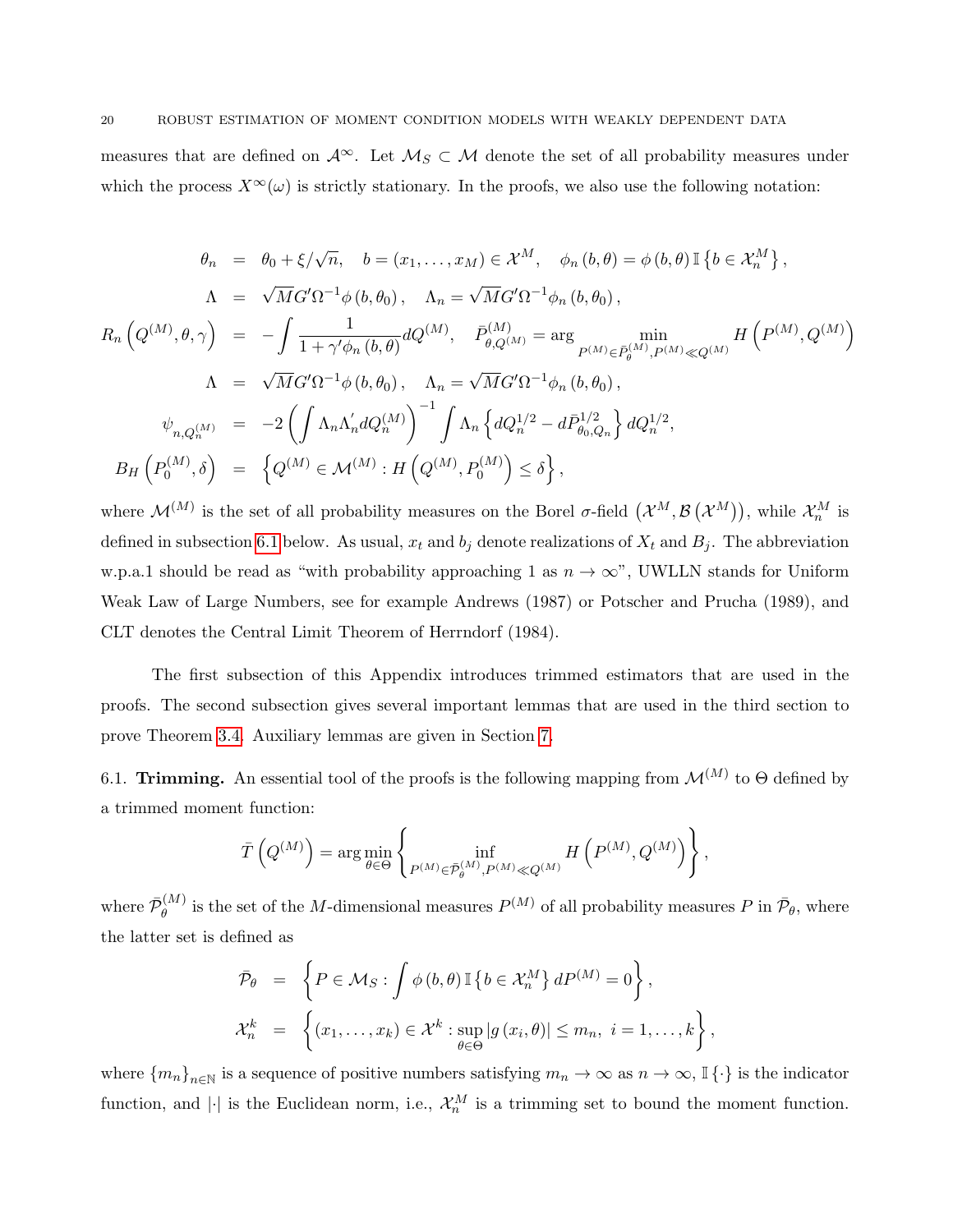measures that are defined on $\mathcal{A}^{\infty}$. Let $\mathcal{M}_S \subset \mathcal{M}$ denote the set of all probability measures under which the process $X^{\infty}(\omega)$ is strictly stationary. In the proofs, we also use the following notation:

$$
\begin{aligned}
\theta_n &= \theta_0 + \xi/\sqrt{n}, \quad b = (x_1, \ldots, x_M) \in \mathcal{X}^M, \quad \phi_n(b, \theta) = \phi(b, \theta)\, \mathbb{I}\left\{b \in \mathcal{X}_n^M\right\}, \\
\Lambda &= \sqrt{M} G' \Omega^{-1} \phi(b, \theta_0), \quad \Lambda_n = \sqrt{M} G' \Omega^{-1} \phi_n(b, \theta_0), \\
R_n\left(Q^{(M)}, \theta, \gamma\right) &= -\int \frac{1}{1 + \gamma' \phi_n(b, \theta)} dQ^{(M)}, \quad \bar{P}^{(M)}_{\theta, Q^{(M)}} = \arg \min_{P^{(M)} \in \bar{\mathcal{P}}_\theta^{(M)}, P^{(M)} \ll Q^{(M)}} H\left(P^{(M)}, Q^{(M)}\right) \\
\Lambda &= \sqrt{M} G' \Omega^{-1} \phi(b, \theta_0), \quad \Lambda_n = \sqrt{M} G' \Omega^{-1} \phi_n(b, \theta_0), \\
\psi_{n, Q_n^{(M)}} &= -2 \left( \int \Lambda_n \Lambda_n' dQ_n^{(M)} \right)^{-1} \int \Lambda_n \left\{ dQ_n^{1/2} - d\bar{P}^{1/2}_{\theta_0, Q_n} \right\} dQ_n^{1/2}, \\
B_H\left(P_0^{(M)}, \delta\right) &= \left\{ Q^{(M)} \in \mathcal{M}^{(M)} : H\left(Q^{(M)}, P_0^{(M)}\right) \le \delta \right\},
\end{aligned}
$$

where $\mathcal{M}^{(M)}$ is the set of all probability measures on the Borel $\sigma$-field $\left(\mathcal{X}^M, \mathcal{B}\left(\mathcal{X}^M\right)\right)$, while $\mathcal{X}_n^M$ is defined in subsection 6.1 below. As usual, $x_t$ and $b_j$ denote realizations of $X_t$ and $B_j$. The abbreviation w.p.a.1 should be read as "with probability approaching 1 as $n \to \infty$", UWLLN stands for Uniform Weak Law of Large Numbers, see for example Andrews (1987) or Potscher and Prucha (1989), and CLT denotes the Central Limit Theorem of Herrndorf (1984).

The first subsection of this Appendix introduces trimmed estimators that are used in the proofs. The second subsection gives several important lemmas that are used in the third section to prove Theorem 3.4. Auxiliary lemmas are given in Section 7.

6.1. **Trimming.** An essential tool of the proofs is the following mapping from $\mathcal{M}^{(M)}$ to $\Theta$ defined by a trimmed moment function:

$$
\bar{T}\left(Q^{(M)}\right) = \arg\min_{\theta \in \Theta} \left\{ \inf_{P^{(M)} \in \bar{\mathcal{P}}_\theta^{(M)}, P^{(M)} \ll Q^{(M)}} H\left(P^{(M)}, Q^{(M)}\right) \right\},
$$

where $\bar{\mathcal{P}}_\theta^{(M)}$ is the set of the $M$-dimensional measures $P^{(M)}$ of all probability measures $P$ in $\bar{\mathcal{P}}_\theta$, where the latter set is defined as

$$
\begin{aligned}
\bar{\mathcal{P}}_\theta &= \left\{ P \in \mathcal{M}_S : \int \phi(b, \theta)\, \mathbb{I}\left\{b \in \mathcal{X}_n^M\right\} dP^{(M)} = 0 \right\}, \\
\mathcal{X}_n^k &= \left\{ (x_1, \ldots, x_k) \in \mathcal{X}^k : \sup_{\theta \in \Theta} |g(x_i, \theta)| \le m_n, \ i = 1, \ldots, k \right\},
\end{aligned}
$$

where $\{m_n\}_{n \in \mathbb{N}}$ is a sequence of positive numbers satisfying $m_n \to \infty$ as $n \to \infty$, $\mathbb{I}\{\cdot\}$ is the indicator function, and $|\cdot|$ is the Euclidean norm, i.e., $\mathcal{X}_n^M$ is a trimming set to bound the moment function.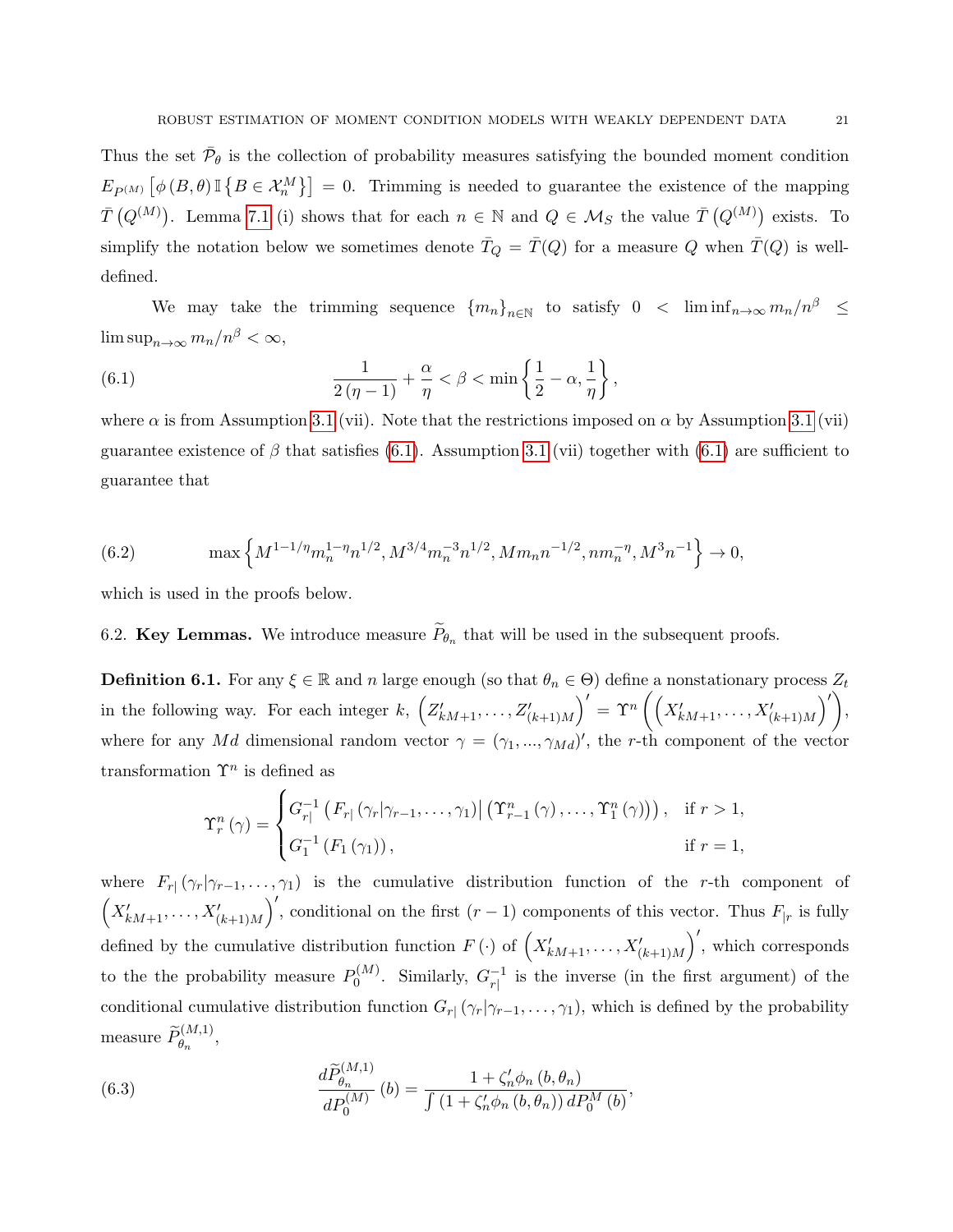Thus the set $\bar{\mathcal{P}}_\theta$ is the collection of probability measures satisfying the bounded moment condition $E_{P^{(M)}}\left[\phi\left(B,\theta\right)\mathbb{I}\left\{B\in\mathcal{X}_n^M\right\}\right]=0$. Trimming is needed to guarantee the existence of the mapping $\bar{T}\left(Q^{(M)}\right)$. Lemma 7.1 (i) shows that for each $n\in\mathbb{N}$ and $Q\in\mathcal{M}_S$ the value $\bar{T}\left(Q^{(M)}\right)$ exists. To simplify the notation below we sometimes denote $\bar{T}_Q=\bar{T}(Q)$ for a measure $Q$ when $\bar{T}(Q)$ is well-defined.

We may take the trimming sequence $\{m_n\}_{n\in\mathbb{N}}$ to satisfy $0<\liminf_{n\to\infty}m_n/n^\beta\leq\limsup_{n\to\infty}m_n/n^\beta<\infty$,

$$\frac{1}{2\left(\eta-1\right)}+\frac{\alpha}{\eta}<\beta<\min\left\{\frac{1}{2}-\alpha,\frac{1}{\eta}\right\},\tag{6.1}$$

where $\alpha$ is from Assumption 3.1 (vii). Note that the restrictions imposed on $\alpha$ by Assumption 3.1 (vii) guarantee existence of $\beta$ that satisfies (6.1). Assumption 3.1 (vii) together with (6.1) are sufficient to guarantee that

$$\max\left\{M^{1-1/\eta}m_n^{1-\eta}n^{1/2},M^{3/4}m_n^{-3}n^{1/2},Mm_nn^{-1/2},nm_n^{-\eta},M^3n^{-1}\right\}\to0,\tag{6.2}$$

which is used in the proofs below.

6.2. **Key Lemmas.** We introduce measure $\widetilde{P}_{\theta_n}$ that will be used in the subsequent proofs.

**Definition 6.1.** For any $\xi\in\mathbb{R}$ and $n$ large enough (so that $\theta_n\in\Theta$) define a nonstationary process $Z_t$ in the following way. For each integer $k$, $\left(Z'_{kM+1},\ldots,Z'_{(k+1)M}\right)'=\Upsilon^n\left(\left(X'_{kM+1},\ldots,X'_{(k+1)M}\right)'\right)$, where for any $Md$ dimensional random vector $\gamma=(\gamma_1,...,\gamma_{Md})'$, the $r$-th component of the vector transformation $\Upsilon^n$ is defined as

$$\Upsilon_r^n\left(\gamma\right)=\begin{cases}G_{r|}^{-1}\left(F_{r|}\left(\gamma_r|\gamma_{r-1},\ldots,\gamma_1\right)\middle|\left(\Upsilon_{r-1}^n\left(\gamma\right),\ldots,\Upsilon_1^n\left(\gamma\right)\right)\right), & \text{if } r>1,\\ G_1^{-1}\left(F_1\left(\gamma_1\right)\right), & \text{if } r=1,\end{cases}$$

where $F_{r|}\left(\gamma_r|\gamma_{r-1},\ldots,\gamma_1\right)$ is the cumulative distribution function of the $r$-th component of $\left(X'_{kM+1},\ldots,X'_{(k+1)M}\right)'$, conditional on the first $(r-1)$ components of this vector. Thus $F_{|r}$ is fully defined by the cumulative distribution function $F\left(\cdot\right)$ of $\left(X'_{kM+1},\ldots,X'_{(k+1)M}\right)'$, which corresponds to the the probability measure $P_0^{(M)}$. Similarly, $G_{r|}^{-1}$ is the inverse (in the first argument) of the conditional cumulative distribution function $G_{r|}\left(\gamma_r|\gamma_{r-1},\ldots,\gamma_1\right)$, which is defined by the probability measure $\widetilde{P}_{\theta_n}^{(M,1)}$,

$$\frac{d\widetilde{P}_{\theta_n}^{(M,1)}}{dP_0^{(M)}}\left(b\right)=\frac{1+\zeta_n'\phi_n\left(b,\theta_n\right)}{\int\left(1+\zeta_n'\phi_n\left(b,\theta_n\right)\right)dP_0^M\left(b\right)},\tag{6.3}$$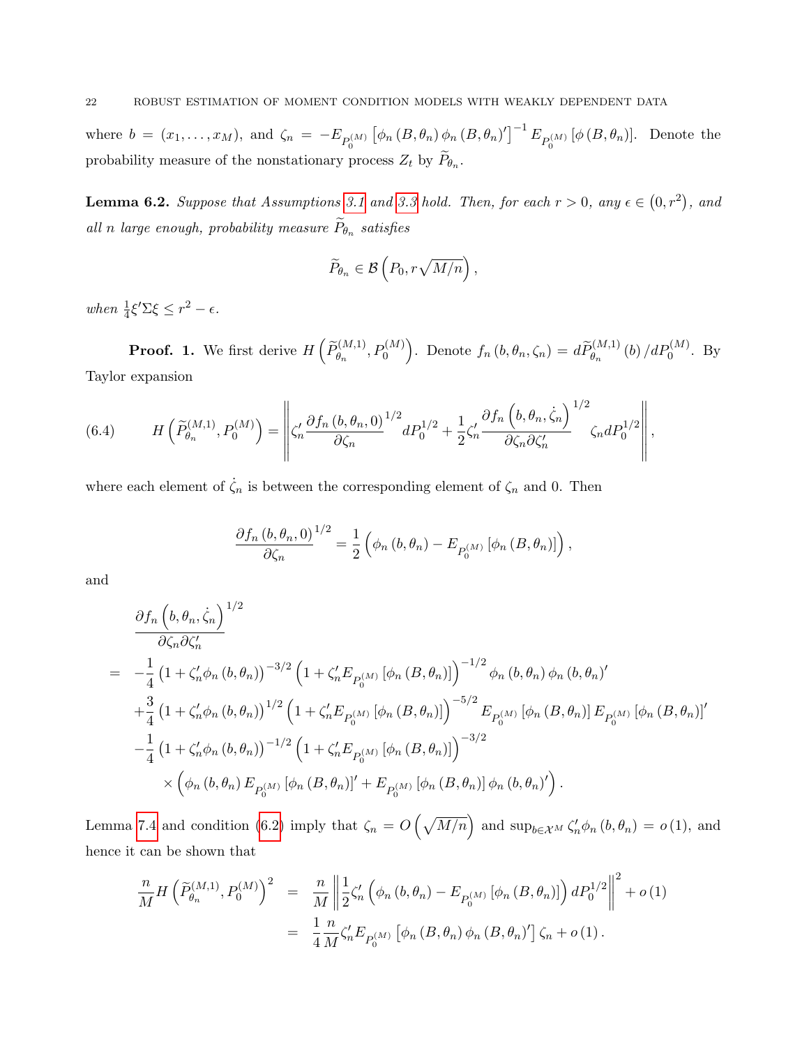where $b = (x_1, \ldots, x_M)$, and $\zeta_n = -E_{P_0^{(M)}}\left[\phi_n(B,\theta_n)\phi_n(B,\theta_n)'\right]^{-1} E_{P_0^{(M)}}\left[\phi(B,\theta_n)\right]$. Denote the probability measure of the nonstationary process $Z_t$ by $\widetilde{P}_{\theta_n}$.

**Lemma 6.2.** *Suppose that Assumptions 3.1 and 3.3 hold. Then, for each $r > 0$, any $\epsilon \in (0, r^2)$, and all $n$ large enough, probability measure $\widetilde{P}_{\theta_n}$ satisfies*

$$\widetilde{P}_{\theta_n} \in \mathcal{B}\left(P_0, r\sqrt{M/n}\right),$$

*when $\frac{1}{4}\xi'\Sigma\xi \leq r^2 - \epsilon$.*

**Proof. 1.** We first derive $H\left(\widetilde{P}_{\theta_n}^{(M,1)}, P_0^{(M)}\right)$. Denote $f_n(b,\theta_n,\zeta_n) = d\widetilde{P}_{\theta_n}^{(M,1)}(b)/dP_0^{(M)}$. By Taylor expansion

$$H\left(\widetilde{P}_{\theta_n}^{(M,1)}, P_0^{(M)}\right) = \left\| \zeta_n' \frac{\partial f_n(b,\theta_n,0)^{1/2}}{\partial \zeta_n} dP_0^{1/2} + \frac{1}{2}\zeta_n' \frac{\partial f_n\left(b,\theta_n,\dot{\zeta}_n\right)^{1/2}}{\partial \zeta_n \partial \zeta_n'} \zeta_n dP_0^{1/2} \right\|, \tag{6.4}$$

where each element of $\dot{\zeta}_n$ is between the corresponding element of $\zeta_n$ and 0. Then

$$\frac{\partial f_n(b,\theta_n,0)^{1/2}}{\partial \zeta_n} = \frac{1}{2}\left(\phi_n(b,\theta_n) - E_{P_0^{(M)}}\left[\phi_n(B,\theta_n)\right]\right),$$

and

$$\begin{aligned}
&\frac{\partial f_n\left(b,\theta_n,\dot{\zeta}_n\right)^{1/2}}{\partial \zeta_n \partial \zeta_n'} \\
=\ & -\frac{1}{4}\left(1+\zeta_n'\phi_n(b,\theta_n)\right)^{-3/2}\left(1+\zeta_n' E_{P_0^{(M)}}\left[\phi_n(B,\theta_n)\right]\right)^{-1/2}\phi_n(b,\theta_n)\phi_n(b,\theta_n)' \\
& + \frac{3}{4}\left(1+\zeta_n'\phi_n(b,\theta_n)\right)^{1/2}\left(1+\zeta_n' E_{P_0^{(M)}}\left[\phi_n(B,\theta_n)\right]\right)^{-5/2} E_{P_0^{(M)}}\left[\phi_n(B,\theta_n)\right] E_{P_0^{(M)}}\left[\phi_n(B,\theta_n)\right]' \\
& - \frac{1}{4}\left(1+\zeta_n'\phi_n(b,\theta_n)\right)^{-1/2}\left(1+\zeta_n' E_{P_0^{(M)}}\left[\phi_n(B,\theta_n)\right]\right)^{-3/2} \\
& \quad \times \left(\phi_n(b,\theta_n) E_{P_0^{(M)}}\left[\phi_n(B,\theta_n)\right]' + E_{P_0^{(M)}}\left[\phi_n(B,\theta_n)\right]\phi_n(b,\theta_n)'\right).
\end{aligned}$$

Lemma 7.4 and condition (6.2) imply that $\zeta_n = O\left(\sqrt{M/n}\right)$ and $\sup_{b\in\mathcal{X}^M}\zeta_n'\phi_n(b,\theta_n) = o(1)$, and hence it can be shown that

$$\begin{aligned}
\frac{n}{M} H\left(\widetilde{P}_{\theta_n}^{(M,1)}, P_0^{(M)}\right)^2 &= \frac{n}{M}\left\| \frac{1}{2}\zeta_n'\left(\phi_n(b,\theta_n) - E_{P_0^{(M)}}\left[\phi_n(B,\theta_n)\right]\right) dP_0^{1/2} \right\|^2 + o(1) \\
&= \frac{1}{4}\frac{n}{M}\zeta_n' E_{P_0^{(M)}}\left[\phi_n(B,\theta_n)\phi_n(B,\theta_n)'\right]\zeta_n + o(1).
\end{aligned}$$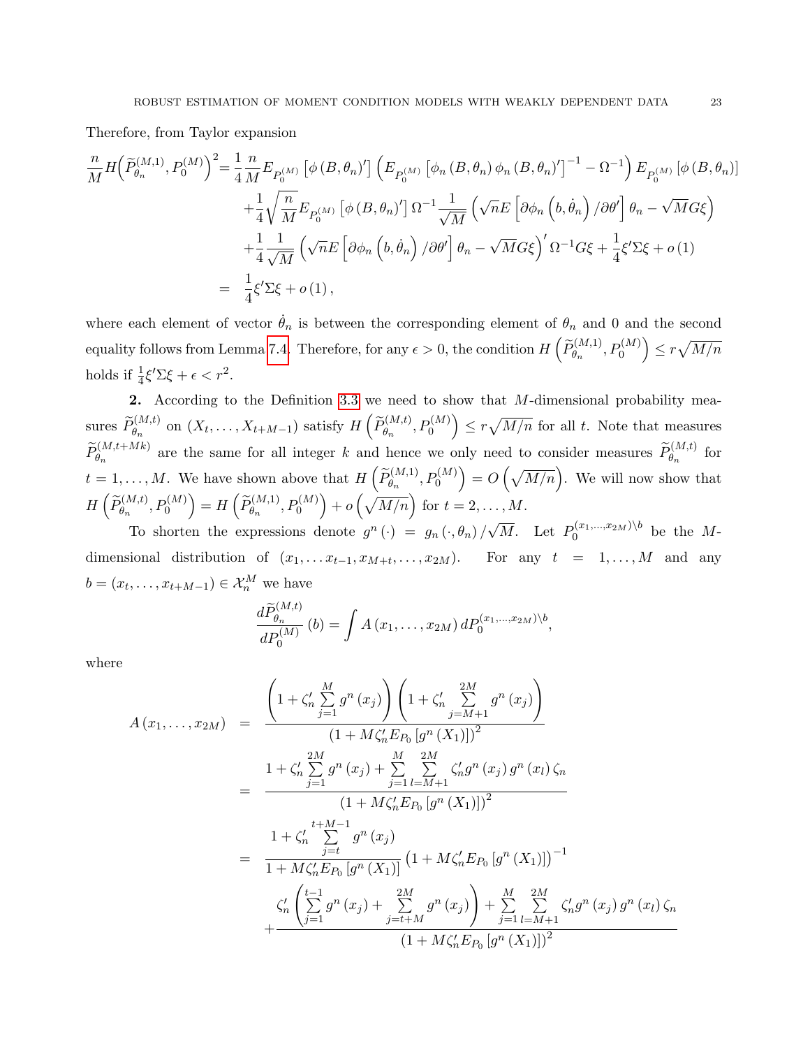Therefore, from Taylor expansion

$$
\begin{aligned}
\frac{n}{M} H\left(\widetilde{P}_{\theta_n}^{(M,1)}, P_0^{(M)}\right)^2 =& \frac{1}{4} \frac{n}{M} E_{P_0^{(M)}}\left[\phi\left(B,\theta_n\right)'\right]\left(E_{P_0^{(M)}}\left[\phi_n\left(B,\theta_n\right)\phi_n\left(B,\theta_n\right)'\right]^{-1} - \Omega^{-1}\right) E_{P_0^{(M)}}\left[\phi\left(B,\theta_n\right)\right] \\
&+ \frac{1}{4}\sqrt{\frac{n}{M}} E_{P_0^{(M)}}\left[\phi\left(B,\theta_n\right)'\right]\Omega^{-1}\frac{1}{\sqrt{M}}\left(\sqrt{n} E\left[\partial\phi_n\left(b,\dot{\theta}_n\right)/\partial\theta'\right]\theta_n - \sqrt{M} G\xi\right) \\
&+ \frac{1}{4}\frac{1}{\sqrt{M}}\left(\sqrt{n} E\left[\partial\phi_n\left(b,\dot{\theta}_n\right)/\partial\theta'\right]\theta_n - \sqrt{M} G\xi\right)'\Omega^{-1} G\xi + \frac{1}{4}\xi'\Sigma\xi + o\left(1\right) \\
=& \frac{1}{4}\xi'\Sigma\xi + o\left(1\right),
\end{aligned}
$$

where each element of vector $\dot{\theta}_n$ is between the corresponding element of $\theta_n$ and 0 and the second equality follows from Lemma 7.4. Therefore, for any $\epsilon > 0$, the condition $H\left(\widetilde{P}_{\theta_n}^{(M,1)}, P_0^{(M)}\right) \leq r\sqrt{M/n}$ holds if $\frac{1}{4}\xi'\Sigma\xi + \epsilon < r^2$.

**2.** According to the Definition 3.3 we need to show that $M$-dimensional probability measures $\widetilde{P}_{\theta_n}^{(M,t)}$ on $(X_t,\ldots,X_{t+M-1})$ satisfy $H\left(\widetilde{P}_{\theta_n}^{(M,t)}, P_0^{(M)}\right) \leq r\sqrt{M/n}$ for all $t$. Note that measures $\widetilde{P}_{\theta_n}^{(M,t+Mk)}$ are the same for all integer $k$ and hence we only need to consider measures $\widetilde{P}_{\theta_n}^{(M,t)}$ for $t = 1,\ldots,M$. We have shown above that $H\left(\widetilde{P}_{\theta_n}^{(M,1)}, P_0^{(M)}\right) = O\left(\sqrt{M/n}\right)$. We will now show that $H\left(\widetilde{P}_{\theta_n}^{(M,t)}, P_0^{(M)}\right) = H\left(\widetilde{P}_{\theta_n}^{(M,1)}, P_0^{(M)}\right) + o\left(\sqrt{M/n}\right)$ for $t = 2,\ldots,M$.

To shorten the expressions denote $g^n\left(\cdot\right) = g_n\left(\cdot,\theta_n\right)/\sqrt{M}$. Let $P_0^{(x_1,\ldots,x_{2M})\setminus b}$ be the $M$-dimensional distribution of $(x_1,\ldots x_{t-1}, x_{M+t},\ldots,x_{2M})$. For any $t = 1,\ldots,M$ and any $b = (x_t,\ldots,x_{t+M-1}) \in \mathcal{X}_n^M$ we have

$$
\frac{d\widetilde{P}_{\theta_n}^{(M,t)}}{dP_0^{(M)}}\left(b\right) = \int A\left(x_1,\ldots,x_{2M}\right) dP_0^{(x_1,\ldots,x_{2M})\setminus b},
$$

where

$$
\begin{aligned}
A\left(x_1,\ldots,x_{2M}\right) &= \frac{\left(1+\zeta_n'\sum_{j=1}^{M} g^n\left(x_j\right)\right)\left(1+\zeta_n'\sum_{j=M+1}^{2M} g^n\left(x_j\right)\right)}{\left(1+M\zeta_n' E_{P_0}\left[g^n\left(X_1\right)\right]\right)^2} \\
&= \frac{1+\zeta_n'\sum_{j=1}^{2M} g^n\left(x_j\right) + \sum_{j=1}^{M}\sum_{l=M+1}^{2M}\zeta_n' g^n\left(x_j\right) g^n\left(x_l\right)\zeta_n}{\left(1+M\zeta_n' E_{P_0}\left[g^n\left(X_1\right)\right]\right)^2} \\
&= \frac{1+\zeta_n'\sum_{j=t}^{t+M-1} g^n\left(x_j\right)}{1+M\zeta_n' E_{P_0}\left[g^n\left(X_1\right)\right]}\left(1+M\zeta_n' E_{P_0}\left[g^n\left(X_1\right)\right]\right)^{-1} \\
&\quad + \frac{\zeta_n'\left(\sum_{j=1}^{t-1} g^n\left(x_j\right) + \sum_{j=t+M}^{2M} g^n\left(x_j\right)\right) + \sum_{j=1}^{M}\sum_{l=M+1}^{2M}\zeta_n' g^n\left(x_j\right) g^n\left(x_l\right)\zeta_n}{\left(1+M\zeta_n' E_{P_0}\left[g^n\left(X_1\right)\right]\right)^2}
\end{aligned}
$$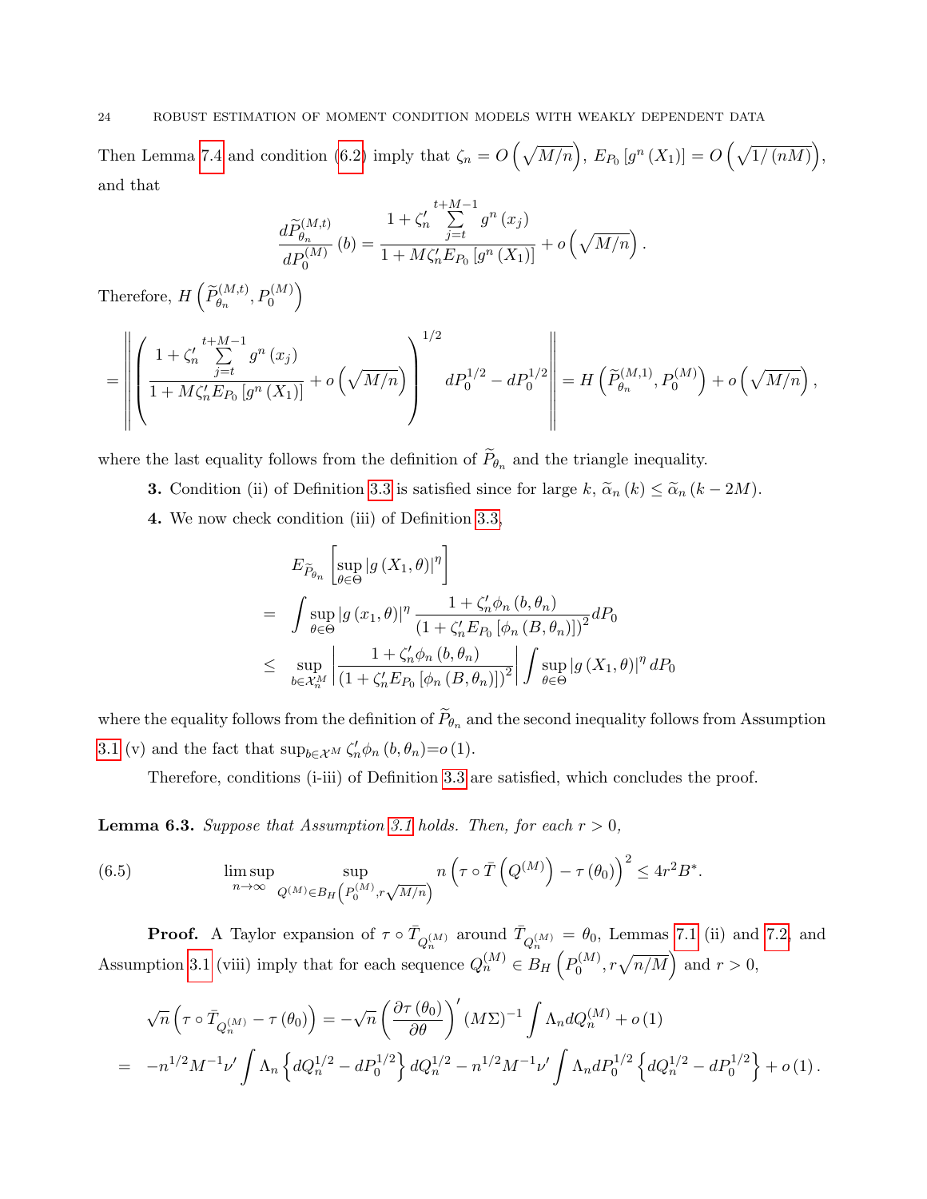Then Lemma 7.4 and condition (6.2) imply that $\zeta_n = O\left(\sqrt{M/n}\right)$, $E_{P_0}\left[g^n\left(X_1\right)\right] = O\left(\sqrt{1/\left(nM\right)}\right)$, and that

$$\frac{d\widetilde{P}_{\theta_n}^{(M,t)}}{dP_0^{(M)}}\left(b\right) = \frac{1+\zeta_n' \sum_{j=t}^{t+M-1} g^n\left(x_j\right)}{1+M\zeta_n' E_{P_0}\left[g^n\left(X_1\right)\right]} + o\left(\sqrt{M/n}\right).$$

Therefore, $H\left(\widetilde{P}_{\theta_n}^{(M,t)}, P_0^{(M)}\right)$

$$= \left\| \left( \frac{1+\zeta_n' \sum_{j=t}^{t+M-1} g^n\left(x_j\right)}{1+M\zeta_n' E_{P_0}\left[g^n\left(X_1\right)\right]} + o\left(\sqrt{M/n}\right) \right)^{1/2} dP_0^{1/2} - dP_0^{1/2} \right\| = H\left(\widetilde{P}_{\theta_n}^{(M,1)}, P_0^{(M)}\right) + o\left(\sqrt{M/n}\right),$$

where the last equality follows from the definition of $\widetilde{P}_{\theta_n}$ and the triangle inequality.

**3.** Condition (ii) of Definition 3.3 is satisfied since for large $k$, $\widetilde{\alpha}_n\left(k\right) \leq \widetilde{\alpha}_n\left(k-2M\right)$.

**4.** We now check condition (iii) of Definition 3.3,

$$\begin{aligned}
& E_{\widetilde{P}_{\theta_n}}\left[\sup_{\theta\in\Theta}\left|g\left(X_1,\theta\right)\right|^{\eta}\right] \\
= & \int \sup_{\theta\in\Theta}\left|g\left(x_1,\theta\right)\right|^{\eta} \frac{1+\zeta_n'\phi_n\left(b,\theta_n\right)}{\left(1+\zeta_n' E_{P_0}\left[\phi_n\left(B,\theta_n\right)\right]\right)^2} dP_0 \\
\leq & \sup_{b\in\mathcal{X}_n^M}\left|\frac{1+\zeta_n'\phi_n\left(b,\theta_n\right)}{\left(1+\zeta_n' E_{P_0}\left[\phi_n\left(B,\theta_n\right)\right]\right)^2}\right| \int \sup_{\theta\in\Theta}\left|g\left(X_1,\theta\right)\right|^{\eta} dP_0
\end{aligned}$$

where the equality follows from the definition of $\widetilde{P}_{\theta_n}$ and the second inequality follows from Assumption 3.1 (v) and the fact that $\sup_{b\in\mathcal{X}^M}\zeta_n'\phi_n\left(b,\theta_n\right)=o\left(1\right)$.

Therefore, conditions (i-iii) of Definition 3.3 are satisfied, which concludes the proof.

**Lemma 6.3.** *Suppose that Assumption 3.1 holds. Then, for each $r>0$,*

$$\limsup_{n\to\infty} \sup_{Q^{(M)}\in B_H\left(P_0^{(M)}, r\sqrt{M/n}\right)} n\left(\tau\circ\bar{T}\left(Q^{(M)}\right)-\tau\left(\theta_0\right)\right)^2 \leq 4r^2 B^*. \tag{6.5}$$

**Proof.** A Taylor expansion of $\tau\circ\bar{T}_{Q_n^{(M)}}$ around $\bar{T}_{Q_n^{(M)}} = \theta_0$, Lemmas 7.1 (ii) and 7.2, and Assumption 3.1 (viii) imply that for each sequence $Q_n^{(M)} \in B_H\left(P_0^{(M)}, r\sqrt{n/M}\right)$ and $r>0$,

$$\begin{aligned}
& \sqrt{n}\left(\tau\circ\bar{T}_{Q_n^{(M)}}-\tau\left(\theta_0\right)\right) = -\sqrt{n}\left(\frac{\partial\tau\left(\theta_0\right)}{\partial\theta}\right)'\left(M\Sigma\right)^{-1}\int\Lambda_n dQ_n^{(M)} + o\left(1\right) \\
= & -n^{1/2}M^{-1}\nu'\int\Lambda_n\left\{dQ_n^{1/2}-dP_0^{1/2}\right\}dQ_n^{1/2} - n^{1/2}M^{-1}\nu'\int\Lambda_n dP_0^{1/2}\left\{dQ_n^{1/2}-dP_0^{1/2}\right\} + o\left(1\right).
\end{aligned}$$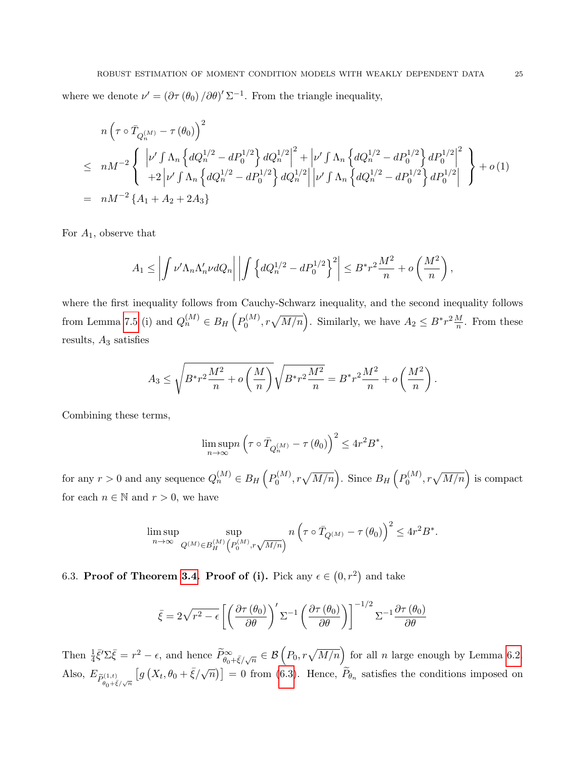where we denote $\nu' = (\partial \tau(\theta_0)/\partial\theta)' \Sigma^{-1}$. From the triangle inequality,

$$
\begin{aligned}
& n\left(\tau \circ \bar{T}_{Q_n^{(M)}} - \tau(\theta_0)\right)^2 \\
\leq\ & nM^{-2} \left\{ \begin{array}{l} \left|\nu' \int \Lambda_n \left\{ dQ_n^{1/2} - dP_0^{1/2} \right\} dQ_n^{1/2} \right|^2 + \left| \nu' \int \Lambda_n \left\{ dQ_n^{1/2} - dP_0^{1/2} \right\} dP_0^{1/2} \right|^2 \\ +2 \left|\nu' \int \Lambda_n \left\{ dQ_n^{1/2} - dP_0^{1/2} \right\} dQ_n^{1/2} \right| \left| \nu' \int \Lambda_n \left\{ dQ_n^{1/2} - dP_0^{1/2} \right\} dP_0^{1/2} \right| \end{array} \right\} + o(1) \\
=\ & nM^{-2} \left\{ A_1 + A_2 + 2A_3 \right\}
\end{aligned}
$$

For $A_1$, observe that

$$
A_1 \leq \left| \int \nu' \Lambda_n \Lambda_n' \nu dQ_n \right| \left| \int \left\{ dQ_n^{1/2} - dP_0^{1/2} \right\}^2 \right| \leq B^* r^2 \frac{M^2}{n} + o\left(\frac{M^2}{n}\right),
$$

where the first inequality follows from Cauchy-Schwarz inequality, and the second inequality follows from Lemma 7.5 (i) and $Q_n^{(M)} \in B_H\left(P_0^{(M)}, r\sqrt{M/n}\right)$. Similarly, we have $A_2 \leq B^* r^2 \frac{M}{n}$. From these results, $A_3$ satisfies

$$
A_3 \leq \sqrt{B^* r^2 \frac{M^2}{n} + o\left(\frac{M}{n}\right)} \sqrt{B^* r^2 \frac{M^2}{n}} = B^* r^2 \frac{M^2}{n} + o\left(\frac{M^2}{n}\right).
$$

Combining these terms,

$$
\limsup_{n\to\infty} n\left(\tau \circ \bar{T}_{Q_n^{(M)}} - \tau(\theta_0)\right)^2 \leq 4r^2 B^*,
$$

for any $r > 0$ and any sequence $Q_n^{(M)} \in B_H\left(P_0^{(M)}, r\sqrt{M/n}\right)$. Since $B_H\left(P_0^{(M)}, r\sqrt{M/n}\right)$ is compact for each $n \in \mathbb{N}$ and $r > 0$, we have

$$
\limsup_{n\to\infty} \sup_{Q^{(M)} \in B_H^{(M)}\left(P_0^{(M)}, r\sqrt{M/n}\right)} n\left(\tau \circ \bar{T}_{Q^{(M)}} - \tau(\theta_0)\right)^2 \leq 4r^2 B^*.
$$

6.3. **Proof of Theorem 3.4. Proof of (i).** Pick any $\epsilon \in (0, r^2)$ and take

$$
\bar{\xi} = 2\sqrt{r^2 - \epsilon} \left[ \left(\frac{\partial \tau(\theta_0)}{\partial\theta}\right)' \Sigma^{-1} \left(\frac{\partial \tau(\theta_0)}{\partial\theta}\right) \right]^{-1/2} \Sigma^{-1} \frac{\partial \tau(\theta_0)}{\partial\theta}
$$

Then $\frac{1}{4}\bar{\xi}'\Sigma\bar{\xi} = r^2 - \epsilon$, and hence $\widetilde{P}_{\theta_0 + \bar{\xi}/\sqrt{n}}^{\infty} \in \mathcal{B}\left(P_0, r\sqrt{M/n}\right)$ for all $n$ large enough by Lemma 6.2. Also, $E_{\widetilde{P}_{\theta_0+\bar{\xi}/\sqrt{n}}^{(1,t)}}\left[g\left(X_t, \theta_0 + \bar{\xi}/\sqrt{n}\right)\right] = 0$ from (6.3). Hence, $\widetilde{P}_{\theta_n}$ satisfies the conditions imposed on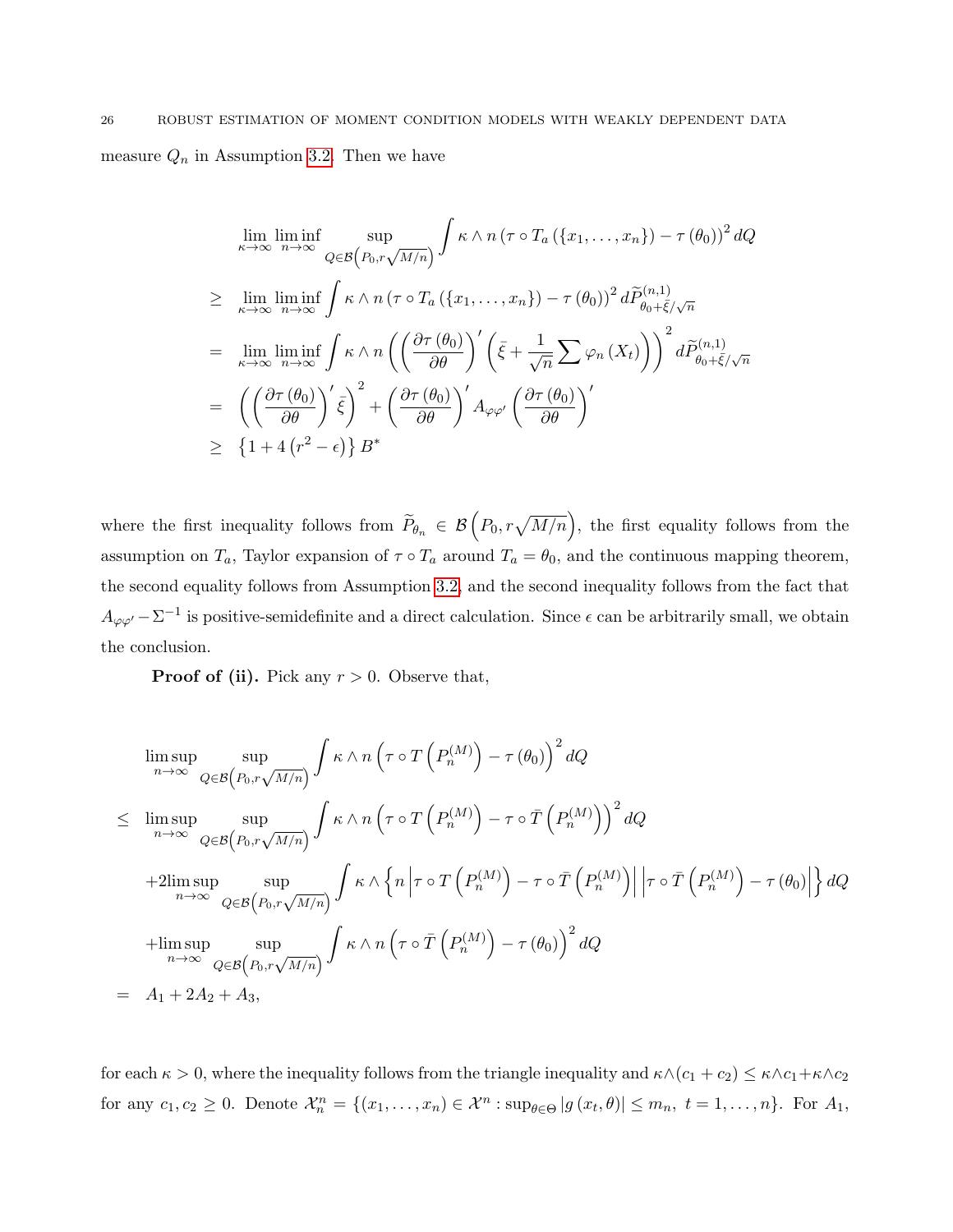measure $Q_n$ in Assumption 3.2. Then we have

$$
\begin{aligned}
& \lim_{\kappa\to\infty} \liminf_{n\to\infty} \sup_{Q\in\mathcal{B}\left(P_0, r\sqrt{M/n}\right)} \int \kappa \wedge n \left(\tau \circ T_a \left(\{x_1, \ldots, x_n\}\right) - \tau\left(\theta_0\right)\right)^2 dQ \\
\geq\ & \lim_{\kappa\to\infty} \liminf_{n\to\infty} \int \kappa \wedge n \left(\tau \circ T_a \left(\{x_1, \ldots, x_n\}\right) - \tau\left(\theta_0\right)\right)^2 d\widetilde{P}^{(n,1)}_{\theta_0+\bar{\xi}/\sqrt{n}} \\
=\ & \lim_{\kappa\to\infty} \liminf_{n\to\infty} \int \kappa \wedge n \left( \left(\frac{\partial \tau\left(\theta_0\right)}{\partial\theta}\right)' \left(\bar{\xi} + \frac{1}{\sqrt{n}} \sum \varphi_n\left(X_t\right)\right)\right)^2 d\widetilde{P}^{(n,1)}_{\theta_0+\bar{\xi}/\sqrt{n}} \\
=\ & \left( \left(\frac{\partial \tau\left(\theta_0\right)}{\partial\theta}\right)' \bar{\xi}\right)^2 + \left(\frac{\partial \tau\left(\theta_0\right)}{\partial\theta}\right)' A_{\varphi\varphi'} \left(\frac{\partial \tau\left(\theta_0\right)}{\partial\theta}\right)' \\
\geq\ & \left\{1 + 4\left(r^2 - \epsilon\right)\right\} B^*
\end{aligned}
$$

where the first inequality follows from $\widetilde{P}_{\theta_n} \in \mathcal{B}\left(P_0, r\sqrt{M/n}\right)$, the first equality follows from the assumption on $T_a$, Taylor expansion of $\tau \circ T_a$ around $T_a = \theta_0$, and the continuous mapping theorem, the second equality follows from Assumption 3.2, and the second inequality follows from the fact that $A_{\varphi\varphi'} - \Sigma^{-1}$ is positive-semidefinite and a direct calculation. Since $\epsilon$ can be arbitrarily small, we obtain the conclusion.

**Proof of (ii).** Pick any $r > 0$. Observe that,

$$
\begin{aligned}
& \limsup_{n\to\infty} \sup_{Q\in\mathcal{B}\left(P_0, r\sqrt{M/n}\right)} \int \kappa \wedge n \left(\tau \circ T\left(P_n^{(M)}\right) - \tau\left(\theta_0\right)\right)^2 dQ \\
\leq\ & \limsup_{n\to\infty} \sup_{Q\in\mathcal{B}\left(P_0, r\sqrt{M/n}\right)} \int \kappa \wedge n \left(\tau \circ T\left(P_n^{(M)}\right) - \tau \circ \bar{T}\left(P_n^{(M)}\right)\right)^2 dQ \\
& + 2\limsup_{n\to\infty} \sup_{Q\in\mathcal{B}\left(P_0, r\sqrt{M/n}\right)} \int \kappa \wedge \left\{ n \left|\tau \circ T\left(P_n^{(M)}\right) - \tau \circ \bar{T}\left(P_n^{(M)}\right)\right| \left|\tau \circ \bar{T}\left(P_n^{(M)}\right) - \tau\left(\theta_0\right)\right| \right\} dQ \\
& + \limsup_{n\to\infty} \sup_{Q\in\mathcal{B}\left(P_0, r\sqrt{M/n}\right)} \int \kappa \wedge n \left(\tau \circ \bar{T}\left(P_n^{(M)}\right) - \tau\left(\theta_0\right)\right)^2 dQ \\
=\ & A_1 + 2A_2 + A_3,
\end{aligned}
$$

for each $\kappa > 0$, where the inequality follows from the triangle inequality and $\kappa \wedge (c_1 + c_2) \leq \kappa \wedge c_1 + \kappa \wedge c_2$ for any $c_1, c_2 \geq 0$. Denote $\mathcal{X}_n^n = \{(x_1, \ldots, x_n) \in \mathcal{X}^n : \sup_{\theta\in\Theta} |g\left(x_t, \theta\right)| \leq m_n,\ t = 1, \ldots, n\}$. For $A_1$,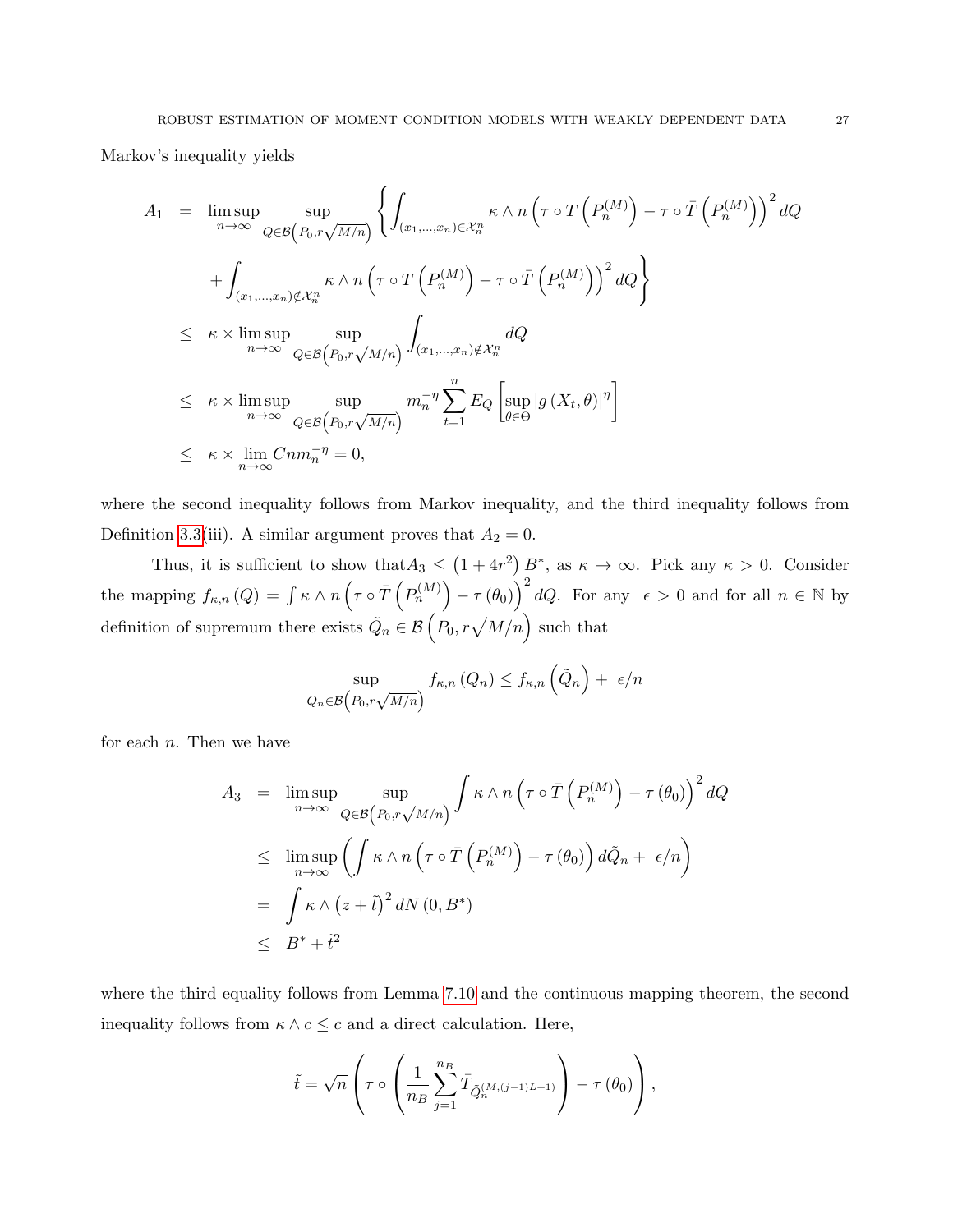Markov's inequality yields

$$
\begin{aligned}
A_1 &= \limsup_{n\to\infty} \sup_{Q\in\mathcal{B}\left(P_0, r\sqrt{M/n}\right)} \left\{ \int_{(x_1,\dots,x_n)\in\mathcal{X}_n^n} \kappa\wedge n\left(\tau\circ T\left(P_n^{(M)}\right) - \tau\circ\bar{T}\left(P_n^{(M)}\right)\right)^2 dQ \right. \\
&\quad \left. + \int_{(x_1,\dots,x_n)\notin\mathcal{X}_n^n} \kappa\wedge n\left(\tau\circ T\left(P_n^{(M)}\right) - \tau\circ\bar{T}\left(P_n^{(M)}\right)\right)^2 dQ \right\} \\
&\leq \kappa\times \limsup_{n\to\infty} \sup_{Q\in\mathcal{B}\left(P_0, r\sqrt{M/n}\right)} \int_{(x_1,\dots,x_n)\notin\mathcal{X}_n^n} dQ \\
&\leq \kappa\times \limsup_{n\to\infty} \sup_{Q\in\mathcal{B}\left(P_0, r\sqrt{M/n}\right)} m_n^{-\eta}\sum_{t=1}^{n} E_Q\left[\sup_{\theta\in\Theta}\left|g\left(X_t,\theta\right)\right|^{\eta}\right] \\
&\leq \kappa\times \lim_{n\to\infty} Cnm_n^{-\eta} = 0,
\end{aligned}
$$

where the second inequality follows from Markov inequality, and the third inequality follows from Definition 3.3(iii). A similar argument proves that $A_2 = 0$.

Thus, it is sufficient to show that$A_3 \leq \left(1+4r^2\right)B^*$, as $\kappa\to\infty$. Pick any $\kappa>0$. Consider the mapping $f_{\kappa,n}(Q) = \int \kappa\wedge n\left(\tau\circ\bar{T}\left(P_n^{(M)}\right)-\tau\left(\theta_0\right)\right)^2 dQ$. For any $\epsilon>0$ and for all $n\in\mathbb{N}$ by definition of supremum there exists $\tilde{Q}_n\in\mathcal{B}\left(P_0, r\sqrt{M/n}\right)$ such that

$$
\sup_{Q_n\in\mathcal{B}\left(P_0, r\sqrt{M/n}\right)} f_{\kappa,n}\left(Q_n\right) \leq f_{\kappa,n}\left(\tilde{Q}_n\right) + \epsilon/n
$$

for each $n$. Then we have

$$
\begin{aligned}
A_3 &= \limsup_{n\to\infty} \sup_{Q\in\mathcal{B}\left(P_0, r\sqrt{M/n}\right)} \int \kappa\wedge n\left(\tau\circ\bar{T}\left(P_n^{(M)}\right)-\tau\left(\theta_0\right)\right)^2 dQ \\
&\leq \limsup_{n\to\infty}\left(\int \kappa\wedge n\left(\tau\circ\bar{T}\left(P_n^{(M)}\right)-\tau\left(\theta_0\right)\right) d\tilde{Q}_n + \epsilon/n\right) \\
&= \int \kappa\wedge\left(z+\tilde{t}\right)^2 dN\left(0,B^*\right) \\
&\leq B^* + \tilde{t}^2
\end{aligned}
$$

where the third equality follows from Lemma 7.10 and the continuous mapping theorem, the second inequality follows from $\kappa\wedge c\leq c$ and a direct calculation. Here,

$$
\tilde{t} = \sqrt{n}\left(\tau\circ\left(\frac{1}{n_B}\sum_{j=1}^{n_B}\bar{T}_{\tilde{Q}_n^{(M,(j-1)L+1)}}\right)-\tau\left(\theta_0\right)\right),
$$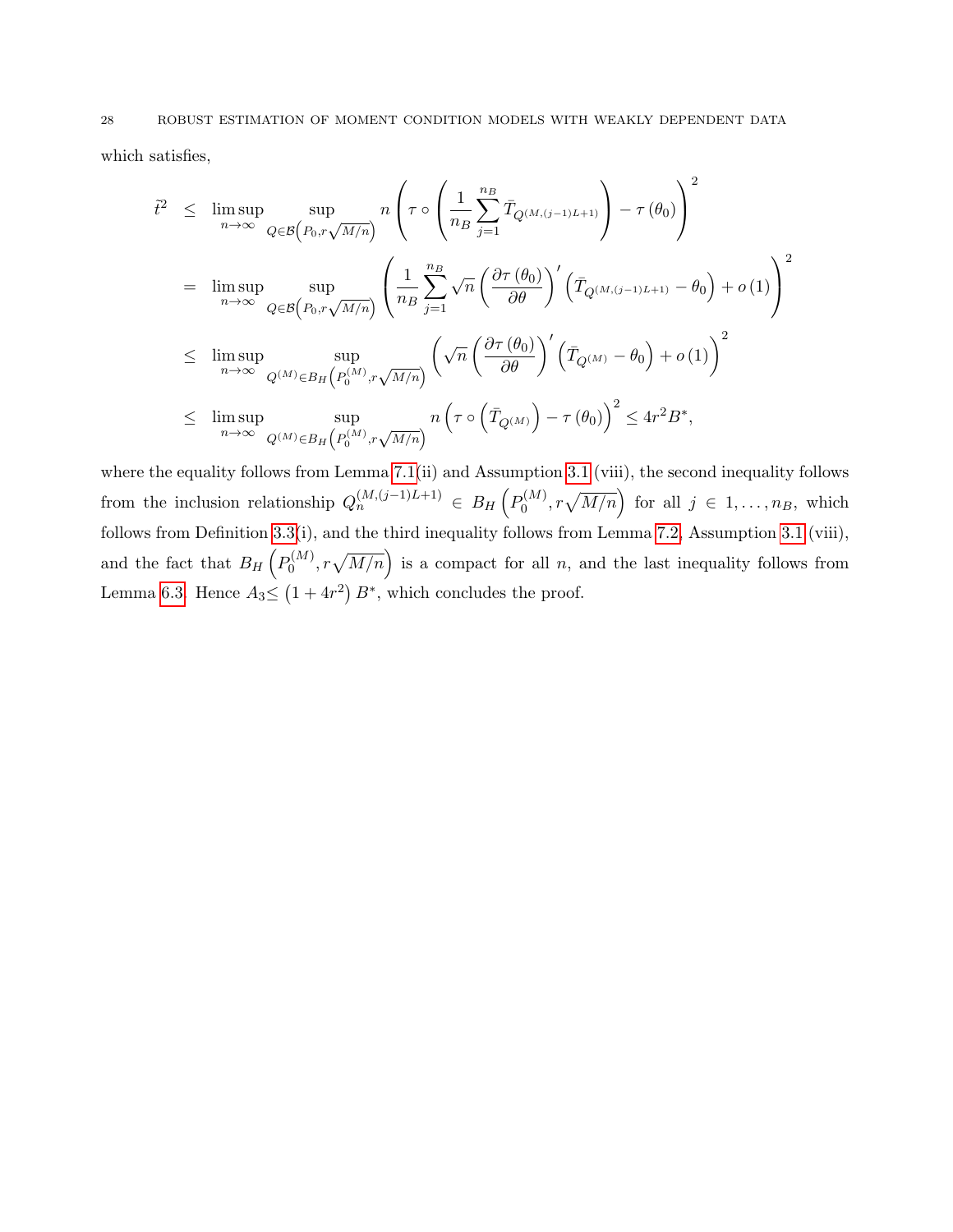which satisfies,

$$
\begin{aligned}
\tilde{t}^2 &\leq \limsup_{n\to\infty} \sup_{Q\in\mathcal{B}\left(P_0, r\sqrt{M/n}\right)} n\left(\tau\circ\left(\frac{1}{n_B}\sum_{j=1}^{n_B}\bar{T}_{Q^{(M,(j-1)L+1)}}\right)-\tau\left(\theta_0\right)\right)^2 \\
&= \limsup_{n\to\infty} \sup_{Q\in\mathcal{B}\left(P_0, r\sqrt{M/n}\right)} \left(\frac{1}{n_B}\sum_{j=1}^{n_B}\sqrt{n}\left(\frac{\partial\tau\left(\theta_0\right)}{\partial\theta}\right)'\left(\bar{T}_{Q^{(M,(j-1)L+1)}}-\theta_0\right)+o\left(1\right)\right)^2 \\
&\leq \limsup_{n\to\infty} \sup_{Q^{(M)}\in B_H\left(P_0^{(M)}, r\sqrt{M/n}\right)} \left(\sqrt{n}\left(\frac{\partial\tau\left(\theta_0\right)}{\partial\theta}\right)'\left(\bar{T}_{Q^{(M)}}-\theta_0\right)+o\left(1\right)\right)^2 \\
&\leq \limsup_{n\to\infty} \sup_{Q^{(M)}\in B_H\left(P_0^{(M)}, r\sqrt{M/n}\right)} n\left(\tau\circ\left(\bar{T}_{Q^{(M)}}\right)-\tau\left(\theta_0\right)\right)^2 \leq 4r^2B^*,
\end{aligned}
$$

where the equality follows from Lemma 7.1(ii) and Assumption 3.1 (viii), the second inequality follows from the inclusion relationship $Q_n^{(M,(j-1)L+1)} \in B_H\left(P_0^{(M)}, r\sqrt{M/n}\right)$ for all $j \in 1,\ldots,n_B$, which follows from Definition 3.3(i), and the third inequality follows from Lemma 7.2, Assumption 3.1 (viii), and the fact that $B_H\left(P_0^{(M)}, r\sqrt{M/n}\right)$ is a compact for all $n$, and the last inequality follows from Lemma 6.3. Hence $A_3 \leq \left(1+4r^2\right)B^*$, which concludes the proof.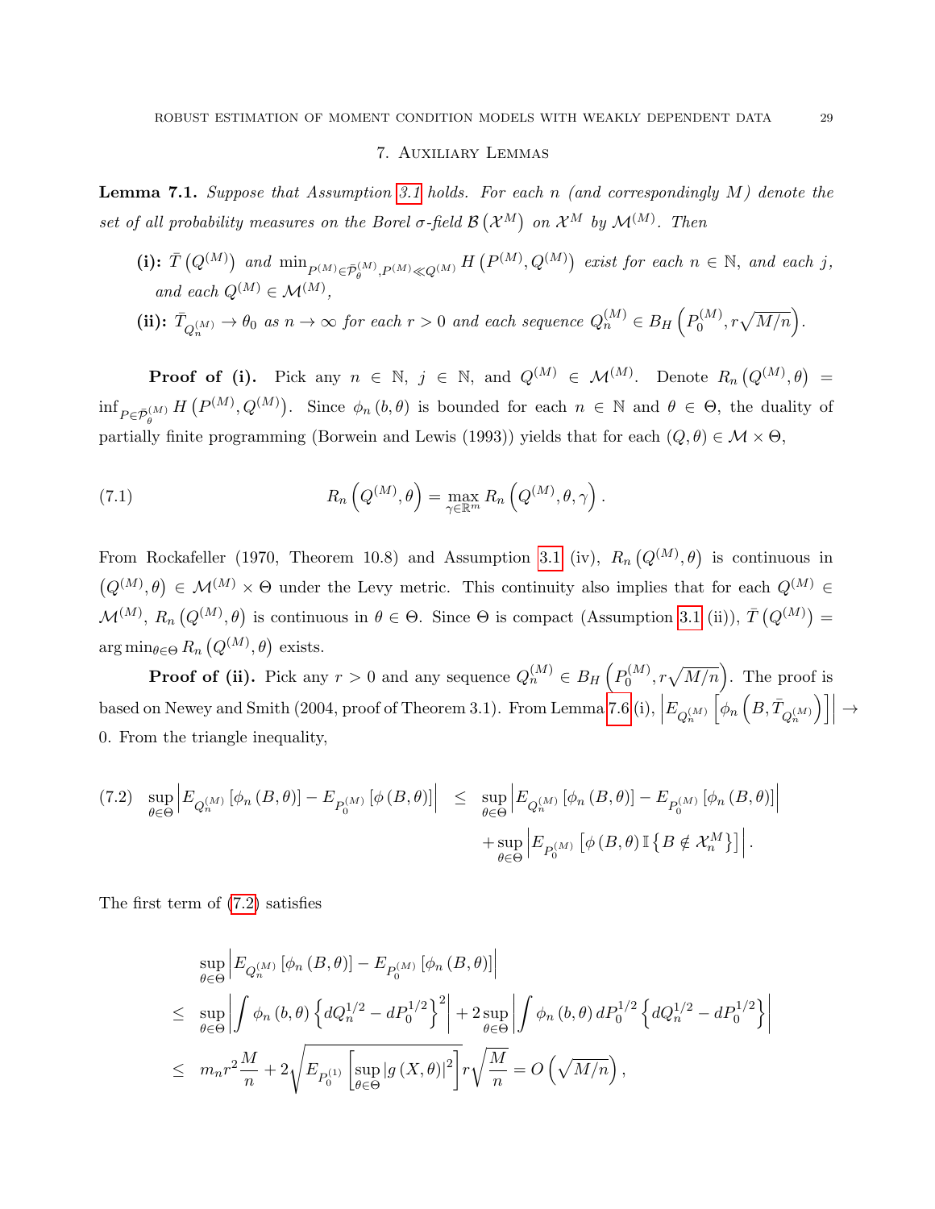## 7. Auxiliary Lemmas

**Lemma 7.1.** *Suppose that Assumption 3.1 holds. For each $n$ (and correspondingly $M$) denote the set of all probability measures on the Borel $\sigma$-field $\mathcal{B}\left(\mathcal{X}^M\right)$ on $\mathcal{X}^M$ by $\mathcal{M}^{(M)}$. Then*

**(i):** *$\bar{T}\left(Q^{(M)}\right)$ and $\min_{P^{(M)}\in\bar{\mathcal{P}}_\theta^{(M)},P^{(M)}\ll Q^{(M)}} H\left(P^{(M)},Q^{(M)}\right)$ exist for each $n\in\mathbb{N}$, and each $j$, and each $Q^{(M)}\in\mathcal{M}^{(M)}$,*

**(ii):** *$\bar{T}_{Q_n^{(M)}}\to\theta_0$ as $n\to\infty$ for each $r>0$ and each sequence $Q_n^{(M)}\in B_H\left(P_0^{(M)},r\sqrt{M/n}\right)$.*

**Proof of (i).** Pick any $n\in\mathbb{N}$, $j\in\mathbb{N}$, and $Q^{(M)}\in\mathcal{M}^{(M)}$. Denote $R_n\left(Q^{(M)},\theta\right)=\inf_{P\in\bar{\mathcal{P}}_\theta^{(M)}} H\left(P^{(M)},Q^{(M)}\right)$. Since $\phi_n\left(b,\theta\right)$ is bounded for each $n\in\mathbb{N}$ and $\theta\in\Theta$, the duality of partially finite programming (Borwein and Lewis (1993)) yields that for each $(Q,\theta)\in\mathcal{M}\times\Theta$,

$$R_n\left(Q^{(M)},\theta\right)=\max_{\gamma\in\mathbb{R}^m} R_n\left(Q^{(M)},\theta,\gamma\right). \tag{7.1}$$

From Rockafeller (1970, Theorem 10.8) and Assumption 3.1 (iv), $R_n\left(Q^{(M)},\theta\right)$ is continuous in $\left(Q^{(M)},\theta\right)\in\mathcal{M}^{(M)}\times\Theta$ under the Levy metric. This continuity also implies that for each $Q^{(M)}\in\mathcal{M}^{(M)}$, $R_n\left(Q^{(M)},\theta\right)$ is continuous in $\theta\in\Theta$. Since $\Theta$ is compact (Assumption 3.1 (ii)), $\bar{T}\left(Q^{(M)}\right)=\arg\min_{\theta\in\Theta} R_n\left(Q^{(M)},\theta\right)$ exists.

**Proof of (ii).** Pick any $r>0$ and any sequence $Q_n^{(M)}\in B_H\left(P_0^{(M)},r\sqrt{M/n}\right)$. The proof is based on Newey and Smith (2004, proof of Theorem 3.1). From Lemma 7.6 (i), $\left|E_{Q_n^{(M)}}\left[\phi_n\left(B,\bar{T}_{Q_n^{(M)}}\right)\right]\right|\to 0$. From the triangle inequality,

$$\begin{aligned}
\sup_{\theta\in\Theta}\left|E_{Q_n^{(M)}}\left[\phi_n\left(B,\theta\right)\right]-E_{P_0^{(M)}}\left[\phi\left(B,\theta\right)\right]\right| \leq\ & \sup_{\theta\in\Theta}\left|E_{Q_n^{(M)}}\left[\phi_n\left(B,\theta\right)\right]-E_{P_0^{(M)}}\left[\phi_n\left(B,\theta\right)\right]\right| \\
&+\sup_{\theta\in\Theta}\left|E_{P_0^{(M)}}\left[\phi\left(B,\theta\right)\mathbb{I}\left\{B\notin\mathcal{X}_n^M\right\}\right]\right|.
\end{aligned} \tag{7.2}$$

The first term of (7.2) satisfies

$$\begin{aligned}
&\sup_{\theta\in\Theta}\left|E_{Q_n^{(M)}}\left[\phi_n\left(B,\theta\right)\right]-E_{P_0^{(M)}}\left[\phi_n\left(B,\theta\right)\right]\right| \\
\leq\ & \sup_{\theta\in\Theta}\left|\int\phi_n\left(b,\theta\right)\left\{dQ_n^{1/2}-dP_0^{1/2}\right\}^2\right|+2\sup_{\theta\in\Theta}\left|\int\phi_n\left(b,\theta\right)dP_0^{1/2}\left\{dQ_n^{1/2}-dP_0^{1/2}\right\}\right| \\
\leq\ & m_n r^2\frac{M}{n}+2\sqrt{E_{P_0^{(1)}}\left[\sup_{\theta\in\Theta}\left|g\left(X,\theta\right)\right|^2\right]}\,r\sqrt{\frac{M}{n}}=O\left(\sqrt{M/n}\right),
\end{aligned}$$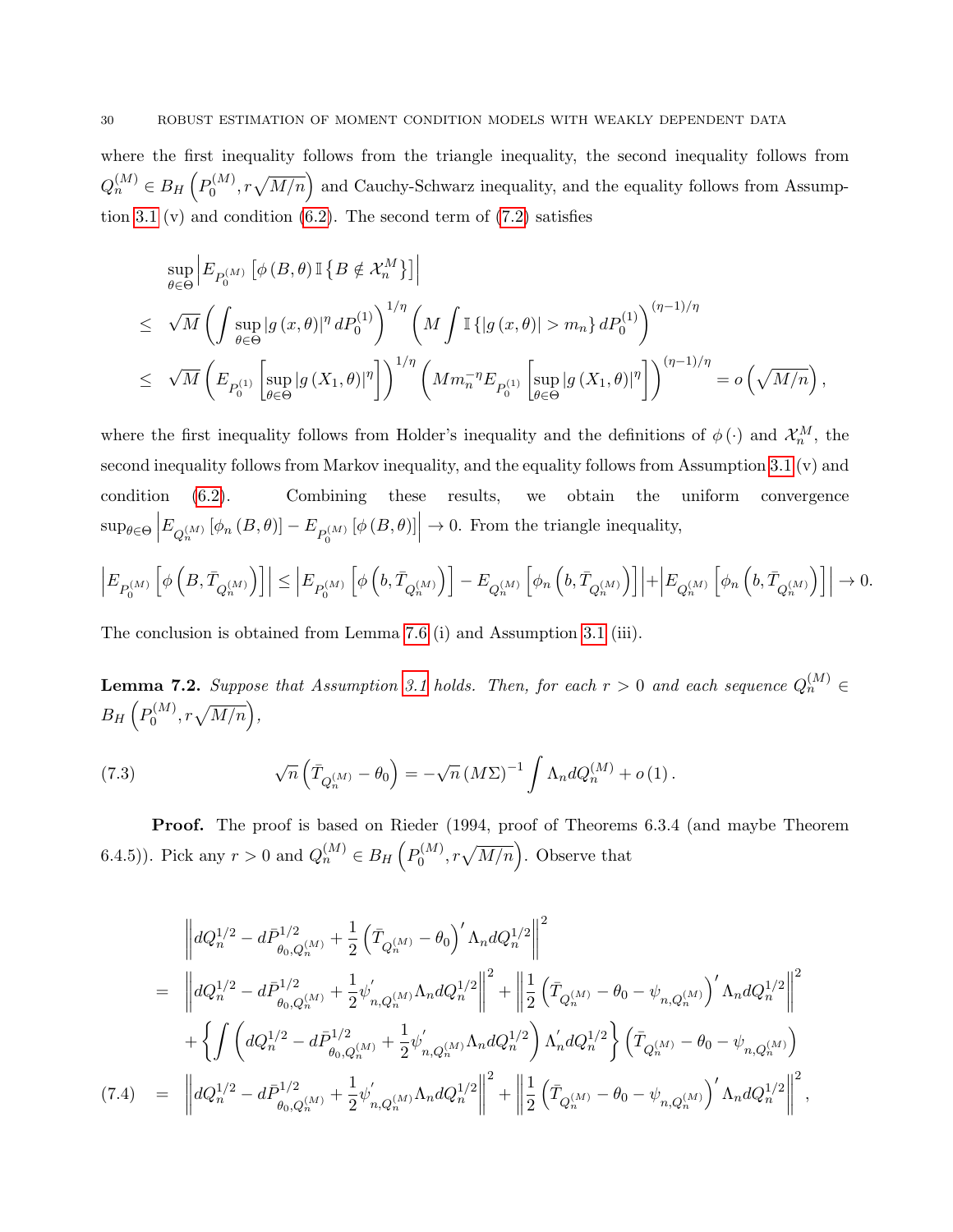where the first inequality follows from the triangle inequality, the second inequality follows from $Q_n^{(M)} \in B_H\left(P_0^{(M)}, r\sqrt{M/n}\right)$ and Cauchy-Schwarz inequality, and the equality follows from Assumption 3.1 (v) and condition (6.2). The second term of (7.2) satisfies

$$
\begin{aligned}
& \sup_{\theta\in\Theta}\left|E_{P_0^{(M)}}\left[\phi\left(B,\theta\right)\mathbb{I}\left\{B\notin\mathcal{X}_n^M\right\}\right]\right| \\
\leq\ & \sqrt{M}\left(\int\sup_{\theta\in\Theta}\left|g\left(x,\theta\right)\right|^{\eta}dP_0^{(1)}\right)^{1/\eta}\left(M\int\mathbb{I}\left\{\left|g\left(x,\theta\right)\right|>m_n\right\}dP_0^{(1)}\right)^{(\eta-1)/\eta} \\
\leq\ & \sqrt{M}\left(E_{P_0^{(1)}}\left[\sup_{\theta\in\Theta}\left|g\left(X_1,\theta\right)\right|^{\eta}\right]\right)^{1/\eta}\left(Mm_n^{-\eta}E_{P_0^{(1)}}\left[\sup_{\theta\in\Theta}\left|g\left(X_1,\theta\right)\right|^{\eta}\right]\right)^{(\eta-1)/\eta}=o\left(\sqrt{M/n}\right),
\end{aligned}
$$

where the first inequality follows from Holder's inequality and the definitions of $\phi\left(\cdot\right)$ and $\mathcal{X}_n^M$, the second inequality follows from Markov inequality, and the equality follows from Assumption 3.1 (v) and condition (6.2). Combining these results, we obtain the uniform convergence $\sup_{\theta\in\Theta}\left|E_{Q_n^{(M)}}\left[\phi_n\left(B,\theta\right)\right]-E_{P_0^{(M)}}\left[\phi\left(B,\theta\right)\right]\right|\to 0$. From the triangle inequality,

$$
\left|E_{P_0^{(M)}}\left[\phi\left(B,\bar{T}_{Q_n^{(M)}}\right)\right]\right|\leq\left|E_{P_0^{(M)}}\left[\phi\left(b,\bar{T}_{Q_n^{(M)}}\right)\right]-E_{Q_n^{(M)}}\left[\phi_n\left(b,\bar{T}_{Q_n^{(M)}}\right)\right]\right|+\left|E_{Q_n^{(M)}}\left[\phi_n\left(b,\bar{T}_{Q_n^{(M)}}\right)\right]\right|\to 0.
$$

The conclusion is obtained from Lemma 7.6 (i) and Assumption 3.1 (iii).

**Lemma 7.2.** *Suppose that Assumption 3.1 holds. Then, for each $r>0$ and each sequence $Q_n^{(M)}\in B_H\left(P_0^{(M)}, r\sqrt{M/n}\right)$,*

$$
\sqrt{n}\left(\bar{T}_{Q_n^{(M)}}-\theta_0\right)=-\sqrt{n}\left(M\Sigma\right)^{-1}\int\Lambda_n dQ_n^{(M)}+o\left(1\right). \tag{7.3}
$$

**Proof.** The proof is based on Rieder (1994, proof of Theorems 6.3.4 (and maybe Theorem 6.4.5)). Pick any $r>0$ and $Q_n^{(M)}\in B_H\left(P_0^{(M)}, r\sqrt{M/n}\right)$. Observe that

$$
\begin{aligned}
& \left\|dQ_n^{1/2}-d\bar{P}_{\theta_0,Q_n^{(M)}}^{1/2}+\frac{1}{2}\left(\bar{T}_{Q_n^{(M)}}-\theta_0\right)'\Lambda_n dQ_n^{1/2}\right\|^2 \\
=\ & \left\|dQ_n^{1/2}-d\bar{P}_{\theta_0,Q_n^{(M)}}^{1/2}+\frac{1}{2}\psi_{n,Q_n^{(M)}}'\Lambda_n dQ_n^{1/2}\right\|^2+\left\|\frac{1}{2}\left(\bar{T}_{Q_n^{(M)}}-\theta_0-\psi_{n,Q_n^{(M)}}\right)'\Lambda_n dQ_n^{1/2}\right\|^2 \\
& +\left\{\int\left(dQ_n^{1/2}-d\bar{P}_{\theta_0,Q_n^{(M)}}^{1/2}+\frac{1}{2}\psi_{n,Q_n^{(M)}}'\Lambda_n dQ_n^{1/2}\right)\Lambda_n' dQ_n^{1/2}\right\}\left(\bar{T}_{Q_n^{(M)}}-\theta_0-\psi_{n,Q_n^{(M)}}\right) \\
=\ & \left\|dQ_n^{1/2}-d\bar{P}_{\theta_0,Q_n^{(M)}}^{1/2}+\frac{1}{2}\psi_{n,Q_n^{(M)}}'\Lambda_n dQ_n^{1/2}\right\|^2+\left\|\frac{1}{2}\left(\bar{T}_{Q_n^{(M)}}-\theta_0-\psi_{n,Q_n^{(M)}}\right)'\Lambda_n dQ_n^{1/2}\right\|^2,
\end{aligned} \tag{7.4}
$$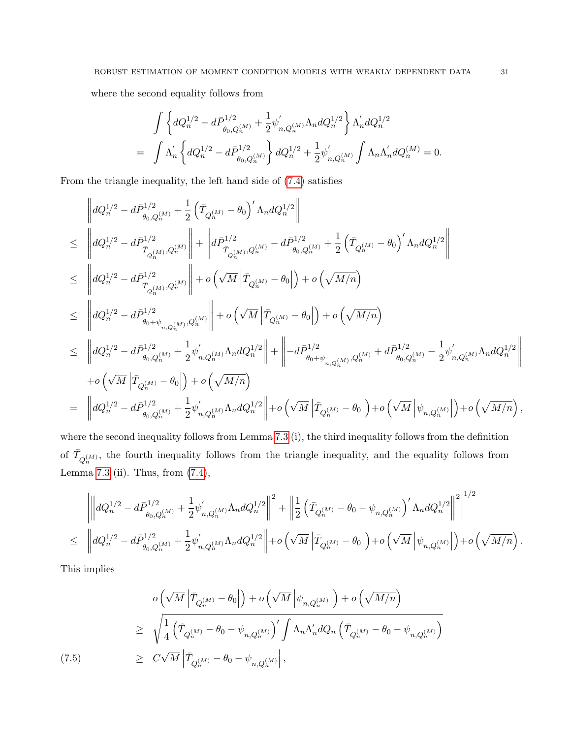where the second equality follows from

$$
\begin{aligned}
& \int \left\{ dQ_n^{1/2} - d\bar{P}^{1/2}_{\theta_0, Q_n^{(M)}} + \frac{1}{2} \psi'_{n, Q_n^{(M)}} \Lambda_n dQ_n^{1/2} \right\} \Lambda_n' dQ_n^{1/2} \\
= & \int \Lambda_n' \left\{ dQ_n^{1/2} - d\bar{P}^{1/2}_{\theta_0, Q_n^{(M)}} \right\} dQ_n^{1/2} + \frac{1}{2} \psi'_{n, Q_n^{(M)}} \int \Lambda_n \Lambda_n' dQ_n^{(M)} = 0.
\end{aligned}
$$

From the triangle inequality, the left hand side of (7.4) satisfies

$$
\begin{aligned}
& \left\| dQ_n^{1/2} - d\bar{P}^{1/2}_{\theta_0, Q_n^{(M)}} + \frac{1}{2} \left( \bar{T}_{Q_n^{(M)}} - \theta_0 \right)' \Lambda_n dQ_n^{1/2} \right\| \\
\leq & \left\| dQ_n^{1/2} - d\bar{P}^{1/2}_{\bar{T}_{Q_n^{(M)}}, Q_n^{(M)}} \right\| + \left\| d\bar{P}^{1/2}_{\bar{T}_{Q_n^{(M)}}, Q_n^{(M)}} - d\bar{P}^{1/2}_{\theta_0, Q_n^{(M)}} + \frac{1}{2} \left( \bar{T}_{Q_n^{(M)}} - \theta_0 \right)' \Lambda_n dQ_n^{1/2} \right\| \\
\leq & \left\| dQ_n^{1/2} - d\bar{P}^{1/2}_{\bar{T}_{Q_n^{(M)}}, Q_n^{(M)}} \right\| + o\left( \sqrt{M} \left| \bar{T}_{Q_n^{(M)}} - \theta_0 \right| \right) + o\left( \sqrt{M/n} \right) \\
\leq & \left\| dQ_n^{1/2} - d\bar{P}^{1/2}_{\theta_0 + \psi_{n, Q_n^{(M)}}, Q_n^{(M)}} \right\| + o\left( \sqrt{M} \left| \bar{T}_{Q_n^{(M)}} - \theta_0 \right| \right) + o\left( \sqrt{M/n} \right) \\
\leq & \left\| dQ_n^{1/2} - d\bar{P}^{1/2}_{\theta_0, Q_n^{(M)}} + \frac{1}{2} \psi'_{n, Q_n^{(M)}} \Lambda_n dQ_n^{1/2} \right\| + \left\| -d\bar{P}^{1/2}_{\theta_0 + \psi_{n, Q_n^{(M)}}, Q_n^{(M)}} + d\bar{P}^{1/2}_{\theta_0, Q_n^{(M)}} - \frac{1}{2} \psi'_{n, Q_n^{(M)}} \Lambda_n dQ_n^{1/2} \right\| \\
& + o\left( \sqrt{M} \left| \bar{T}_{Q_n^{(M)}} - \theta_0 \right| \right) + o\left( \sqrt{M/n} \right) \\
= & \left\| dQ_n^{1/2} - d\bar{P}^{1/2}_{\theta_0, Q_n^{(M)}} + \frac{1}{2} \psi'_{n, Q_n^{(M)}} \Lambda_n dQ_n^{1/2} \right\| + o\left( \sqrt{M} \left| \bar{T}_{Q_n^{(M)}} - \theta_0 \right| \right) + o\left( \sqrt{M} \left| \psi_{n, Q_n^{(M)}} \right| \right) + o\left( \sqrt{M/n} \right),
\end{aligned}
$$

where the second inequality follows from Lemma 7.3 (i), the third inequality follows from the definition of $\bar{T}_{Q_n^{(M)}}$, the fourth inequality follows from the triangle inequality, and the equality follows from Lemma 7.3 (ii). Thus, from (7.4),

$$
\begin{aligned}
& \left| \left\| dQ_n^{1/2} - d\bar{P}^{1/2}_{\theta_0, Q_n^{(M)}} + \frac{1}{2} \psi'_{n, Q_n^{(M)}} \Lambda_n dQ_n^{1/2} \right\|^2 + \left\| \frac{1}{2} \left( \bar{T}_{Q_n^{(M)}} - \theta_0 - \psi_{n, Q_n^{(M)}} \right)' \Lambda_n dQ_n^{1/2} \right\|^2 \right|^{1/2} \\
\leq & \left\| dQ_n^{1/2} - d\bar{P}^{1/2}_{\theta_0, Q_n^{(M)}} + \frac{1}{2} \psi'_{n, Q_n^{(M)}} \Lambda_n dQ_n^{1/2} \right\| + o\left( \sqrt{M} \left| \bar{T}_{Q_n^{(M)}} - \theta_0 \right| \right) + o\left( \sqrt{M} \left| \psi_{n, Q_n^{(M)}} \right| \right) + o\left( \sqrt{M/n} \right).
\end{aligned}
$$

This implies

$$
\begin{aligned}
& o\left( \sqrt{M} \left| \bar{T}_{Q_n^{(M)}} - \theta_0 \right| \right) + o\left( \sqrt{M} \left| \psi_{n, Q_n^{(M)}} \right| \right) + o\left( \sqrt{M/n} \right) \\
\geq & \sqrt{ \frac{1}{4} \left( \bar{T}_{Q_n^{(M)}} - \theta_0 - \psi_{n, Q_n^{(M)}} \right)' \int \Lambda_n \Lambda_n' dQ_n \left( \bar{T}_{Q_n^{(M)}} - \theta_0 - \psi_{n, Q_n^{(M)}} \right) } \\
\geq & C\sqrt{M} \left| \bar{T}_{Q_n^{(M)}} - \theta_0 - \psi_{n, Q_n^{(M)}} \right|,
\end{aligned}
\tag{7.5}
$$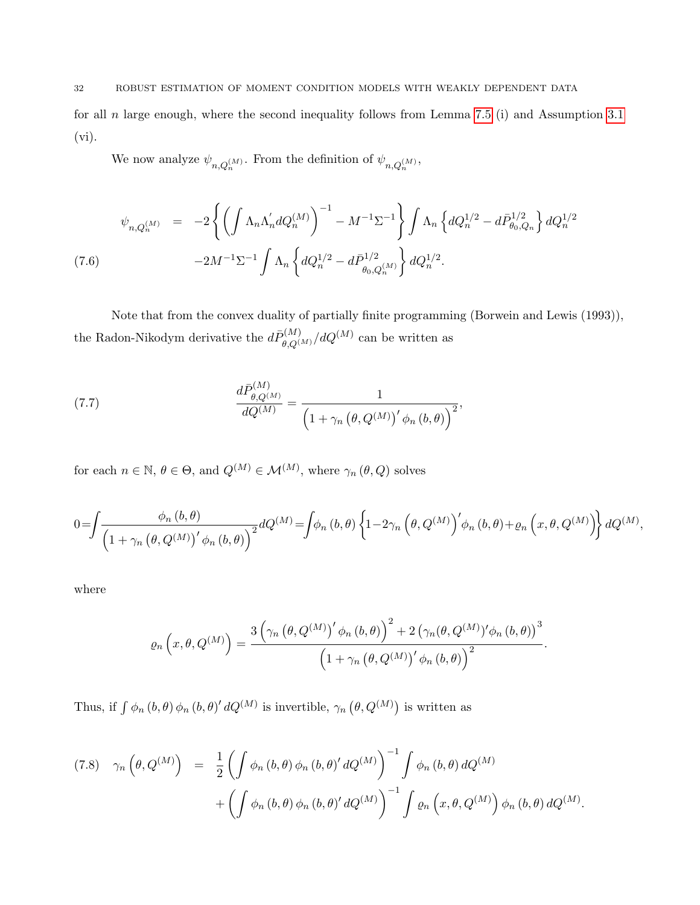for all $n$ large enough, where the second inequality follows from Lemma 7.5 (i) and Assumption 3.1 (vi).

We now analyze $\psi_{n,Q_n^{(M)}}$. From the definition of $\psi_{n,Q_n^{(M)}}$,

$$
\begin{aligned}
\psi_{n,Q_n^{(M)}} &= -2\left\{\left(\int \Lambda_n \Lambda_n' dQ_n^{(M)}\right)^{-1} - M^{-1}\Sigma^{-1}\right\}\int \Lambda_n \left\{dQ_n^{1/2} - d\bar{P}_{\theta_0,Q_n}^{1/2}\right\} dQ_n^{1/2} \\
&\quad -2M^{-1}\Sigma^{-1}\int \Lambda_n \left\{dQ_n^{1/2} - d\bar{P}_{\theta_0,Q_n^{(M)}}^{1/2}\right\} dQ_n^{1/2}.
\end{aligned}
\tag{7.6}
$$

Note that from the convex duality of partially finite programming (Borwein and Lewis (1993)), the Radon-Nikodym derivative the $d\bar{P}_{\theta,Q^{(M)}}^{(M)}/dQ^{(M)}$ can be written as

$$
\frac{d\bar{P}_{\theta,Q^{(M)}}^{(M)}}{dQ^{(M)}} = \frac{1}{\left(1 + \gamma_n\left(\theta, Q^{(M)}\right)' \phi_n\left(b,\theta\right)\right)^2}, \tag{7.7}
$$

for each $n \in \mathbb{N}$, $\theta \in \Theta$, and $Q^{(M)} \in \mathcal{M}^{(M)}$, where $\gamma_n(\theta, Q)$ solves

$$
0 = \int \frac{\phi_n(b,\theta)}{\left(1 + \gamma_n\left(\theta, Q^{(M)}\right)' \phi_n(b,\theta)\right)^2} dQ^{(M)} = \int \phi_n(b,\theta)\left\{1 - 2\gamma_n\left(\theta, Q^{(M)}\right)' \phi_n(b,\theta) + \varrho_n\left(x,\theta,Q^{(M)}\right)\right\} dQ^{(M)},
$$

where

$$
\varrho_n\left(x,\theta,Q^{(M)}\right) = \frac{3\left(\gamma_n\left(\theta, Q^{(M)}\right)' \phi_n(b,\theta)\right)^2 + 2\left(\gamma_n(\theta, Q^{(M)})' \phi_n(b,\theta)\right)^3}{\left(1 + \gamma_n\left(\theta, Q^{(M)}\right)' \phi_n(b,\theta)\right)^2}.
$$

Thus, if $\int \phi_n(b,\theta)\phi_n(b,\theta)' dQ^{(M)}$ is invertible, $\gamma_n\left(\theta, Q^{(M)}\right)$ is written as

$$
\begin{aligned}
\gamma_n\left(\theta, Q^{(M)}\right) &= \frac{1}{2}\left(\int \phi_n(b,\theta)\phi_n(b,\theta)' dQ^{(M)}\right)^{-1}\int \phi_n(b,\theta)\, dQ^{(M)} \\
&\quad + \left(\int \phi_n(b,\theta)\phi_n(b,\theta)' dQ^{(M)}\right)^{-1}\int \varrho_n\left(x,\theta,Q^{(M)}\right)\phi_n(b,\theta)\, dQ^{(M)}.
\end{aligned}
\tag{7.8}
$$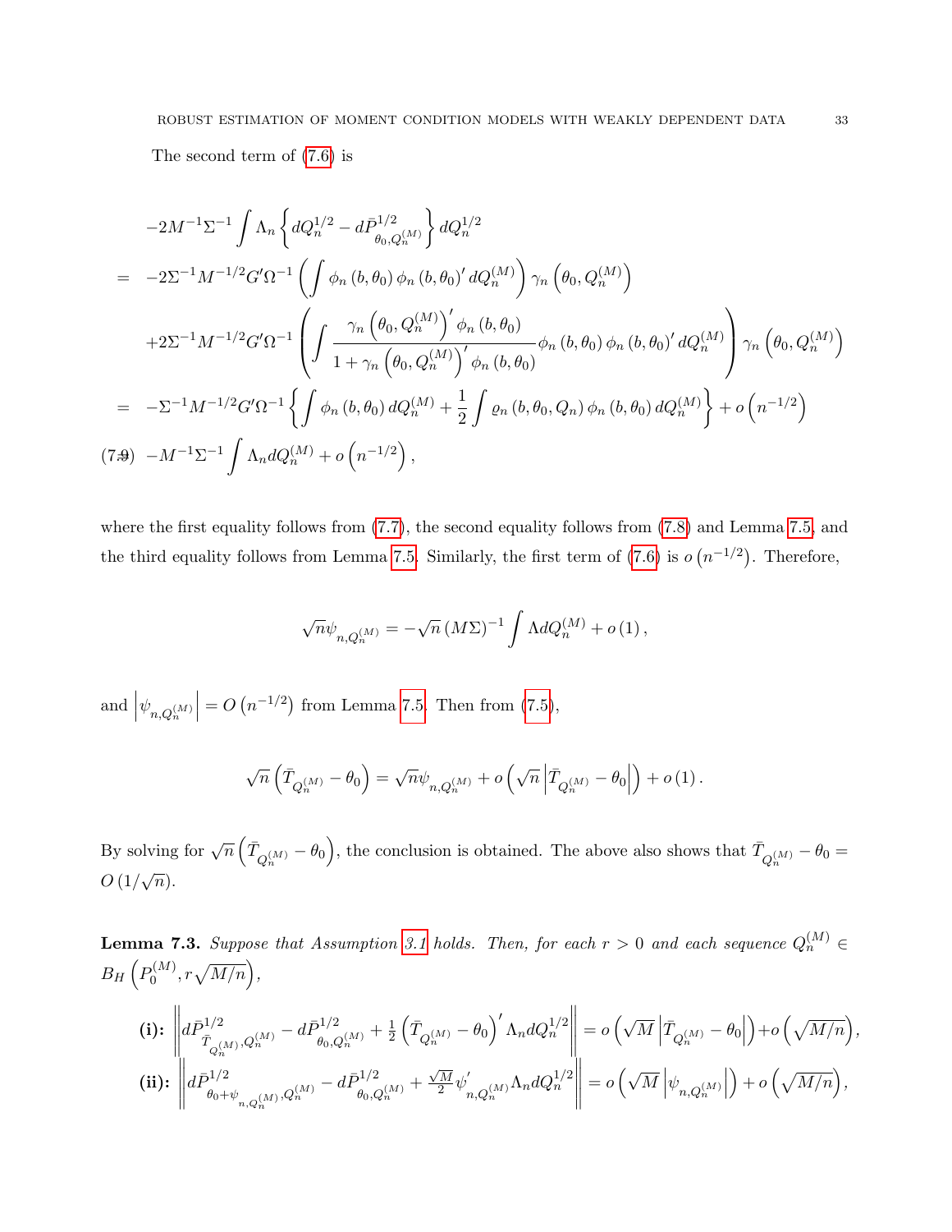The second term of (7.6) is

$$
\begin{aligned}
& -2M^{-1}\Sigma^{-1}\int \Lambda_n \left\{ dQ_n^{1/2} - d\bar{P}^{1/2}_{\theta_0,Q_n^{(M)}} \right\} dQ_n^{1/2} \\
= \;& -2\Sigma^{-1}M^{-1/2}G'\Omega^{-1}\left( \int \phi_n(b,\theta_0)\,\phi_n(b,\theta_0)'\,dQ_n^{(M)} \right) \gamma_n\left(\theta_0, Q_n^{(M)}\right) \\
& +2\Sigma^{-1}M^{-1/2}G'\Omega^{-1}\left( \int \frac{\gamma_n\left(\theta_0,Q_n^{(M)}\right)'\phi_n(b,\theta_0)}{1+\gamma_n\left(\theta_0,Q_n^{(M)}\right)'\phi_n(b,\theta_0)}\phi_n(b,\theta_0)\,\phi_n(b,\theta_0)'\,dQ_n^{(M)} \right)\gamma_n\left(\theta_0,Q_n^{(M)}\right) \\
= \;& -\Sigma^{-1}M^{-1/2}G'\Omega^{-1}\left\{ \int \phi_n(b,\theta_0)\,dQ_n^{(M)} + \frac{1}{2}\int \varrho_n(b,\theta_0,Q_n)\,\phi_n(b,\theta_0)\,dQ_n^{(M)} \right\} + o\left(n^{-1/2}\right) \\
& -M^{-1}\Sigma^{-1}\int \Lambda_n dQ_n^{(M)} + o\left(n^{-1/2}\right), \qquad (7.9)
\end{aligned}
$$

where the first equality follows from (7.7), the second equality follows from (7.8) and Lemma 7.5, and the third equality follows from Lemma 7.5. Similarly, the first term of (7.6) is $o\left(n^{-1/2}\right)$. Therefore,

$$
\sqrt{n}\psi_{n,Q_n^{(M)}} = -\sqrt{n}\,(M\Sigma)^{-1}\int \Lambda dQ_n^{(M)} + o(1),
$$

and $\left|\psi_{n,Q_n^{(M)}}\right| = O\left(n^{-1/2}\right)$ from Lemma 7.5. Then from (7.5),

$$
\sqrt{n}\left(\bar{T}_{Q_n^{(M)}} - \theta_0\right) = \sqrt{n}\psi_{n,Q_n^{(M)}} + o\left(\sqrt{n}\left|\bar{T}_{Q_n^{(M)}} - \theta_0\right|\right) + o(1).
$$

By solving for $\sqrt{n}\left(\bar{T}_{Q_n^{(M)}} - \theta_0\right)$, the conclusion is obtained. The above also shows that $\bar{T}_{Q_n^{(M)}} - \theta_0 = O\left(1/\sqrt{n}\right)$.

**Lemma 7.3.** *Suppose that Assumption 3.1 holds. Then, for each $r > 0$ and each sequence $Q_n^{(M)} \in B_H\left(P_0^{(M)}, r\sqrt{M/n}\right)$,*

**(i):** $\left\| d\bar{P}^{1/2}_{\bar{T}_{Q_n^{(M)}},Q_n^{(M)}} - d\bar{P}^{1/2}_{\theta_0,Q_n^{(M)}} + \frac{1}{2}\left(\bar{T}_{Q_n^{(M)}} - \theta_0\right)'\Lambda_n dQ_n^{1/2} \right\| = o\left(\sqrt{M}\left|\bar{T}_{Q_n^{(M)}} - \theta_0\right|\right) + o\left(\sqrt{M/n}\right),$

**(ii):** $\left\| d\bar{P}^{1/2}_{\theta_0+\psi_{n,Q_n^{(M)}},Q_n^{(M)}} - d\bar{P}^{1/2}_{\theta_0,Q_n^{(M)}} + \frac{\sqrt{M}}{2}\psi'_{n,Q_n^{(M)}}\Lambda_n dQ_n^{1/2} \right\| = o\left(\sqrt{M}\left|\psi_{n,Q_n^{(M)}}\right|\right) + o\left(\sqrt{M/n}\right),$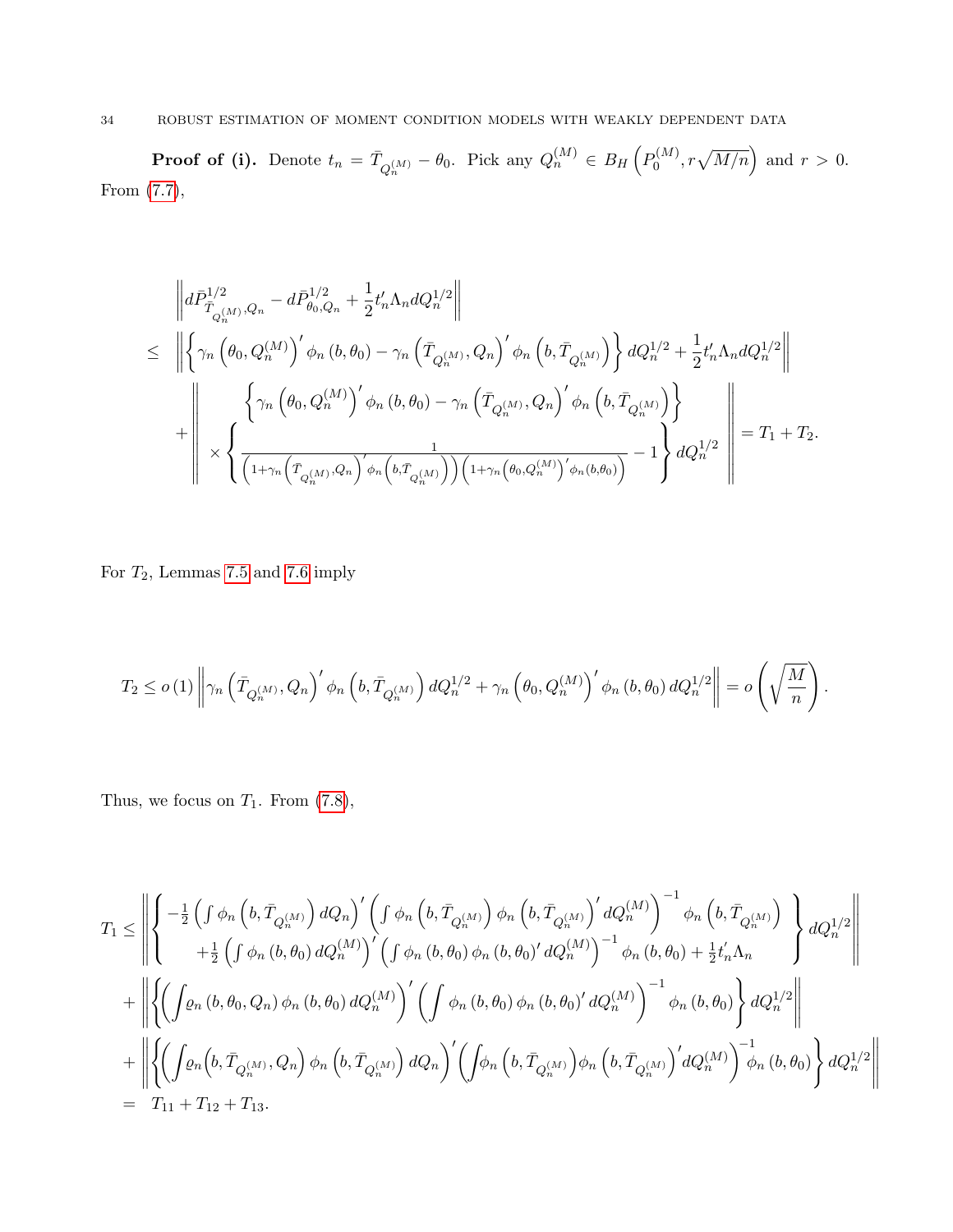**Proof of (i).** Denote $t_n = \bar{T}_{Q_n^{(M)}} - \theta_0$. Pick any $Q_n^{(M)} \in B_H\left(P_0^{(M)}, r\sqrt{M/n}\right)$ and $r > 0$. From (7.7),

$$
\begin{aligned}
& \left\| d\bar{P}^{1/2}_{\bar{T}_{Q_n^{(M)}},Q_n} - d\bar{P}^{1/2}_{\theta_0,Q_n} + \frac{1}{2} t_n' \Lambda_n dQ_n^{1/2} \right\| \\
\leq & \left\| \left\{ \gamma_n\left(\theta_0, Q_n^{(M)}\right)' \phi_n\left(b, \theta_0\right) - \gamma_n\left(\bar{T}_{Q_n^{(M)}}, Q_n\right)' \phi_n\left(b, \bar{T}_{Q_n^{(M)}}\right) \right\} dQ_n^{1/2} + \frac{1}{2} t_n' \Lambda_n dQ_n^{1/2} \right\| \\
& + \left\| \begin{array}{c} \left\{ \gamma_n\left(\theta_0, Q_n^{(M)}\right)' \phi_n\left(b, \theta_0\right) - \gamma_n\left(\bar{T}_{Q_n^{(M)}}, Q_n\right)' \phi_n\left(b, \bar{T}_{Q_n^{(M)}}\right) \right\} \\ \times \left\{ \frac{1}{\left(1+\gamma_n\left(\bar{T}_{Q_n^{(M)}},Q_n\right)'\phi_n\left(b,\bar{T}_{Q_n^{(M)}}\right)\right)\left(1+\gamma_n\left(\theta_0,Q_n^{(M)}\right)'\phi_n(b,\theta_0)\right)} - 1 \right\} dQ_n^{1/2} \end{array} \right\| = T_1 + T_2.
\end{aligned}
$$

For $T_2$, Lemmas 7.5 and 7.6 imply

$$
T_2 \leq o\left(1\right) \left\| \gamma_n\left(\bar{T}_{Q_n^{(M)}}, Q_n\right)' \phi_n\left(b, \bar{T}_{Q_n^{(M)}}\right) dQ_n^{1/2} + \gamma_n\left(\theta_0, Q_n^{(M)}\right)' \phi_n\left(b, \theta_0\right) dQ_n^{1/2} \right\| = o\left(\sqrt{\frac{M}{n}}\right).
$$

Thus, we focus on $T_1$. From (7.8),

$$
\begin{aligned}
T_1 \leq & \left\| \left\{ \begin{array}{c} -\frac{1}{2}\left(\int \phi_n\left(b, \bar{T}_{Q_n^{(M)}}\right) dQ_n\right)' \left(\int \phi_n\left(b, \bar{T}_{Q_n^{(M)}}\right) \phi_n\left(b, \bar{T}_{Q_n^{(M)}}\right)' dQ_n^{(M)}\right)^{-1} \phi_n\left(b, \bar{T}_{Q_n^{(M)}}\right) \\ +\frac{1}{2}\left(\int \phi_n\left(b, \theta_0\right) dQ_n^{(M)}\right)' \left(\int \phi_n\left(b, \theta_0\right) \phi_n\left(b, \theta_0\right)' dQ_n^{(M)}\right)^{-1} \phi_n\left(b, \theta_0\right) + \frac{1}{2} t_n' \Lambda_n \end{array} \right\} dQ_n^{1/2} \right\| \\
& + \left\| \left\{ \left( \int \varrho_n\left(b, \theta_0, Q_n\right) \phi_n\left(b, \theta_0\right) dQ_n^{(M)} \right)' \left( \int \phi_n\left(b, \theta_0\right) \phi_n\left(b, \theta_0\right)' dQ_n^{(M)} \right)^{-1} \phi_n\left(b, \theta_0\right) \right\} dQ_n^{1/2} \right\| \\
& + \left\| \left\{ \left( \int \varrho_n\left(b, \bar{T}_{Q_n^{(M)}}, Q_n\right) \phi_n\left(b, \bar{T}_{Q_n^{(M)}}\right) dQ_n \right)' \left( \int \phi_n\left(b, \bar{T}_{Q_n^{(M)}}\right) \phi_n\left(b, \bar{T}_{Q_n^{(M)}}\right)' dQ_n^{(M)} \right)^{-1} \phi_n\left(b, \theta_0\right) \right\} dQ_n^{1/2} \right\| \\
= & \ T_{11} + T_{12} + T_{13}.
\end{aligned}
$$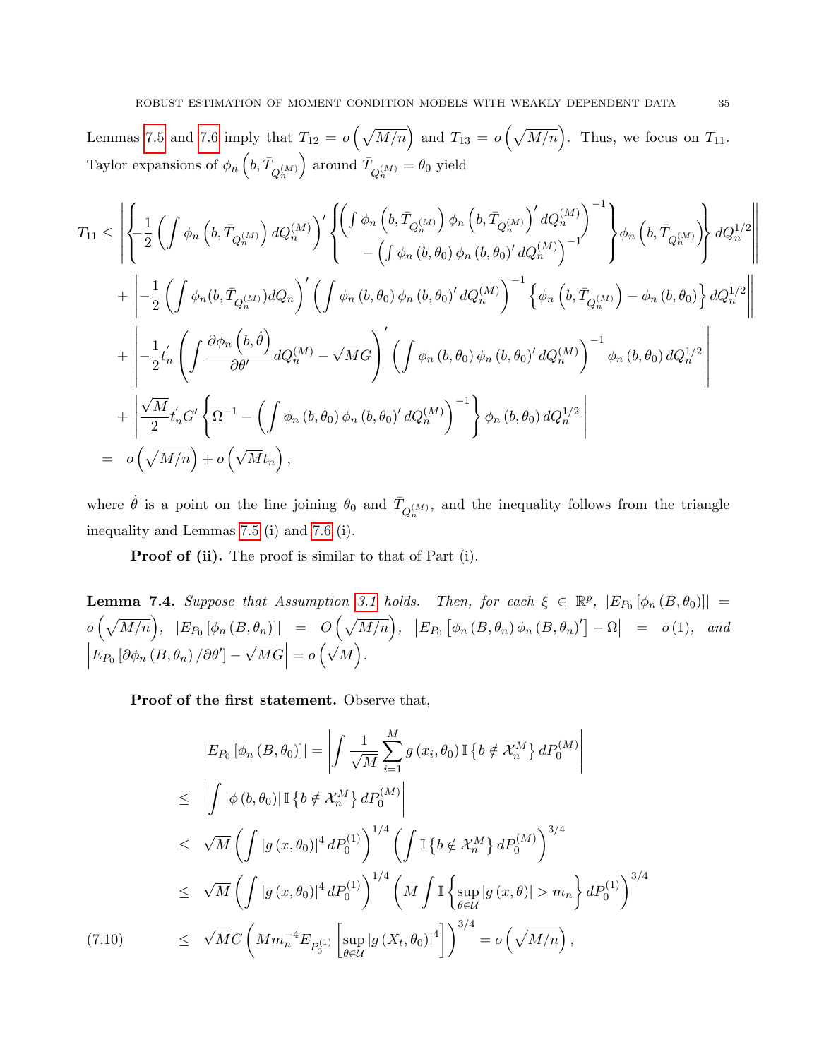Lemmas 7.5 and 7.6 imply that $T_{12} = o\left(\sqrt{M/n}\right)$ and $T_{13} = o\left(\sqrt{M/n}\right)$. Thus, we focus on $T_{11}$. Taylor expansions of $\phi_n\left(b, \bar{T}_{Q_n^{(M)}}\right)$ around $\bar{T}_{Q_n^{(M)}} = \theta_0$ yield

$$
\begin{aligned}
T_{11} \leq & \left\| \int \left\{ -\frac{1}{2} \left( \int \phi_n\left(b, \bar{T}_{Q_n^{(M)}}\right) dQ_n^{(M)} \right)' \left\{ \begin{array}{c} \left( \int \phi_n\left(b, \bar{T}_{Q_n^{(M)}}\right) \phi_n\left(b, \bar{T}_{Q_n^{(M)}}\right)' dQ_n^{(M)} \right)^{-1} \\ - \left( \int \phi_n\left(b, \theta_0\right) \phi_n\left(b, \theta_0\right)' dQ_n^{(M)} \right)^{-1} \end{array} \right\} \phi_n\left(b, \bar{T}_{Q_n^{(M)}}\right) \right\} dQ_n^{1/2} \right\| \\
& + \left\| \int -\frac{1}{2} \left( \int \phi_n(b, \bar{T}_{Q_n^{(M)}}) dQ_n \right)' \left( \int \phi_n\left(b, \theta_0\right) \phi_n\left(b, \theta_0\right)' dQ_n^{(M)} \right)^{-1} \left\{ \phi_n\left(b, \bar{T}_{Q_n^{(M)}}\right) - \phi_n\left(b, \theta_0\right) \right\} dQ_n^{1/2} \right\| \\
& + \left\| \int -\frac{1}{2} t_n' \left( \int \frac{\partial \phi_n\left(b, \dot{\theta}\right)}{\partial \theta'} dQ_n^{(M)} - \sqrt{M} G \right)' \left( \int \phi_n\left(b, \theta_0\right) \phi_n\left(b, \theta_0\right)' dQ_n^{(M)} \right)^{-1} \phi_n\left(b, \theta_0\right) dQ_n^{1/2} \right\| \\
& + \left\| \int \frac{\sqrt{M}}{2} t_n' G' \left\{ \Omega^{-1} - \left( \int \phi_n\left(b, \theta_0\right) \phi_n\left(b, \theta_0\right)' dQ_n^{(M)} \right)^{-1} \right\} \phi_n\left(b, \theta_0\right) dQ_n^{1/2} \right\| \\
= \ & o\left(\sqrt{M/n}\right) + o\left(\sqrt{M} t_n\right),
\end{aligned}
$$

where $\dot{\theta}$ is a point on the line joining $\theta_0$ and $\bar{T}_{Q_n^{(M)}}$, and the inequality follows from the triangle inequality and Lemmas 7.5 (i) and 7.6 (i).

**Proof of (ii).** The proof is similar to that of Part (i).

**Lemma 7.4.** *Suppose that Assumption 3.1 holds. Then, for each $\xi \in \mathbb{R}^p$, $|E_{P_0}[\phi_n(B, \theta_0)]| = o\left(\sqrt{M/n}\right)$, $|E_{P_0}[\phi_n(B, \theta_n)]| = O\left(\sqrt{M/n}\right)$, $\left|E_{P_0}\left[\phi_n(B, \theta_n)\phi_n(B, \theta_n)'\right] - \Omega\right| = o(1)$, and $\left|E_{P_0}\left[\partial \phi_n(B, \theta_n)/\partial \theta'\right] - \sqrt{M} G\right| = o\left(\sqrt{M}\right)$.*

**Proof of the first statement.** Observe that,

$$
\begin{aligned}
& |E_{P_0}[\phi_n(B, \theta_0)]| = \left| \int \frac{1}{\sqrt{M}} \sum_{i=1}^{M} g(x_i, \theta_0) \mathbb{I}\left\{ b \notin \mathcal{X}_n^M \right\} dP_0^{(M)} \right| \\
\leq & \left| \int |\phi(b, \theta_0)| \mathbb{I}\left\{ b \notin \mathcal{X}_n^M \right\} dP_0^{(M)} \right| \\
\leq & \sqrt{M} \left( \int |g(x, \theta_0)|^4 dP_0^{(1)} \right)^{1/4} \left( \int \mathbb{I}\left\{ b \notin \mathcal{X}_n^M \right\} dP_0^{(M)} \right)^{3/4} \\
\leq & \sqrt{M} \left( \int |g(x, \theta_0)|^4 dP_0^{(1)} \right)^{1/4} \left( M \int \mathbb{I}\left\{ \sup_{\theta \in \mathcal{U}} |g(x, \theta)| > m_n \right\} dP_0^{(1)} \right)^{3/4} \\
\leq & \sqrt{M} C \left( M m_n^{-4} E_{P_0^{(1)}} \left[ \sup_{\theta \in \mathcal{U}} |g(X_t, \theta_0)|^4 \right] \right)^{3/4} = o\left(\sqrt{M/n}\right), \qquad (7.10)
\end{aligned}
$$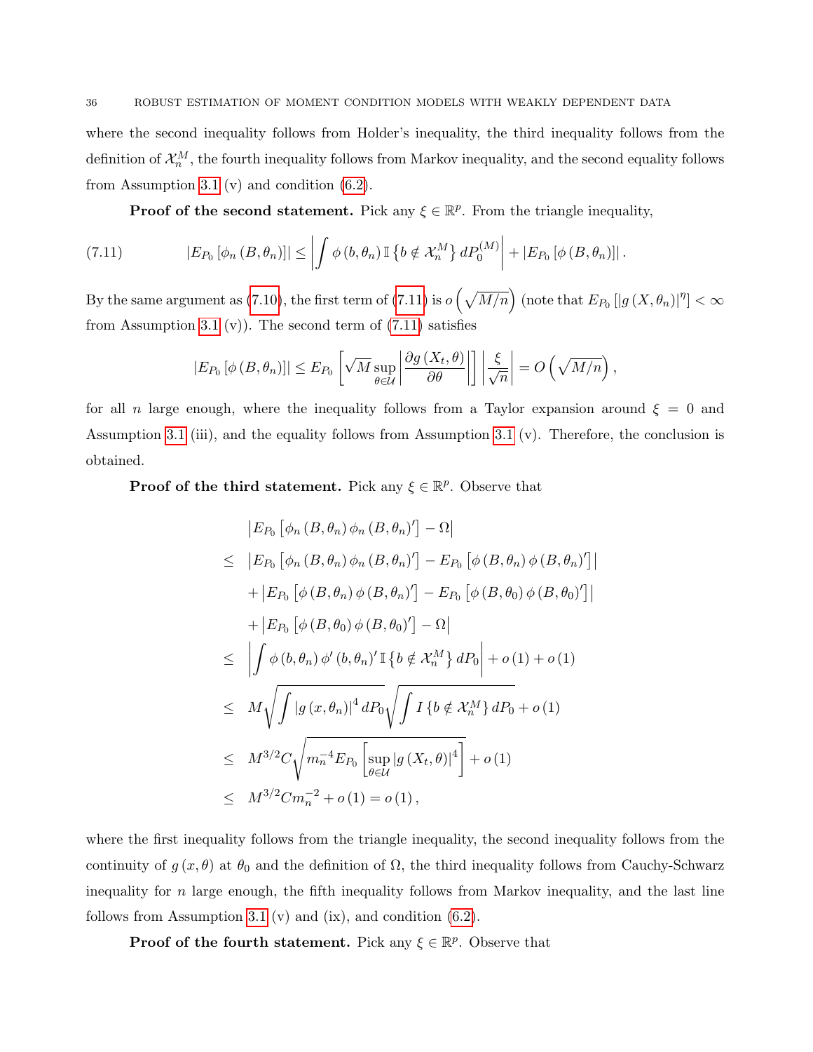where the second inequality follows from Holder's inequality, the third inequality follows from the definition of $\mathcal{X}_n^M$, the fourth inequality follows from Markov inequality, and the second equality follows from Assumption 3.1 (v) and condition (6.2).

**Proof of the second statement.** Pick any $\xi \in \mathbb{R}^p$. From the triangle inequality,

$$
|E_{P_0}[\phi_n(B,\theta_n)]| \leq \left| \int \phi(b,\theta_n) \mathbb{I}\left\{b \notin \mathcal{X}_n^M\right\} dP_0^{(M)} \right| + |E_{P_0}[\phi(B,\theta_n)]| . \tag{7.11}
$$

By the same argument as (7.10), the first term of (7.11) is $o\left(\sqrt{M/n}\right)$ (note that $E_{P_0}[|g(X,\theta_n)|^\eta] < \infty$ from Assumption 3.1 (v)). The second term of (7.11) satisfies

$$
|E_{P_0}[\phi(B,\theta_n)]| \leq E_{P_0}\left[\sqrt{M} \sup_{\theta \in \mathcal{U}} \left| \frac{\partial g(X_t,\theta)}{\partial \theta} \right| \right] \left| \frac{\xi}{\sqrt{n}} \right| = O\left(\sqrt{M/n}\right),
$$

for all $n$ large enough, where the inequality follows from a Taylor expansion around $\xi = 0$ and Assumption 3.1 (iii), and the equality follows from Assumption 3.1 (v). Therefore, the conclusion is obtained.

**Proof of the third statement.** Pick any $\xi \in \mathbb{R}^p$. Observe that

$$
\begin{aligned}
& \left| E_{P_0}\left[\phi_n(B,\theta_n)\phi_n(B,\theta_n)'\right] - \Omega \right| \\
\leq\ & \left| E_{P_0}\left[\phi_n(B,\theta_n)\phi_n(B,\theta_n)'\right] - E_{P_0}\left[\phi(B,\theta_n)\phi(B,\theta_n)'\right] \right| \\
& + \left| E_{P_0}\left[\phi(B,\theta_n)\phi(B,\theta_n)'\right] - E_{P_0}\left[\phi(B,\theta_0)\phi(B,\theta_0)'\right] \right| \\
& + \left| E_{P_0}\left[\phi(B,\theta_0)\phi(B,\theta_0)'\right] - \Omega \right| \\
\leq\ & \left| \int \phi(b,\theta_n)\phi'(b,\theta_n)' \mathbb{I}\left\{b \notin \mathcal{X}_n^M\right\} dP_0 \right| + o(1) + o(1) \\
\leq\ & M\sqrt{\int |g(x,\theta_n)|^4 dP_0} \sqrt{\int I\left\{b \notin \mathcal{X}_n^M\right\} dP_0} + o(1) \\
\leq\ & M^{3/2} C \sqrt{m_n^{-4} E_{P_0}\left[\sup_{\theta \in \mathcal{U}} |g(X_t,\theta)|^4\right]} + o(1) \\
\leq\ & M^{3/2} C m_n^{-2} + o(1) = o(1),
\end{aligned}
$$

where the first inequality follows from the triangle inequality, the second inequality follows from the continuity of $g(x,\theta)$ at $\theta_0$ and the definition of $\Omega$, the third inequality follows from Cauchy-Schwarz inequality for $n$ large enough, the fifth inequality follows from Markov inequality, and the last line follows from Assumption 3.1 (v) and (ix), and condition (6.2).

**Proof of the fourth statement.** Pick any $\xi \in \mathbb{R}^p$. Observe that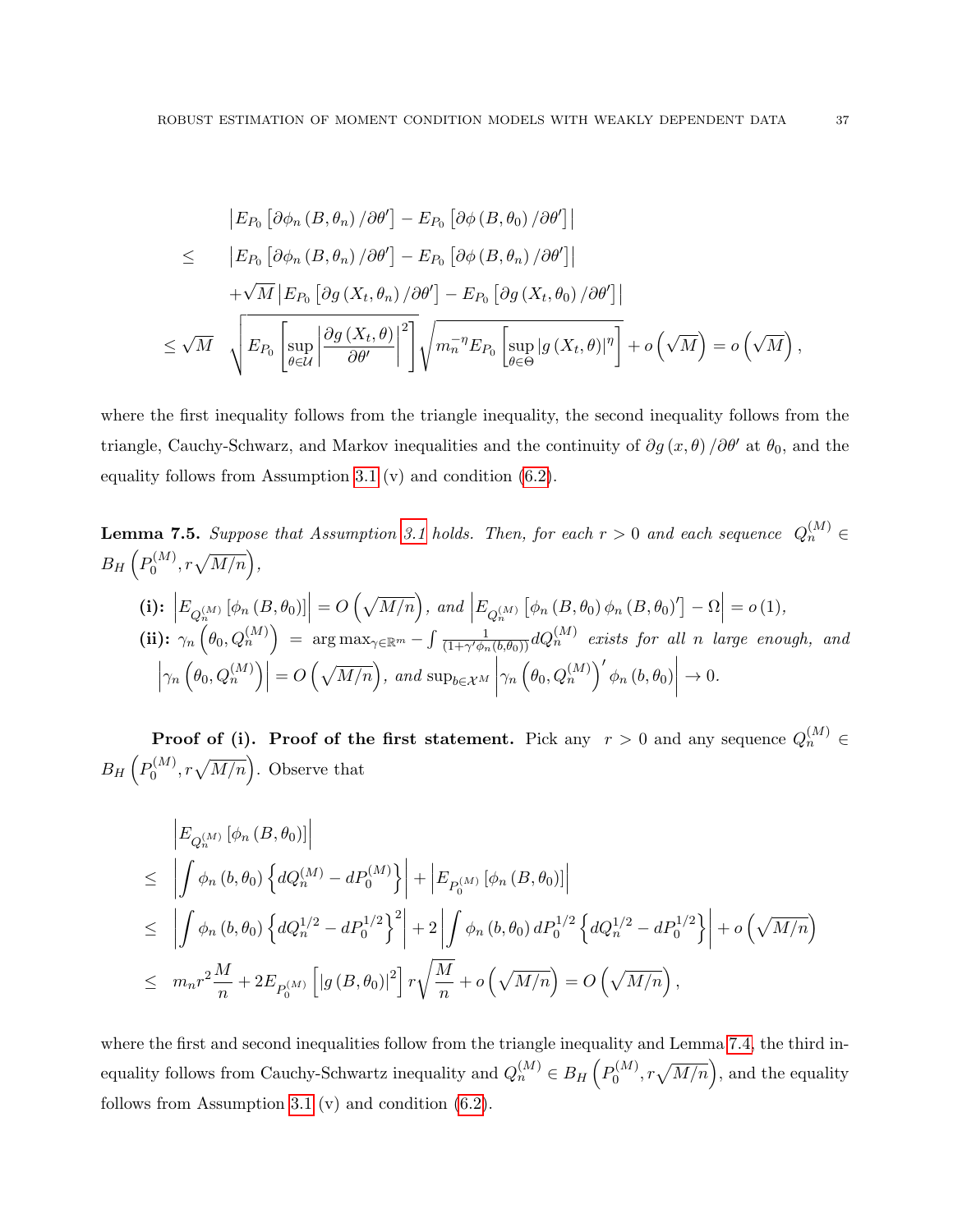$$
\begin{aligned}
& \left|E_{P_0}\left[\partial\phi_n\left(B,\theta_n\right)/\partial\theta'\right]-E_{P_0}\left[\partial\phi\left(B,\theta_0\right)/\partial\theta'\right]\right| \\
\leq \quad & \left|E_{P_0}\left[\partial\phi_n\left(B,\theta_n\right)/\partial\theta'\right]-E_{P_0}\left[\partial\phi\left(B,\theta_n\right)/\partial\theta'\right]\right| \\
& +\sqrt{M}\left|E_{P_0}\left[\partial g\left(X_t,\theta_n\right)/\partial\theta'\right]-E_{P_0}\left[\partial g\left(X_t,\theta_0\right)/\partial\theta'\right]\right| \\
\leq \sqrt{M} \quad & \sqrt{E_{P_0}\left[\sup_{\theta\in\mathcal{U}}\left|\frac{\partial g\left(X_t,\theta\right)}{\partial\theta'}\right|^2\right]}\sqrt{m_n^{-\eta}E_{P_0}\left[\sup_{\theta\in\Theta}\left|g\left(X_t,\theta\right)\right|^\eta\right]}+o\left(\sqrt{M}\right)=o\left(\sqrt{M}\right),
\end{aligned}
$$

where the first inequality follows from the triangle inequality, the second inequality follows from the triangle, Cauchy-Schwarz, and Markov inequalities and the continuity of $\partial g\left(x,\theta\right)/\partial\theta'$ at $\theta_0$, and the equality follows from Assumption 3.1 (v) and condition (6.2).

**Lemma 7.5.** *Suppose that Assumption 3.1 holds. Then, for each $r>0$ and each sequence $Q_n^{(M)}\in B_H\left(P_0^{(M)},r\sqrt{M/n}\right)$,*

**(i):** $\left|E_{Q_n^{(M)}}\left[\phi_n\left(B,\theta_0\right)\right]\right|=O\left(\sqrt{M/n}\right)$, *and* $\left|E_{Q_n^{(M)}}\left[\phi_n\left(B,\theta_0\right)\phi_n\left(B,\theta_0\right)'\right]-\Omega\right|=o\left(1\right)$,

**(ii):** $\gamma_n\left(\theta_0,Q_n^{(M)}\right)=\arg\max_{\gamma\in\mathbb{R}^m}-\int\frac{1}{\left(1+\gamma'\phi_n\left(b,\theta_0\right)\right)}dQ_n^{(M)}$ *exists for all $n$ large enough, and* $\left|\gamma_n\left(\theta_0,Q_n^{(M)}\right)\right|=O\left(\sqrt{M/n}\right)$, *and* $\sup_{b\in\mathcal{X}^M}\left|\gamma_n\left(\theta_0,Q_n^{(M)}\right)'\phi_n\left(b,\theta_0\right)\right|\to 0$.

**Proof of (i). Proof of the first statement.** Pick any $r>0$ and any sequence $Q_n^{(M)}\in B_H\left(P_0^{(M)},r\sqrt{M/n}\right)$. Observe that

$$
\begin{aligned}
& \left|E_{Q_n^{(M)}}\left[\phi_n\left(B,\theta_0\right)\right]\right| \\
\leq \quad & \left|\int\phi_n\left(b,\theta_0\right)\left\{dQ_n^{(M)}-dP_0^{(M)}\right\}\right|+\left|E_{P_0^{(M)}}\left[\phi_n\left(B,\theta_0\right)\right]\right| \\
\leq \quad & \left|\int\phi_n\left(b,\theta_0\right)\left\{dQ_n^{1/2}-dP_0^{1/2}\right\}^2\right|+2\left|\int\phi_n\left(b,\theta_0\right)dP_0^{1/2}\left\{dQ_n^{1/2}-dP_0^{1/2}\right\}\right|+o\left(\sqrt{M/n}\right) \\
\leq \quad & m_nr^2\frac{M}{n}+2E_{P_0^{(M)}}\left[\left|g\left(B,\theta_0\right)\right|^2\right]r\sqrt{\frac{M}{n}}+o\left(\sqrt{M/n}\right)=O\left(\sqrt{M/n}\right),
\end{aligned}
$$

where the first and second inequalities follow from the triangle inequality and Lemma 7.4, the third inequality follows from Cauchy-Schwartz inequality and $Q_n^{(M)}\in B_H\left(P_0^{(M)},r\sqrt{M/n}\right)$, and the equality follows from Assumption 3.1 (v) and condition (6.2).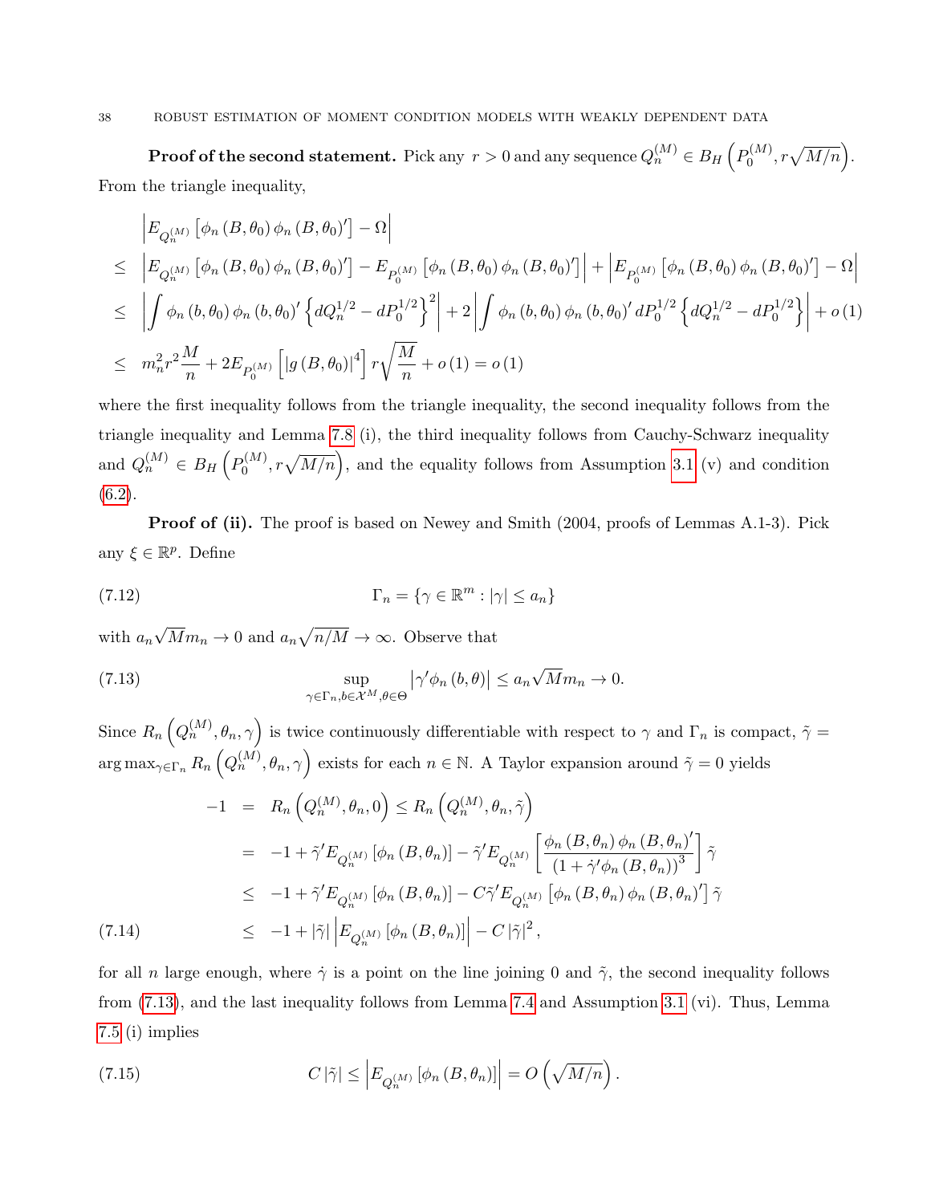**Proof of the second statement.** Pick any $r > 0$ and any sequence $Q_n^{(M)} \in B_H\left(P_0^{(M)}, r\sqrt{M/n}\right)$. From the triangle inequality,

$$
\begin{aligned}
& \left|E_{Q_n^{(M)}}\left[\phi_n(B,\theta_0)\phi_n(B,\theta_0)'\right] - \Omega\right| \\
\leq\ & \left|E_{Q_n^{(M)}}\left[\phi_n(B,\theta_0)\phi_n(B,\theta_0)'\right] - E_{P_0^{(M)}}\left[\phi_n(B,\theta_0)\phi_n(B,\theta_0)'\right]\right| + \left|E_{P_0^{(M)}}\left[\phi_n(B,\theta_0)\phi_n(B,\theta_0)'\right] - \Omega\right| \\
\leq\ & \left|\int \phi_n(b,\theta_0)\phi_n(b,\theta_0)'\left\{dQ_n^{1/2} - dP_0^{1/2}\right\}^2\right| + 2\left|\int \phi_n(b,\theta_0)\phi_n(b,\theta_0)' dP_0^{1/2}\left\{dQ_n^{1/2} - dP_0^{1/2}\right\}\right| + o(1) \\
\leq\ & m_n^2 r^2 \frac{M}{n} + 2E_{P_0^{(M)}}\left[|g(B,\theta_0)|^4\right] r\sqrt{\frac{M}{n}} + o(1) = o(1)
\end{aligned}
$$

where the first inequality follows from the triangle inequality, the second inequality follows from the triangle inequality and Lemma 7.8 (i), the third inequality follows from Cauchy-Schwarz inequality and $Q_n^{(M)} \in B_H\left(P_0^{(M)}, r\sqrt{M/n}\right)$, and the equality follows from Assumption 3.1 (v) and condition (6.2).

**Proof of (ii).** The proof is based on Newey and Smith (2004, proofs of Lemmas A.1-3). Pick any $\xi \in \mathbb{R}^p$. Define

$$
\Gamma_n = \{\gamma \in \mathbb{R}^m : |\gamma| \leq a_n\} \tag{7.12}
$$

with $a_n\sqrt{M}m_n \to 0$ and $a_n\sqrt{n/M} \to \infty$. Observe that

$$
\sup_{\gamma\in\Gamma_n, b\in\mathcal{X}^M, \theta\in\Theta}\left|\gamma'\phi_n(b,\theta)\right| \leq a_n\sqrt{M}m_n \to 0. \tag{7.13}
$$

Since $R_n\left(Q_n^{(M)}, \theta_n, \gamma\right)$ is twice continuously differentiable with respect to $\gamma$ and $\Gamma_n$ is compact, $\tilde{\gamma} = \arg\max_{\gamma\in\Gamma_n} R_n\left(Q_n^{(M)}, \theta_n, \gamma\right)$ exists for each $n \in \mathbb{N}$. A Taylor expansion around $\tilde{\gamma} = 0$ yields

$$
\begin{aligned}
-1 &= R_n\left(Q_n^{(M)}, \theta_n, 0\right) \leq R_n\left(Q_n^{(M)}, \theta_n, \tilde{\gamma}\right) \\
&= -1 + \tilde{\gamma}' E_{Q_n^{(M)}}\left[\phi_n(B,\theta_n)\right] - \tilde{\gamma}' E_{Q_n^{(M)}}\left[\frac{\phi_n(B,\theta_n)\phi_n(B,\theta_n)'}{(1+\dot{\gamma}'\phi_n(B,\theta_n))^3}\right]\tilde{\gamma} \\
&\leq -1 + \tilde{\gamma}' E_{Q_n^{(M)}}\left[\phi_n(B,\theta_n)\right] - C\tilde{\gamma}' E_{Q_n^{(M)}}\left[\phi_n(B,\theta_n)\phi_n(B,\theta_n)'\right]\tilde{\gamma} \\
&\leq -1 + |\tilde{\gamma}|\left|E_{Q_n^{(M)}}\left[\phi_n(B,\theta_n)\right]\right| - C|\tilde{\gamma}|^2,
\end{aligned} \tag{7.14}
$$

for all $n$ large enough, where $\dot{\gamma}$ is a point on the line joining 0 and $\tilde{\gamma}$, the second inequality follows from (7.13), and the last inequality follows from Lemma 7.4 and Assumption 3.1 (vi). Thus, Lemma 7.5 (i) implies

$$
C|\tilde{\gamma}| \leq \left|E_{Q_n^{(M)}}\left[\phi_n(B,\theta_n)\right]\right| = O\left(\sqrt{M/n}\right). \tag{7.15}
$$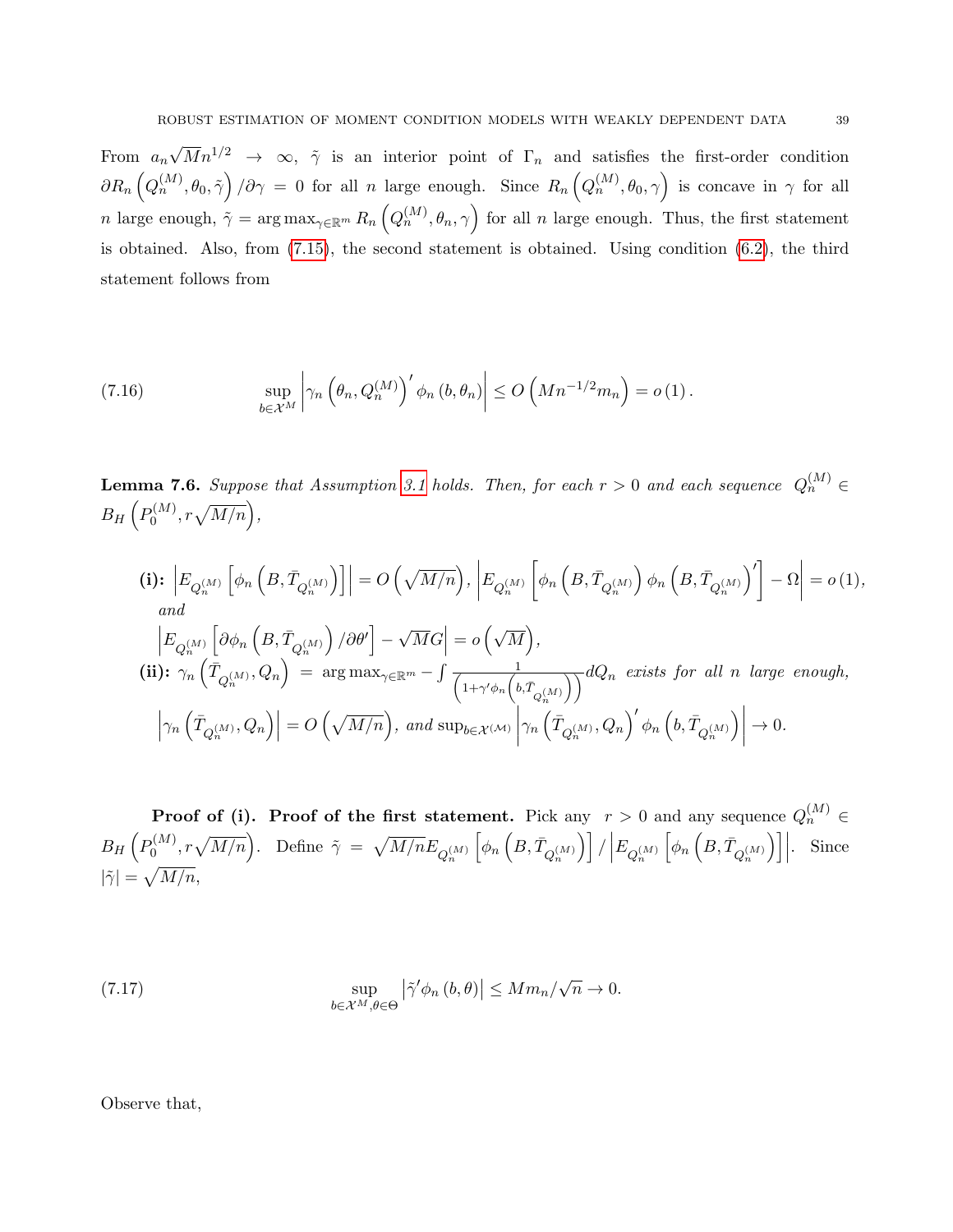From $a_n \sqrt{M} n^{1/2} \to \infty$, $\tilde{\gamma}$ is an interior point of $\Gamma_n$ and satisfies the first-order condition $\partial R_n \left(Q_n^{(M)}, \theta_0, \tilde{\gamma}\right) / \partial \gamma = 0$ for all $n$ large enough. Since $R_n \left(Q_n^{(M)}, \theta_0, \gamma\right)$ is concave in $\gamma$ for all $n$ large enough, $\tilde{\gamma} = \arg\max_{\gamma \in \mathbb{R}^m} R_n \left(Q_n^{(M)}, \theta_n, \gamma\right)$ for all $n$ large enough. Thus, the first statement is obtained. Also, from (7.15), the second statement is obtained. Using condition (6.2), the third statement follows from

$$
\sup_{b \in \mathcal{X}^M} \left| \gamma_n \left(\theta_n, Q_n^{(M)}\right)' \phi_n \left(b, \theta_n\right) \right| \leq O\left(M n^{-1/2} m_n\right) = o(1). \tag{7.16}
$$

**Lemma 7.6.** *Suppose that Assumption 3.1 holds. Then, for each $r > 0$ and each sequence $Q_n^{(M)} \in B_H\left(P_0^{(M)}, r\sqrt{M/n}\right)$,*

**(i):** $\left| E_{Q_n^{(M)}} \left[ \phi_n \left(B, \bar{T}_{Q_n^{(M)}}\right)\right] \right| = O\left(\sqrt{M/n}\right)$, $\left| E_{Q_n^{(M)}} \left[ \phi_n \left(B, \bar{T}_{Q_n^{(M)}}\right) \phi_n \left(B, \bar{T}_{Q_n^{(M)}}\right)'\right] - \Omega \right| = o(1)$, *and*

$\left| E_{Q_n^{(M)}} \left[ \partial \phi_n \left(B, \bar{T}_{Q_n^{(M)}}\right) / \partial \theta' \right] - \sqrt{M} G \right| = o\left(\sqrt{M}\right)$,

**(ii):** $\gamma_n \left(\bar{T}_{Q_n^{(M)}}, Q_n\right) = \arg\max_{\gamma \in \mathbb{R}^m} - \int \frac{1}{\left(1 + \gamma' \phi_n \left(b, \bar{T}_{Q_n^{(M)}}\right)\right)} dQ_n$ *exists for all $n$ large enough,*

$\left| \gamma_n \left(\bar{T}_{Q_n^{(M)}}, Q_n\right) \right| = O\left(\sqrt{M/n}\right)$, *and* $\sup_{b \in \mathcal{X}^{(\mathcal{M})}} \left| \gamma_n \left(\bar{T}_{Q_n^{(M)}}, Q_n\right)' \phi_n \left(b, \bar{T}_{Q_n^{(M)}}\right) \right| \to 0.$

**Proof of (i). Proof of the first statement.** Pick any $r > 0$ and any sequence $Q_n^{(M)} \in B_H\left(P_0^{(M)}, r\sqrt{M/n}\right)$. Define $\tilde{\gamma} = \sqrt{M/n} E_{Q_n^{(M)}} \left[ \phi_n \left(B, \bar{T}_{Q_n^{(M)}}\right)\right] / \left| E_{Q_n^{(M)}} \left[ \phi_n \left(B, \bar{T}_{Q_n^{(M)}}\right)\right] \right|$. Since $|\tilde{\gamma}| = \sqrt{M/n}$,

$$
\sup_{b \in \mathcal{X}^M, \theta \in \Theta} \left| \tilde{\gamma}' \phi_n (b, \theta) \right| \leq M m_n / \sqrt{n} \to 0. \tag{7.17}
$$

Observe that,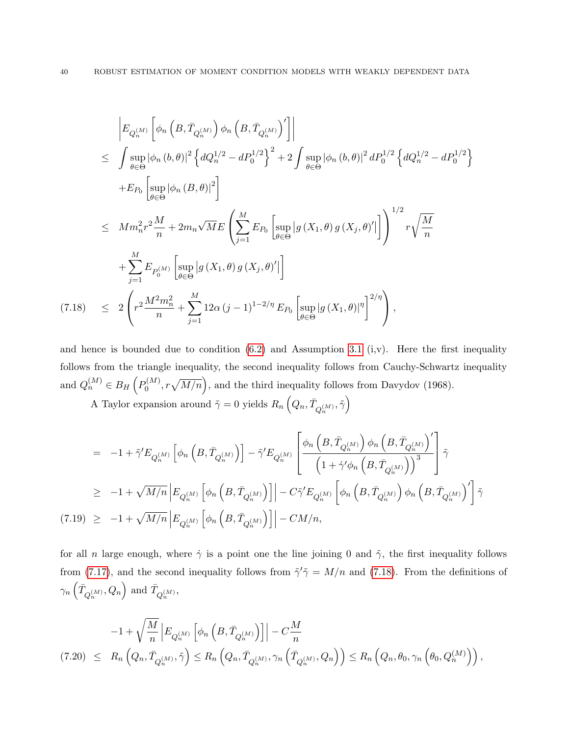$$
\begin{aligned}
& \left| E_{Q_n^{(M)}} \left[ \phi_n \left( B, \bar{T}_{Q_n^{(M)}} \right) \phi_n \left( B, \bar{T}_{Q_n^{(M)}} \right)' \right] \right| \\
\leq\ & \int \sup_{\theta \in \Theta} \left| \phi_n (b, \theta) \right|^2 \left\{ dQ_n^{1/2} - dP_0^{1/2} \right\}^2 + 2 \int \sup_{\theta \in \Theta} \left| \phi_n (b, \theta) \right|^2 dP_0^{1/2} \left\{ dQ_n^{1/2} - dP_0^{1/2} \right\} \\
& + E_{P_0} \left[ \sup_{\theta \in \Theta} \left| \phi_n (B, \theta) \right|^2 \right] \\
\leq\ & M m_n^2 r^2 \frac{M}{n} + 2 m_n \sqrt{M} E \left( \sum_{j=1}^{M} E_{P_0} \left[ \sup_{\theta \in \Theta} \left| g(X_1, \theta) g(X_j, \theta)' \right| \right] \right)^{1/2} r \sqrt{\frac{M}{n}} \\
& + \sum_{j=1}^{M} E_{P_0^{(M)}} \left[ \sup_{\theta \in \Theta} \left| g(X_1, \theta) g(X_j, \theta)' \right| \right] \\
\leq\ & 2 \left( r^2 \frac{M^2 m_n^2}{n} + \sum_{j=1}^{M} 12 \alpha (j-1)^{1-2/\eta} E_{P_0} \left[ \sup_{\theta \in \Theta} \left| g(X_1, \theta) \right|^\eta \right]^{2/\eta} \right),
\end{aligned} \tag{7.18}
$$

and hence is bounded due to condition (6.2) and Assumption 3.1 (i,v). Here the first inequality follows from the triangle inequality, the second inequality follows from Cauchy-Schwartz inequality and $Q_n^{(M)} \in B_H \left( P_0^{(M)}, r\sqrt{M/n} \right)$, and the third inequality follows from Davydov (1968).

A Taylor expansion around $\tilde{\gamma} = 0$ yields $R_n \left( Q_n, \bar{T}_{Q_n^{(M)}}, \tilde{\gamma} \right)$

$$
\begin{aligned}
=\ & -1 + \tilde{\gamma}' E_{Q_n^{(M)}} \left[ \phi_n \left( B, \bar{T}_{Q_n^{(M)}} \right) \right] - \tilde{\gamma}' E_{Q_n^{(M)}} \left[ \frac{\phi_n \left( B, \bar{T}_{Q_n^{(M)}} \right) \phi_n \left( B, \bar{T}_{Q_n^{(M)}} \right)'}{\left( 1 + \dot{\gamma}' \phi_n \left( B, \bar{T}_{Q_n^{(M)}} \right) \right)^3} \right] \tilde{\gamma} \\
\geq\ & -1 + \sqrt{M/n} \left| E_{Q_n^{(M)}} \left[ \phi_n \left( B, \bar{T}_{Q_n^{(M)}} \right) \right] \right| - C \tilde{\gamma}' E_{Q_n^{(M)}} \left[ \phi_n \left( B, \bar{T}_{Q_n^{(M)}} \right) \phi_n \left( B, \bar{T}_{Q_n^{(M)}} \right)' \right] \tilde{\gamma} \\
\geq\ & -1 + \sqrt{M/n} \left| E_{Q_n^{(M)}} \left[ \phi_n \left( B, \bar{T}_{Q_n^{(M)}} \right) \right] \right| - CM/n,
\end{aligned} \tag{7.19}
$$

for all $n$ large enough, where $\dot{\gamma}$ is a point one the line joining 0 and $\tilde{\gamma}$, the first inequality follows from (7.17), and the second inequality follows from $\tilde{\gamma}'\tilde{\gamma} = M/n$ and (7.18). From the definitions of $\gamma_n \left( \bar{T}_{Q_n^{(M)}}, Q_n \right)$ and $\bar{T}_{Q_n^{(M)}}$,

$$
\begin{aligned}
& -1 + \sqrt{\frac{M}{n}} \left| E_{Q_n^{(M)}} \left[ \phi_n \left( B, \bar{T}_{Q_n^{(M)}} \right) \right] \right| - C \frac{M}{n} \\
\leq\ & R_n \left( Q_n, \bar{T}_{Q_n^{(M)}}, \tilde{\gamma} \right) \leq R_n \left( Q_n, \bar{T}_{Q_n^{(M)}}, \gamma_n \left( \bar{T}_{Q_n^{(M)}}, Q_n \right) \right) \leq R_n \left( Q_n, \theta_0, \gamma_n \left( \theta_0, Q_n^{(M)} \right) \right),
\end{aligned} \tag{7.20}
$$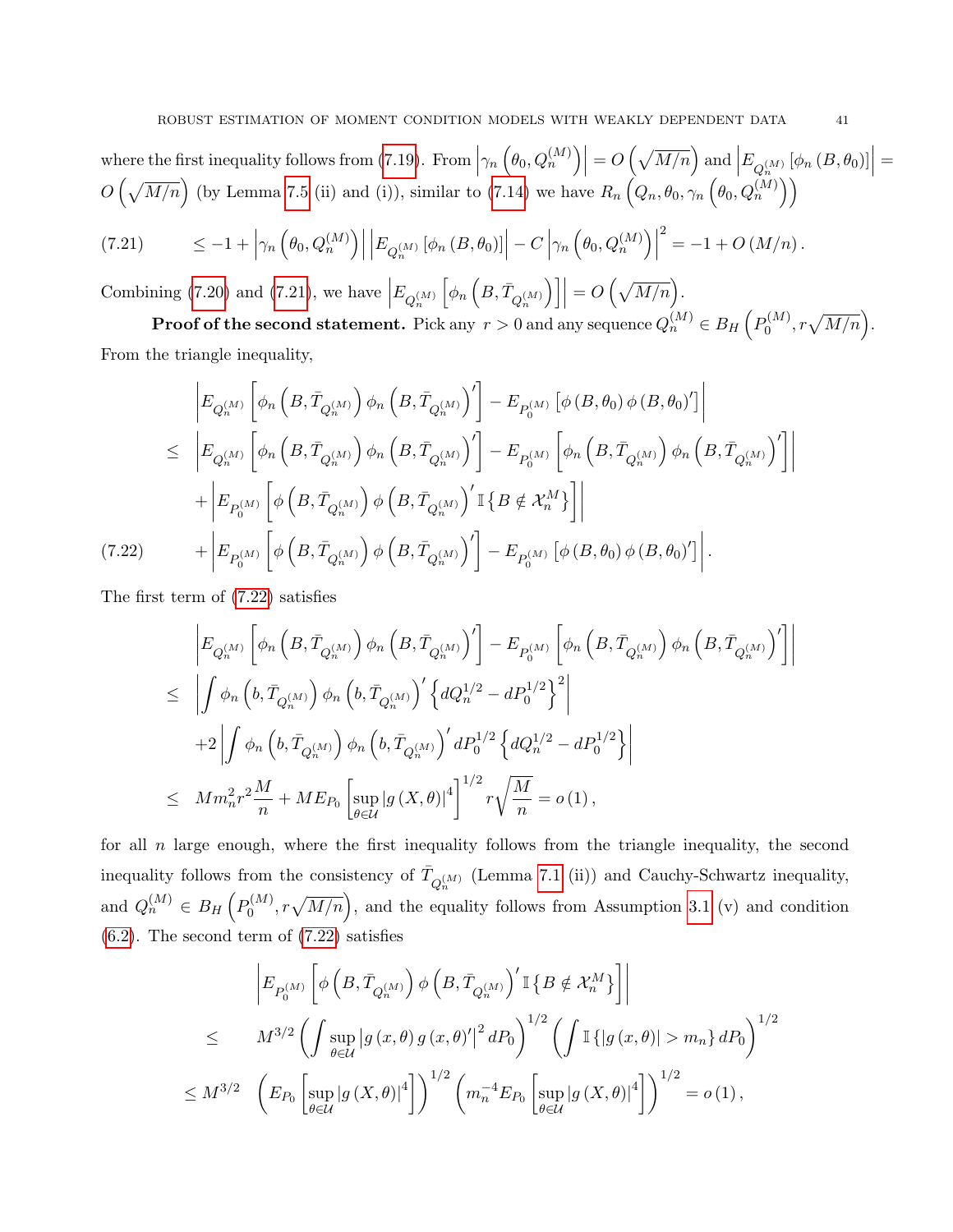where the first inequality follows from (7.19). From $\left|\gamma_n\left(\theta_0, Q_n^{(M)}\right)\right| = O\left(\sqrt{M/n}\right)$ and $\left|E_{Q_n^{(M)}}\left[\phi_n\left(B, \theta_0\right)\right]\right| = O\left(\sqrt{M/n}\right)$ (by Lemma 7.5 (ii) and (i)), similar to (7.14) we have $R_n\left(Q_n, \theta_0, \gamma_n\left(\theta_0, Q_n^{(M)}\right)\right)$

$$
\leq -1 + \left|\gamma_n\left(\theta_0, Q_n^{(M)}\right)\right| \left|E_{Q_n^{(M)}}\left[\phi_n\left(B, \theta_0\right)\right]\right| - C\left|\gamma_n\left(\theta_0, Q_n^{(M)}\right)\right|^2 = -1 + O\left(M/n\right). \tag{7.21}
$$

Combining (7.20) and (7.21), we have $\left|E_{Q_n^{(M)}}\left[\phi_n\left(B, \bar{T}_{Q_n^{(M)}}\right)\right]\right| = O\left(\sqrt{M/n}\right)$.

**Proof of the second statement.** Pick any $r > 0$ and any sequence $Q_n^{(M)} \in B_H\left(P_0^{(M)}, r\sqrt{M/n}\right)$. From the triangle inequality,

$$
\begin{aligned}
& \left|E_{Q_n^{(M)}}\left[\phi_n\left(B, \bar{T}_{Q_n^{(M)}}\right)\phi_n\left(B, \bar{T}_{Q_n^{(M)}}\right)'\right] - E_{P_0^{(M)}}\left[\phi\left(B, \theta_0\right)\phi\left(B, \theta_0\right)'\right]\right| \\
\leq\ & \left|E_{Q_n^{(M)}}\left[\phi_n\left(B, \bar{T}_{Q_n^{(M)}}\right)\phi_n\left(B, \bar{T}_{Q_n^{(M)}}\right)'\right] - E_{P_0^{(M)}}\left[\phi_n\left(B, \bar{T}_{Q_n^{(M)}}\right)\phi_n\left(B, \bar{T}_{Q_n^{(M)}}\right)'\right]\right| \\
& + \left|E_{P_0^{(M)}}\left[\phi\left(B, \bar{T}_{Q_n^{(M)}}\right)\phi\left(B, \bar{T}_{Q_n^{(M)}}\right)' \mathbb{I}\left\{B \notin \mathcal{X}_n^M\right\}\right]\right| \\
& + \left|E_{P_0^{(M)}}\left[\phi\left(B, \bar{T}_{Q_n^{(M)}}\right)\phi\left(B, \bar{T}_{Q_n^{(M)}}\right)'\right] - E_{P_0^{(M)}}\left[\phi\left(B, \theta_0\right)\phi\left(B, \theta_0\right)'\right]\right|.
\end{aligned} \tag{7.22}
$$

The first term of (7.22) satisfies

$$
\begin{aligned}
& \left|E_{Q_n^{(M)}}\left[\phi_n\left(B, \bar{T}_{Q_n^{(M)}}\right)\phi_n\left(B, \bar{T}_{Q_n^{(M)}}\right)'\right] - E_{P_0^{(M)}}\left[\phi_n\left(B, \bar{T}_{Q_n^{(M)}}\right)\phi_n\left(B, \bar{T}_{Q_n^{(M)}}\right)'\right]\right| \\
\leq\ & \left|\int \phi_n\left(b, \bar{T}_{Q_n^{(M)}}\right)\phi_n\left(b, \bar{T}_{Q_n^{(M)}}\right)'\left\{dQ_n^{1/2} - dP_0^{1/2}\right\}^2\right| \\
& + 2\left|\int \phi_n\left(b, \bar{T}_{Q_n^{(M)}}\right)\phi_n\left(b, \bar{T}_{Q_n^{(M)}}\right)' dP_0^{1/2}\left\{dQ_n^{1/2} - dP_0^{1/2}\right\}\right| \\
\leq\ & M m_n^2 r^2 \frac{M}{n} + M E_{P_0}\left[\sup_{\theta \in \mathcal{U}}\left|g\left(X, \theta\right)\right|^4\right]^{1/2} r\sqrt{\frac{M}{n}} = o\left(1\right),
\end{aligned}
$$

for all $n$ large enough, where the first inequality follows from the triangle inequality, the second inequality follows from the consistency of $\bar{T}_{Q_n^{(M)}}$ (Lemma 7.1 (ii)) and Cauchy-Schwartz inequality, and $Q_n^{(M)} \in B_H\left(P_0^{(M)}, r\sqrt{M/n}\right)$, and the equality follows from Assumption 3.1 (v) and condition (6.2). The second term of (7.22) satisfies

$$
\begin{aligned}
& \left|E_{P_0^{(M)}}\left[\phi\left(B, \bar{T}_{Q_n^{(M)}}\right)\phi\left(B, \bar{T}_{Q_n^{(M)}}\right)' \mathbb{I}\left\{B \notin \mathcal{X}_n^M\right\}\right]\right| \\
\leq\ & M^{3/2}\left(\int \sup_{\theta \in \mathcal{U}}\left|g\left(x, \theta\right) g\left(x, \theta\right)'\right|^2 dP_0\right)^{1/2}\left(\int \mathbb{I}\left\{\left|g\left(x, \theta\right)\right| > m_n\right\} dP_0\right)^{1/2} \\
\leq\ & M^{3/2}\left(E_{P_0}\left[\sup_{\theta \in \mathcal{U}}\left|g\left(X, \theta\right)\right|^4\right]\right)^{1/2}\left(m_n^{-4} E_{P_0}\left[\sup_{\theta \in \mathcal{U}}\left|g\left(X, \theta\right)\right|^4\right]\right)^{1/2} = o\left(1\right),
\end{aligned}
$$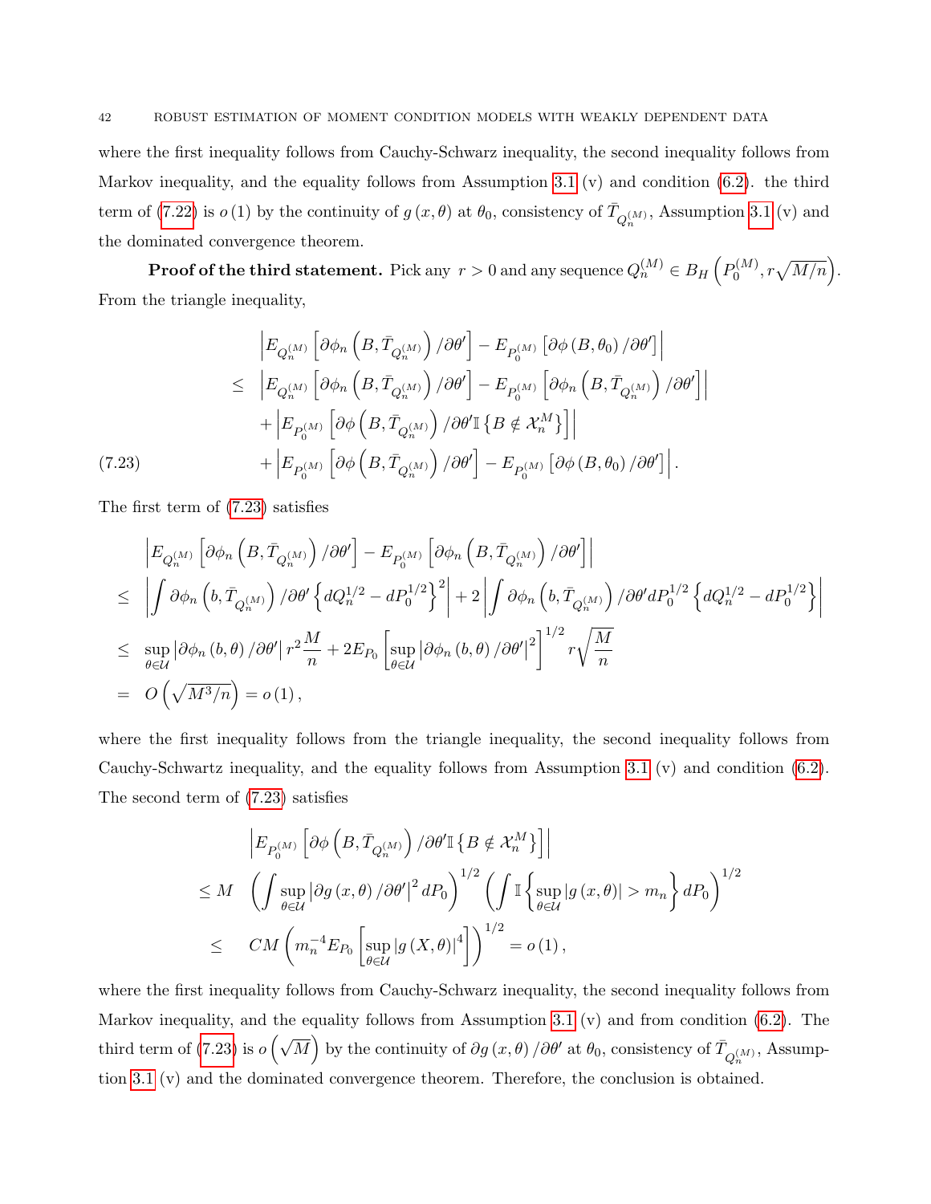where the first inequality follows from Cauchy-Schwarz inequality, the second inequality follows from Markov inequality, and the equality follows from Assumption 3.1 (v) and condition (6.2). the third term of (7.22) is $o(1)$ by the continuity of $g(x,\theta)$ at $\theta_0$, consistency of $\bar{T}_{Q_n^{(M)}}$, Assumption 3.1 (v) and the dominated convergence theorem.

**Proof of the third statement.** Pick any $r > 0$ and any sequence $Q_n^{(M)} \in B_H\left(P_0^{(M)}, r\sqrt{M/n}\right)$. From the triangle inequality,

$$
\begin{aligned}
& \left| E_{Q_n^{(M)}}\left[\partial\phi_n\left(B, \bar{T}_{Q_n^{(M)}}\right)/\partial\theta'\right] - E_{P_0^{(M)}}\left[\partial\phi\left(B,\theta_0\right)/\partial\theta'\right] \right| \\
\leq\ & \left| E_{Q_n^{(M)}}\left[\partial\phi_n\left(B, \bar{T}_{Q_n^{(M)}}\right)/\partial\theta'\right] - E_{P_0^{(M)}}\left[\partial\phi_n\left(B, \bar{T}_{Q_n^{(M)}}\right)/\partial\theta'\right] \right| \\
& + \left| E_{P_0^{(M)}}\left[\partial\phi\left(B, \bar{T}_{Q_n^{(M)}}\right)/\partial\theta' \mathbb{I}\left\{B \notin \mathcal{X}_n^M\right\}\right] \right| \\
& + \left| E_{P_0^{(M)}}\left[\partial\phi\left(B, \bar{T}_{Q_n^{(M)}}\right)/\partial\theta'\right] - E_{P_0^{(M)}}\left[\partial\phi\left(B,\theta_0\right)/\partial\theta'\right] \right|. \qquad (7.23)
\end{aligned}
$$

The first term of (7.23) satisfies

$$
\begin{aligned}
& \left| E_{Q_n^{(M)}}\left[\partial\phi_n\left(B, \bar{T}_{Q_n^{(M)}}\right)/\partial\theta'\right] - E_{P_0^{(M)}}\left[\partial\phi_n\left(B, \bar{T}_{Q_n^{(M)}}\right)/\partial\theta'\right] \right| \\
\leq\ & \left| \int \partial\phi_n\left(b, \bar{T}_{Q_n^{(M)}}\right)/\partial\theta' \left\{dQ_n^{1/2} - dP_0^{1/2}\right\}^2 \right| + 2\left| \int \partial\phi_n\left(b, \bar{T}_{Q_n^{(M)}}\right)/\partial\theta' dP_0^{1/2}\left\{dQ_n^{1/2} - dP_0^{1/2}\right\} \right| \\
\leq\ & \sup_{\theta\in\mathcal{U}}\left|\partial\phi_n\left(b,\theta\right)/\partial\theta'\right| r^2\frac{M}{n} + 2E_{P_0}\left[\sup_{\theta\in\mathcal{U}}\left|\partial\phi_n\left(b,\theta\right)/\partial\theta'\right|^2\right]^{1/2} r\sqrt{\frac{M}{n}} \\
=\ & O\left(\sqrt{M^3/n}\right) = o(1),
\end{aligned}
$$

where the first inequality follows from the triangle inequality, the second inequality follows from Cauchy-Schwartz inequality, and the equality follows from Assumption 3.1 (v) and condition (6.2). The second term of (7.23) satisfies

$$
\begin{aligned}
& \left| E_{P_0^{(M)}}\left[\partial\phi\left(B, \bar{T}_{Q_n^{(M)}}\right)/\partial\theta' \mathbb{I}\left\{B \notin \mathcal{X}_n^M\right\}\right] \right| \\
\leq M & \left(\int \sup_{\theta\in\mathcal{U}}\left|\partial g\left(x,\theta\right)/\partial\theta'\right|^2 dP_0\right)^{1/2} \left(\int \mathbb{I}\left\{\sup_{\theta\in\mathcal{U}}\left|g\left(x,\theta\right)\right| > m_n\right\} dP_0\right)^{1/2} \\
\leq\ & CM\left(m_n^{-4} E_{P_0}\left[\sup_{\theta\in\mathcal{U}}\left|g\left(X,\theta\right)\right|^4\right]\right)^{1/2} = o(1),
\end{aligned}
$$

where the first inequality follows from Cauchy-Schwarz inequality, the second inequality follows from Markov inequality, and the equality follows from Assumption 3.1 (v) and from condition (6.2). The third term of (7.23) is $o\left(\sqrt{M}\right)$ by the continuity of $\partial g(x,\theta)/\partial\theta'$ at $\theta_0$, consistency of $\bar{T}_{Q_n^{(M)}}$, Assumption 3.1 (v) and the dominated convergence theorem. Therefore, the conclusion is obtained.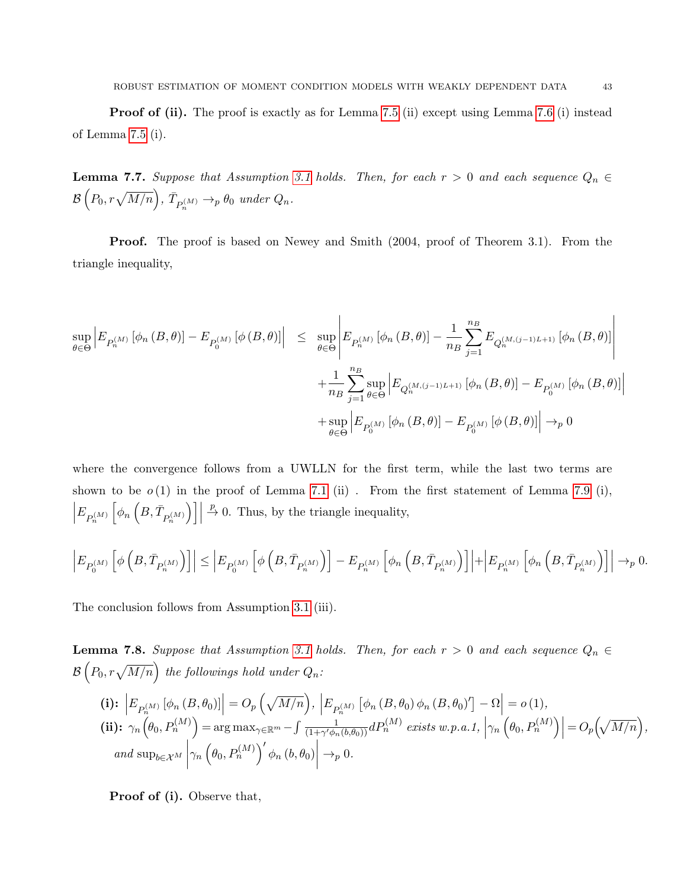**Proof of (ii).** The proof is exactly as for Lemma 7.5 (ii) except using Lemma 7.6 (i) instead of Lemma 7.5 (i).

**Lemma 7.7.** *Suppose that Assumption 3.1 holds. Then, for each $r > 0$ and each sequence $Q_n \in \mathcal{B}\left(P_0, r\sqrt{M/n}\right)$, $\bar{T}_{P_n^{(M)}} \to_p \theta_0$ under $Q_n$.*

**Proof.** The proof is based on Newey and Smith (2004, proof of Theorem 3.1). From the triangle inequality,

$$
\begin{aligned}
\sup_{\theta\in\Theta}\left|E_{P_n^{(M)}}\left[\phi_n\left(B,\theta\right)\right]-E_{P_0^{(M)}}\left[\phi\left(B,\theta\right)\right]\right| \quad \leq \quad & \sup_{\theta\in\Theta}\left|E_{P_n^{(M)}}\left[\phi_n\left(B,\theta\right)\right]-\frac{1}{n_B}\sum_{j=1}^{n_B}E_{Q_n^{(M,(j-1)L+1)}}\left[\phi_n\left(B,\theta\right)\right]\right| \\
& +\frac{1}{n_B}\sum_{j=1}^{n_B}\sup_{\theta\in\Theta}\left|E_{Q_n^{(M,(j-1)L+1)}}\left[\phi_n\left(B,\theta\right)\right]-E_{P_0^{(M)}}\left[\phi_n\left(B,\theta\right)\right]\right| \\
& +\sup_{\theta\in\Theta}\left|E_{P_0^{(M)}}\left[\phi_n\left(B,\theta\right)\right]-E_{P_0^{(M)}}\left[\phi\left(B,\theta\right)\right]\right| \to_p 0
\end{aligned}
$$

where the convergence follows from a UWLLN for the first term, while the last two terms are shown to be $o(1)$ in the proof of Lemma 7.1 (ii) . From the first statement of Lemma 7.9 (i), $\left|E_{P_n^{(M)}}\left[\phi_n\left(B,\bar{T}_{P_n^{(M)}}\right)\right]\right| \xrightarrow{p} 0$. Thus, by the triangle inequality,

$$
\left|E_{P_0^{(M)}}\left[\phi\left(B,\bar{T}_{P_n^{(M)}}\right)\right]\right| \leq \left|E_{P_0^{(M)}}\left[\phi\left(B,\bar{T}_{P_n^{(M)}}\right)\right]-E_{P_n^{(M)}}\left[\phi_n\left(B,\bar{T}_{P_n^{(M)}}\right)\right]\right|+\left|E_{P_n^{(M)}}\left[\phi_n\left(B,\bar{T}_{P_n^{(M)}}\right)\right]\right| \to_p 0.
$$

The conclusion follows from Assumption 3.1 (iii).

**Lemma 7.8.** *Suppose that Assumption 3.1 holds. Then, for each $r > 0$ and each sequence $Q_n \in \mathcal{B}\left(P_0, r\sqrt{M/n}\right)$ the followings hold under $Q_n$:*

**(i):** $\left|E_{P_n^{(M)}}\left[\phi_n\left(B,\theta_0\right)\right]\right| = O_p\left(\sqrt{M/n}\right)$, $\left|E_{P_n^{(M)}}\left[\phi_n\left(B,\theta_0\right)\phi_n\left(B,\theta_0\right)'\right]-\Omega\right| = o(1)$,

**(ii):** $\gamma_n\left(\theta_0, P_n^{(M)}\right) = \arg\max_{\gamma\in\mathbb{R}^m} -\int \frac{1}{(1+\gamma'\phi_n(b,\theta_0))}dP_n^{(M)}$ *exists w.p.a.1,* $\left|\gamma_n\left(\theta_0, P_n^{(M)}\right)\right| = O_p\left(\sqrt{M/n}\right)$, *and* $\sup_{b\in\mathcal{X}^M}\left|\gamma_n\left(\theta_0, P_n^{(M)}\right)'\phi_n\left(b,\theta_0\right)\right| \to_p 0$.

**Proof of (i).** Observe that,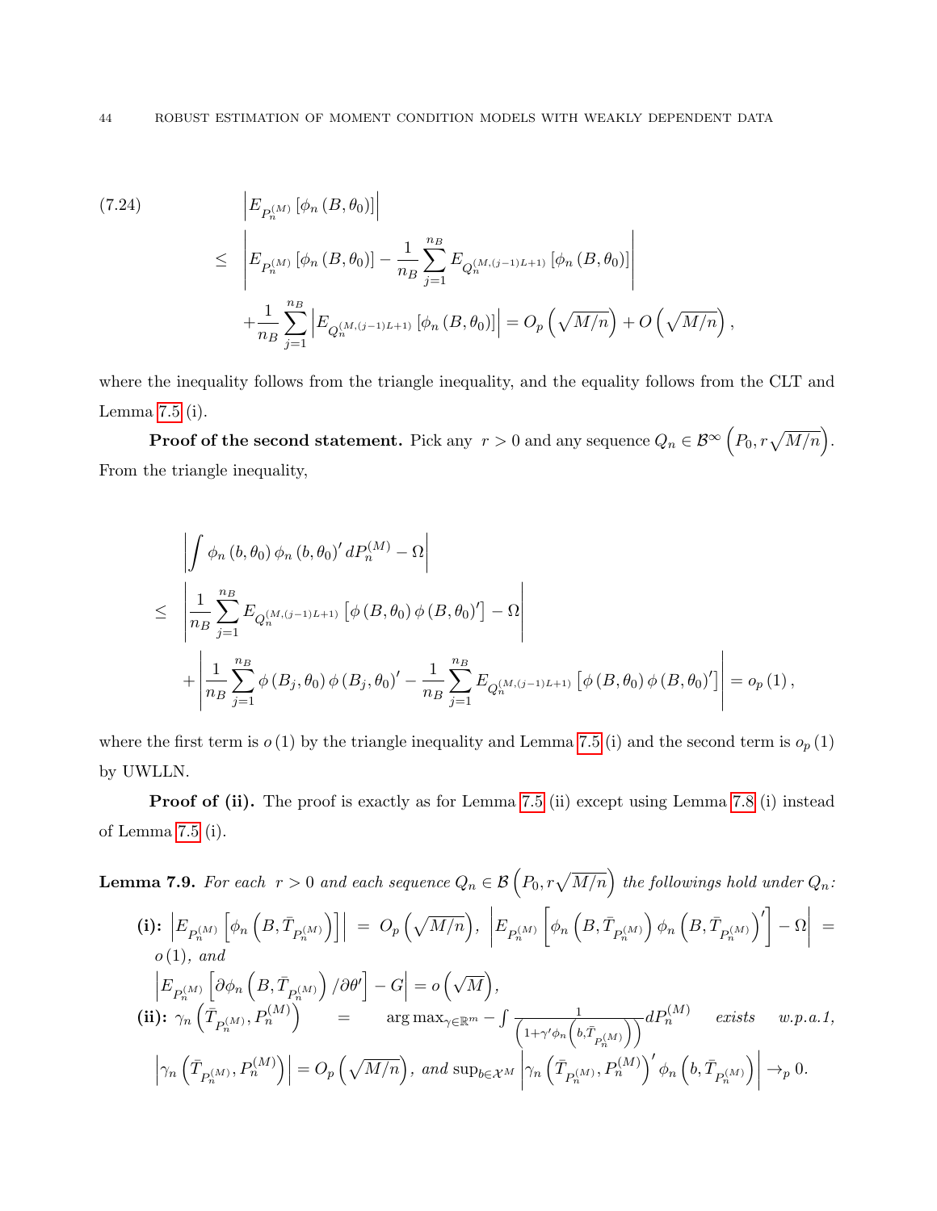$$
\begin{aligned}
(7.24) \qquad & \left| E_{P_n^{(M)}} \left[ \phi_n \left( B, \theta_0 \right) \right] \right| \\
\leq \; & \left| E_{P_n^{(M)}} \left[ \phi_n \left( B, \theta_0 \right) \right] - \frac{1}{n_B} \sum_{j=1}^{n_B} E_{Q_n^{(M,(j-1)L+1)}} \left[ \phi_n \left( B, \theta_0 \right) \right] \right| \\
& + \frac{1}{n_B} \sum_{j=1}^{n_B} \left| E_{Q_n^{(M,(j-1)L+1)}} \left[ \phi_n \left( B, \theta_0 \right) \right] \right| = O_p \left( \sqrt{M/n} \right) + O \left( \sqrt{M/n} \right),
\end{aligned}
$$

where the inequality follows from the triangle inequality, and the equality follows from the CLT and Lemma 7.5 (i).

**Proof of the second statement.** Pick any $r > 0$ and any sequence $Q_n \in \mathcal{B}^\infty \left( P_0, r\sqrt{M/n} \right)$. From the triangle inequality,

$$
\begin{aligned}
& \left| \int \phi_n \left( b, \theta_0 \right) \phi_n \left( b, \theta_0 \right)' dP_n^{(M)} - \Omega \right| \\
\leq \; & \left| \frac{1}{n_B} \sum_{j=1}^{n_B} E_{Q_n^{(M,(j-1)L+1)}} \left[ \phi \left( B, \theta_0 \right) \phi \left( B, \theta_0 \right)' \right] - \Omega \right| \\
& + \left| \frac{1}{n_B} \sum_{j=1}^{n_B} \phi \left( B_j, \theta_0 \right) \phi \left( B_j, \theta_0 \right)' - \frac{1}{n_B} \sum_{j=1}^{n_B} E_{Q_n^{(M,(j-1)L+1)}} \left[ \phi \left( B, \theta_0 \right) \phi \left( B, \theta_0 \right)' \right] \right| = o_p \left( 1 \right),
\end{aligned}
$$

where the first term is $o(1)$ by the triangle inequality and Lemma 7.5 (i) and the second term is $o_p(1)$ by UWLLN.

**Proof of (ii).** The proof is exactly as for Lemma 7.5 (ii) except using Lemma 7.8 (i) instead of Lemma 7.5 (i).

**Lemma 7.9.** *For each $r > 0$ and each sequence $Q_n \in \mathcal{B} \left( P_0, r\sqrt{M/n} \right)$ the followings hold under $Q_n$:*

**(i):** $\left| E_{P_n^{(M)}} \left[ \phi_n \left( B, \bar{T}_{P_n^{(M)}} \right) \right] \right| = O_p \left( \sqrt{M/n} \right)$, $\left| E_{P_n^{(M)}} \left[ \phi_n \left( B, \bar{T}_{P_n^{(M)}} \right) \phi_n \left( B, \bar{T}_{P_n^{(M)}} \right)' \right] - \Omega \right| = o(1)$, *and*
$\left| E_{P_n^{(M)}} \left[ \partial \phi_n \left( B, \bar{T}_{P_n^{(M)}} \right) / \partial \theta' \right] - G \right| = o \left( \sqrt{M} \right)$,

**(ii):** $\gamma_n \left( \bar{T}_{P_n^{(M)}}, P_n^{(M)} \right) = \arg\max_{\gamma \in \mathbb{R}^m} - \int \frac{1}{\left( 1 + \gamma' \phi_n \left( b, \bar{T}_{P_n^{(M)}} \right) \right)} dP_n^{(M)}$ *exists w.p.a.1,*
$\left| \gamma_n \left( \bar{T}_{P_n^{(M)}}, P_n^{(M)} \right) \right| = O_p \left( \sqrt{M/n} \right)$, *and* $\sup_{b \in \mathcal{X}^M} \left| \gamma_n \left( \bar{T}_{P_n^{(M)}}, P_n^{(M)} \right)' \phi_n \left( b, \bar{T}_{P_n^{(M)}} \right) \right| \to_p 0$.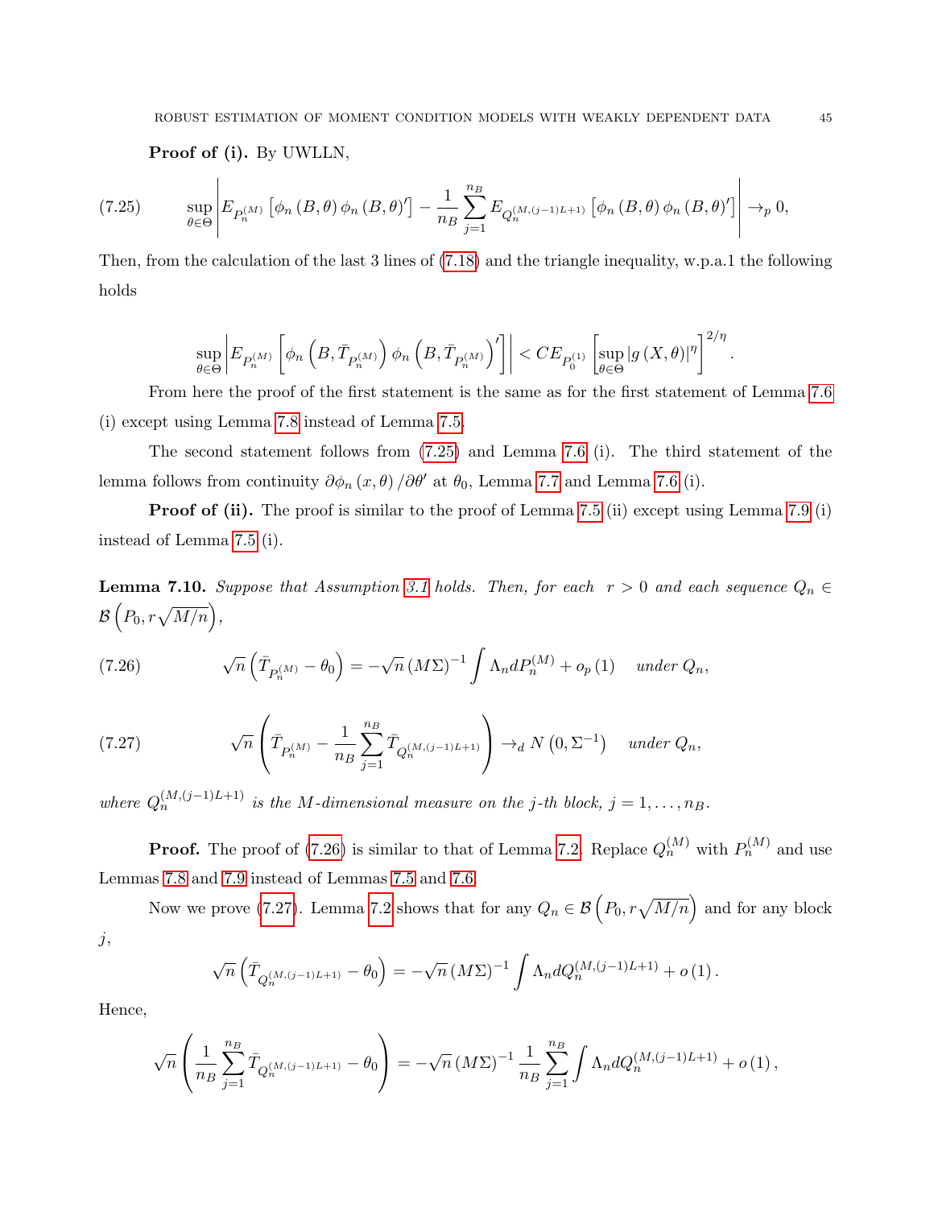**Proof of (i).** By UWLLN,

$$\sup_{\theta\in\Theta}\left|E_{P_n^{(M)}}\left[\phi_n(B,\theta)\phi_n(B,\theta)'\right]-\frac{1}{n_B}\sum_{j=1}^{n_B}E_{Q_n^{(M,(j-1)L+1)}}\left[\phi_n(B,\theta)\phi_n(B,\theta)'\right]\right|\to_p 0, \tag{7.25}$$

Then, from the calculation of the last 3 lines of (7.18) and the triangle inequality, w.p.a.1 the following holds

$$\sup_{\theta\in\Theta}\left|E_{P_n^{(M)}}\left[\phi_n\left(B,\bar{T}_{P_n^{(M)}}\right)\phi_n\left(B,\bar{T}_{P_n^{(M)}}\right)'\right]\right|<CE_{P_0^{(1)}}\left[\sup_{\theta\in\Theta}|g(X,\theta)|^{\eta}\right]^{2/\eta}.$$

From here the proof of the first statement is the same as for the first statement of Lemma 7.6 (i) except using Lemma 7.8 instead of Lemma 7.5.

The second statement follows from (7.25) and Lemma 7.6 (i). The third statement of the lemma follows from continuity $\partial\phi_n(x,\theta)/\partial\theta'$ at $\theta_0$, Lemma 7.7 and Lemma 7.6 (i).

**Proof of (ii).** The proof is similar to the proof of Lemma 7.5 (ii) except using Lemma 7.9 (i) instead of Lemma 7.5 (i).

**Lemma 7.10.** *Suppose that Assumption 3.1 holds. Then, for each $r>0$ and each sequence $Q_n\in\mathcal{B}\left(P_0,r\sqrt{M/n}\right)$,*

$$\sqrt{n}\left(\bar{T}_{P_n^{(M)}}-\theta_0\right)=-\sqrt{n}\,(M\Sigma)^{-1}\int\Lambda_n dP_n^{(M)}+o_p(1)\quad \textit{under } Q_n, \tag{7.26}$$

$$\sqrt{n}\left(\bar{T}_{P_n^{(M)}}-\frac{1}{n_B}\sum_{j=1}^{n_B}\bar{T}_{Q_n^{(M,(j-1)L+1)}}\right)\to_d N\left(0,\Sigma^{-1}\right)\quad \textit{under } Q_n, \tag{7.27}$$

*where $Q_n^{(M,(j-1)L+1)}$ is the $M$-dimensional measure on the $j$-th block, $j=1,\ldots,n_B$.*

**Proof.** The proof of (7.26) is similar to that of Lemma 7.2. Replace $Q_n^{(M)}$ with $P_n^{(M)}$ and use Lemmas 7.8 and 7.9 instead of Lemmas 7.5 and 7.6.

Now we prove (7.27). Lemma 7.2 shows that for any $Q_n\in\mathcal{B}\left(P_0,r\sqrt{M/n}\right)$ and for any block $j$,

$$\sqrt{n}\left(\bar{T}_{Q_n^{(M,(j-1)L+1)}}-\theta_0\right)=-\sqrt{n}\,(M\Sigma)^{-1}\int\Lambda_n dQ_n^{(M,(j-1)L+1)}+o(1).$$

Hence,

$$\sqrt{n}\left(\frac{1}{n_B}\sum_{j=1}^{n_B}\bar{T}_{Q_n^{(M,(j-1)L+1)}}-\theta_0\right)=-\sqrt{n}\,(M\Sigma)^{-1}\frac{1}{n_B}\sum_{j=1}^{n_B}\int\Lambda_n dQ_n^{(M,(j-1)L+1)}+o(1),$$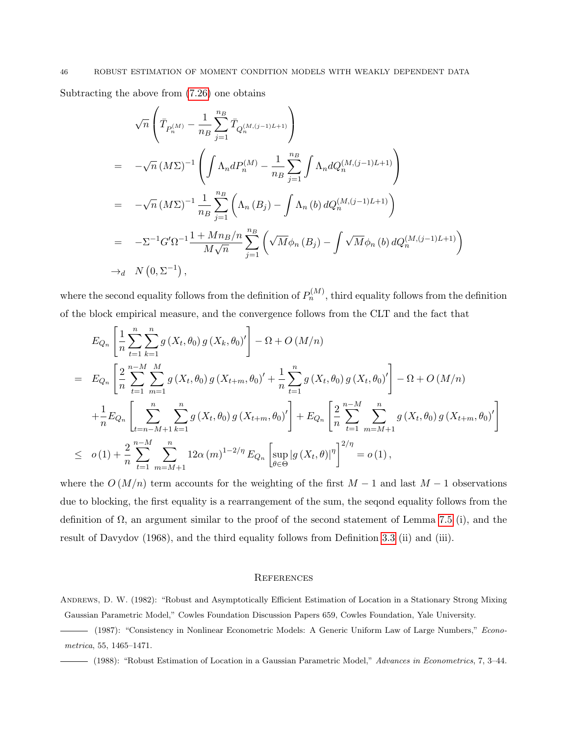Subtracting the above from (7.26) one obtains

$$
\begin{aligned}
& \sqrt{n}\left(\bar{T}_{P_n^{(M)}} - \frac{1}{n_B}\sum_{j=1}^{n_B}\bar{T}_{Q_n^{(M,(j-1)L+1)}}\right) \\
= & \quad -\sqrt{n}\,(M\Sigma)^{-1}\left(\int \Lambda_n dP_n^{(M)} - \frac{1}{n_B}\sum_{j=1}^{n_B}\int \Lambda_n dQ_n^{(M,(j-1)L+1)}\right) \\
= & \quad -\sqrt{n}\,(M\Sigma)^{-1}\frac{1}{n_B}\sum_{j=1}^{n_B}\left(\Lambda_n\left(B_j\right) - \int \Lambda_n\left(b\right) dQ_n^{(M,(j-1)L+1)}\right) \\
= & \quad -\Sigma^{-1}G'\Omega^{-1}\frac{1+Mn_B/n}{M\sqrt{n}}\sum_{j=1}^{n_B}\left(\sqrt{M}\phi_n\left(B_j\right) - \int \sqrt{M}\phi_n\left(b\right) dQ_n^{(M,(j-1)L+1)}\right) \\
\to_d & \quad N\left(0,\Sigma^{-1}\right),
\end{aligned}
$$

where the second equality follows from the definition of $P_n^{(M)}$, third equality follows from the definition of the block empirical measure, and the convergence follows from the CLT and the fact that

$$
\begin{aligned}
& E_{Q_n}\left[\frac{1}{n}\sum_{t=1}^{n}\sum_{k=1}^{n} g\left(X_t,\theta_0\right) g\left(X_k,\theta_0\right)'\right] - \Omega + O\left(M/n\right) \\
= & \quad E_{Q_n}\left[\frac{2}{n}\sum_{t=1}^{n-M}\sum_{m=1}^{M} g\left(X_t,\theta_0\right) g\left(X_{t+m},\theta_0\right)' + \frac{1}{n}\sum_{t=1}^{n} g\left(X_t,\theta_0\right) g\left(X_t,\theta_0\right)'\right] - \Omega + O\left(M/n\right) \\
& + \frac{1}{n}E_{Q_n}\left[\sum_{t=n-M+1}^{n}\sum_{k=1}^{n} g\left(X_t,\theta_0\right) g\left(X_{t+m},\theta_0\right)'\right] + E_{Q_n}\left[\frac{2}{n}\sum_{t=1}^{n-M}\sum_{m=M+1}^{n} g\left(X_t,\theta_0\right) g\left(X_{t+m},\theta_0\right)'\right] \\
\leq & \quad o\left(1\right) + \frac{2}{n}\sum_{t=1}^{n-M}\sum_{m=M+1}^{n} 12\alpha\left(m\right)^{1-2/\eta} E_{Q_n}\left[\sup_{\theta\in\Theta}\left|g\left(X_t,\theta\right)\right|^{\eta}\right]^{2/\eta} = o\left(1\right),
\end{aligned}
$$

where the $O\left(M/n\right)$ term accounts for the weighting of the first $M-1$ and last $M-1$ observations due to blocking, the first equality is a rearrangement of the sum, the seqond equality follows from the definition of $\Omega$, an argument similar to the proof of the second statement of Lemma 7.5 (i), and the result of Davydov (1968), and the third equality follows from Definition 3.3 (ii) and (iii).

## References

Andrews, D. W. (1982): "Robust and Asymptotically Efficient Estimation of Location in a Stationary Strong Mixing Gaussian Parametric Model," Cowles Foundation Discussion Papers 659, Cowles Foundation, Yale University.

——— (1987): "Consistency in Nonlinear Econometric Models: A Generic Uniform Law of Large Numbers," *Econometrica*, 55, 1465–1471.

——— (1988): "Robust Estimation of Location in a Gaussian Parametric Model," *Advances in Econometrics*, 7, 3–44.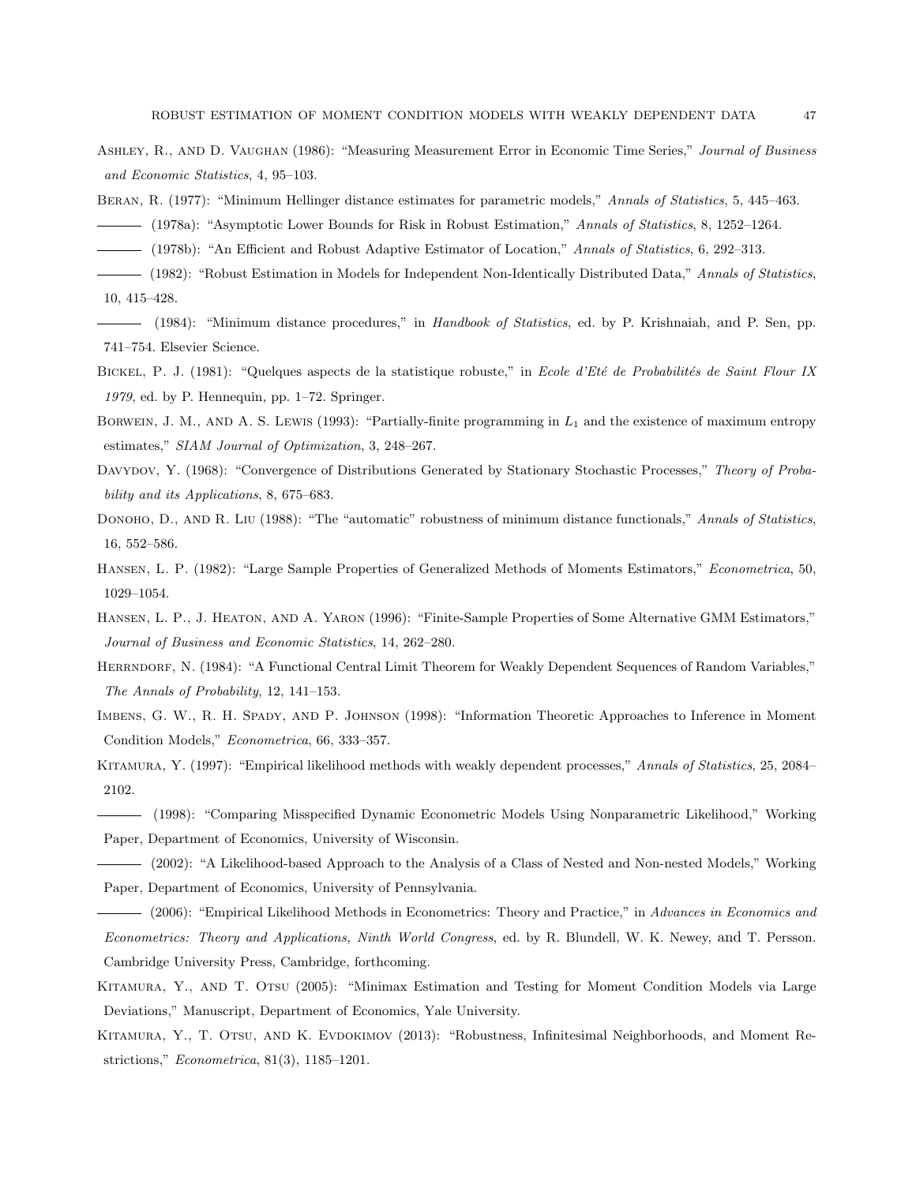Ashley, R., and D. Vaughan (1986): "Measuring Measurement Error in Economic Time Series," *Journal of Business and Economic Statistics*, 4, 95–103.

Beran, R. (1977): "Minimum Hellinger distance estimates for parametric models," *Annals of Statistics*, 5, 445–463.

——— (1978a): "Asymptotic Lower Bounds for Risk in Robust Estimation," *Annals of Statistics*, 8, 1252–1264.

——— (1978b): "An Efficient and Robust Adaptive Estimator of Location," *Annals of Statistics*, 6, 292–313.

——— (1982): "Robust Estimation in Models for Independent Non-Identically Distributed Data," *Annals of Statistics*, 10, 415–428.

——— (1984): "Minimum distance procedures," in *Handbook of Statistics*, ed. by P. Krishnaiah, and P. Sen, pp. 741–754. Elsevier Science.

Bickel, P. J. (1981): "Quelques aspects de la statistique robuste," in *Ecole d'Eté de Probabilités de Saint Flour IX 1979*, ed. by P. Hennequin, pp. 1–72. Springer.

Borwein, J. M., and A. S. Lewis (1993): "Partially-finite programming in $L_1$ and the existence of maximum entropy estimates," *SIAM Journal of Optimization*, 3, 248–267.

Davydov, Y. (1968): "Convergence of Distributions Generated by Stationary Stochastic Processes," *Theory of Probability and its Applications*, 8, 675–683.

Donoho, D., and R. Liu (1988): "The "automatic" robustness of minimum distance functionals," *Annals of Statistics*, 16, 552–586.

Hansen, L. P. (1982): "Large Sample Properties of Generalized Methods of Moments Estimators," *Econometrica*, 50, 1029–1054.

Hansen, L. P., J. Heaton, and A. Yaron (1996): "Finite-Sample Properties of Some Alternative GMM Estimators," *Journal of Business and Economic Statistics*, 14, 262–280.

Herrndorf, N. (1984): "A Functional Central Limit Theorem for Weakly Dependent Sequences of Random Variables," *The Annals of Probability*, 12, 141–153.

Imbens, G. W., R. H. Spady, and P. Johnson (1998): "Information Theoretic Approaches to Inference in Moment Condition Models," *Econometrica*, 66, 333–357.

Kitamura, Y. (1997): "Empirical likelihood methods with weakly dependent processes," *Annals of Statistics*, 25, 2084–2102.

——— (1998): "Comparing Misspecified Dynamic Econometric Models Using Nonparametric Likelihood," Working Paper, Department of Economics, University of Wisconsin.

——— (2002): "A Likelihood-based Approach to the Analysis of a Class of Nested and Non-nested Models," Working Paper, Department of Economics, University of Pennsylvania.

——— (2006): "Empirical Likelihood Methods in Econometrics: Theory and Practice," in *Advances in Economics and Econometrics: Theory and Applications, Ninth World Congress*, ed. by R. Blundell, W. K. Newey, and T. Persson. Cambridge University Press, Cambridge, forthcoming.

Kitamura, Y., and T. Otsu (2005): "Minimax Estimation and Testing for Moment Condition Models via Large Deviations," Manuscript, Department of Economics, Yale University.

Kitamura, Y., T. Otsu, and K. Evdokimov (2013): "Robustness, Infinitesimal Neighborhoods, and Moment Restrictions," *Econometrica*, 81(3), 1185–1201.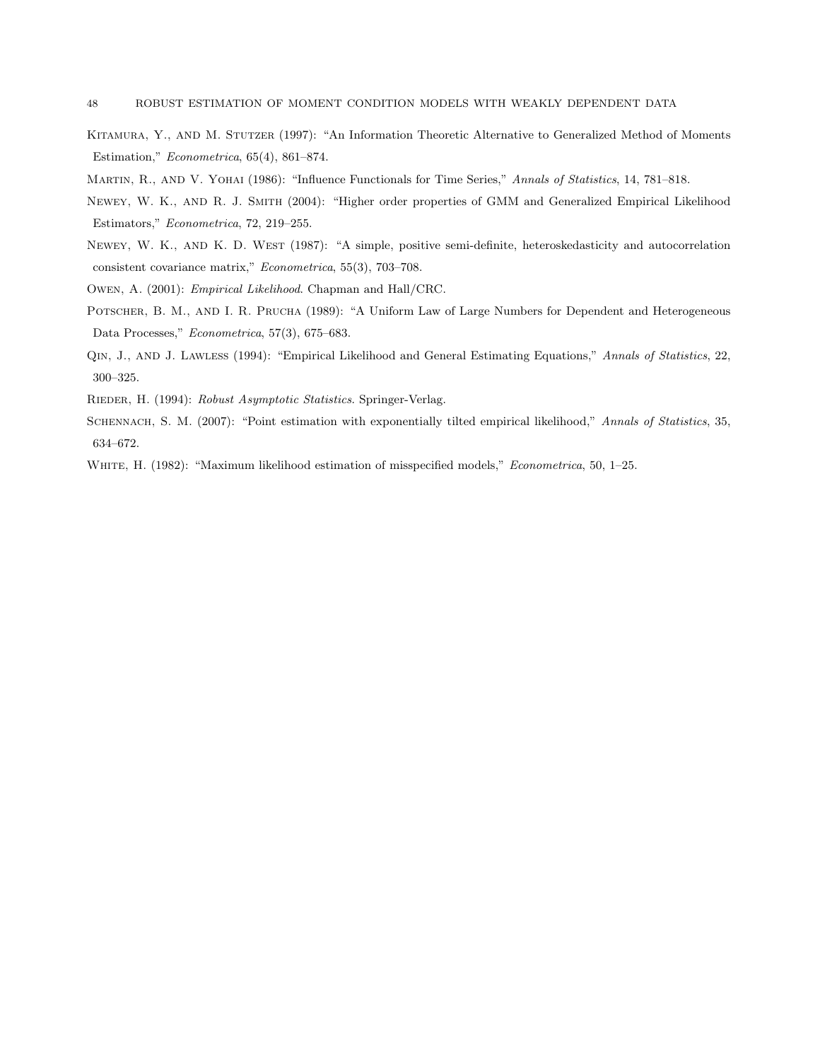Kitamura, Y., and M. Stutzer (1997): "An Information Theoretic Alternative to Generalized Method of Moments Estimation," *Econometrica*, 65(4), 861–874.

Martin, R., and V. Yohai (1986): "Influence Functionals for Time Series," *Annals of Statistics*, 14, 781–818.

Newey, W. K., and R. J. Smith (2004): "Higher order properties of GMM and Generalized Empirical Likelihood Estimators," *Econometrica*, 72, 219–255.

Newey, W. K., and K. D. West (1987): "A simple, positive semi-definite, heteroskedasticity and autocorrelation consistent covariance matrix," *Econometrica*, 55(3), 703–708.

Owen, A. (2001): *Empirical Likelihood*. Chapman and Hall/CRC.

Potscher, B. M., and I. R. Prucha (1989): "A Uniform Law of Large Numbers for Dependent and Heterogeneous Data Processes," *Econometrica*, 57(3), 675–683.

Qin, J., and J. Lawless (1994): "Empirical Likelihood and General Estimating Equations," *Annals of Statistics*, 22, 300–325.

Rieder, H. (1994): *Robust Asymptotic Statistics*. Springer-Verlag.

Schennach, S. M. (2007): "Point estimation with exponentially tilted empirical likelihood," *Annals of Statistics*, 35, 634–672.

White, H. (1982): "Maximum likelihood estimation of misspecified models," *Econometrica*, 50, 1–25.